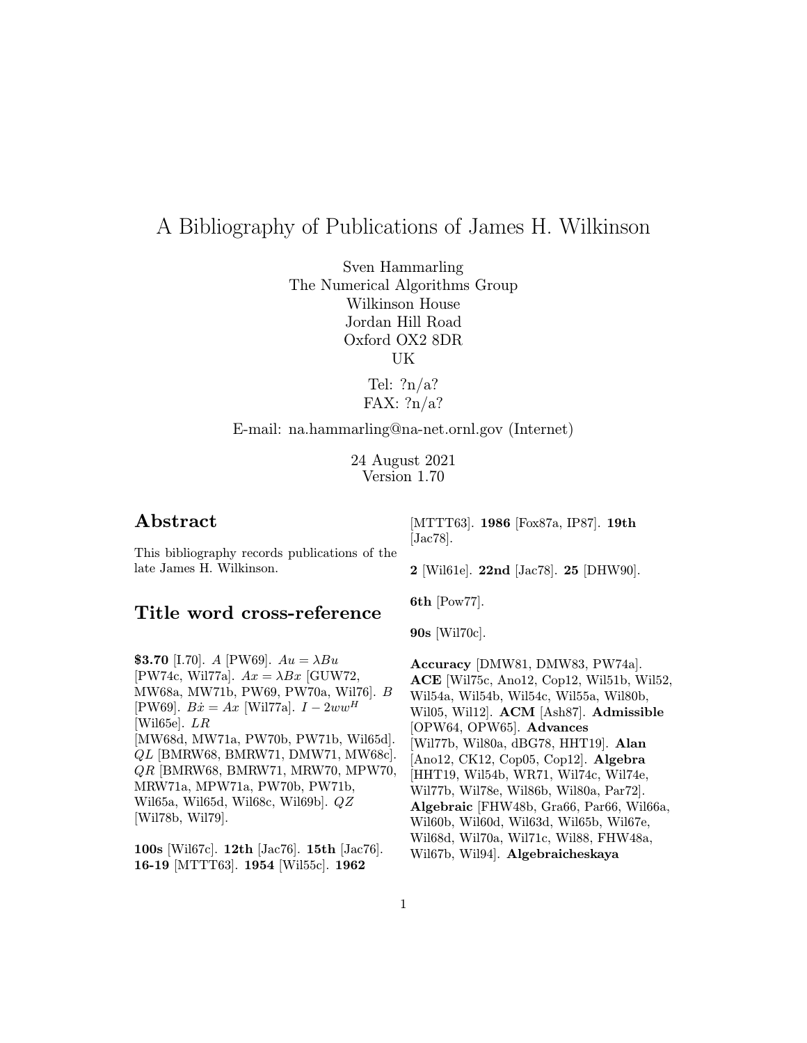// A Bibliography of Publications of James H. Wilkinson

Sven Hammarling
The Numerical Algorithms Group
Wilkinson House
Jordan Hill Road
Oxford OX2 8DR
UK

Tel: ?n/a?
FAX: ?n/a?

E-mail: na.hammarling@na-net.ornl.gov (Internet)

24 August 2021
Version 1.70

## Abstract

This bibliography records publications of the late James H. Wilkinson.

## Title word cross-reference

**$3.70** [I.70]. $A$ [PW69]. $Au = \lambda Bu$ [PW74c, Wil77a]. $Ax = \lambda Bx$ [GUW72, MW68a, MW71b, PW69, PW70a, Wil76]. $B$ [PW69]. $B\dot{x} = Ax$ [Wil77a]. $I - 2ww^H$ [Wil65e]. $LR$ [MW68d, MW71a, PW70b, PW71b, Wil65d]. $QL$ [BMRW68, BMRW71, DMW71, MW68c]. $QR$ [BMRW68, BMRW71, MRW70, MPW70, MRW71a, MPW71a, PW70b, PW71b, Wil65a, Wil65d, Wil68c, Wil69b]. $QZ$ [Wil78b, Wil79].

**100s** [Wil67c]. **12th** [Jac76]. **15th** [Jac76]. **16-19** [MTTT63]. **1954** [Wil55c]. **1962** [MTTT63]. **1986** [Fox87a, IP87]. **19th** [Jac78].

**2** [Wil61e]. **22nd** [Jac78]. **25** [DHW90].

**6th** [Pow77].

**90s** [Wil70c].

**Accuracy** [DMW81, DMW83, PW74a]. **ACE** [Wil75c, Ano12, Cop12, Wil51b, Wil52, Wil54a, Wil54b, Wil54c, Wil55a, Wil80b, Wil05, Wil12]. **ACM** [Ash87]. **Admissible** [OPW64, OPW65]. **Advances** [Wil77b, Wil80a, dBG78, HHT19]. **Alan** [Ano12, CK12, Cop05, Cop12]. **Algebra** [HHT19, Wil54b, WR71, Wil74c, Wil74e, Wil77b, Wil78e, Wil86b, Wil80a, Par72]. **Algebraic** [FHW48b, Gra66, Par66, Wil66a, Wil60b, Wil60d, Wil63d, Wil65b, Wil67e, Wil68d, Wil70a, Wil71c, Wil88, FHW48a, Wil67b, Wil94]. **Algebraicheskaya**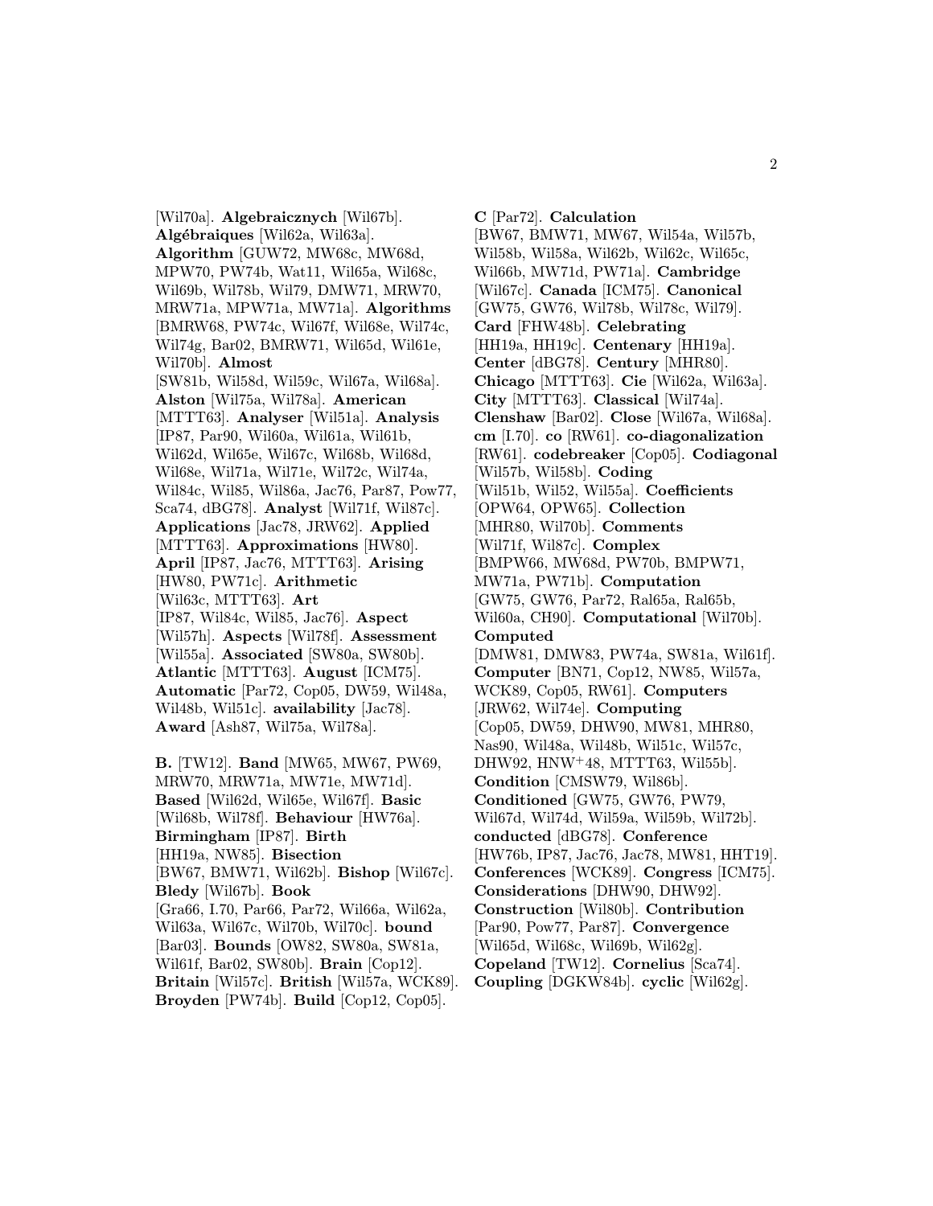[Wil70a]. **Algebraicznych** [Wil67b]. **Algébraiques** [Wil62a, Wil63a]. **Algorithm** [GUW72, MW68c, MW68d, MPW70, PW74b, Wat11, Wil65a, Wil68c, Wil69b, Wil78b, Wil79, DMW71, MRW70, MRW71a, MPW71a, MW71a]. **Algorithms** [BMRW68, PW74c, Wil67f, Wil68e, Wil74c, Wil74g, Bar02, BMRW71, Wil65d, Wil61e, Wil70b]. **Almost** [SW81b, Wil58d, Wil59c, Wil67a, Wil68a]. **Alston** [Wil75a, Wil78a]. **American** [MTTT63]. **Analyser** [Wil51a]. **Analysis** [IP87, Par90, Wil60a, Wil61a, Wil61b, Wil62d, Wil65e, Wil67c, Wil68b, Wil68d, Wil68e, Wil71a, Wil71e, Wil72c, Wil74a, Wil84c, Wil85, Wil86a, Jac76, Par87, Pow77, Sca74, dBG78]. **Analyst** [Wil71f, Wil87c]. **Applications** [Jac78, JRW62]. **Applied** [MTTT63]. **Approximations** [HW80]. **April** [IP87, Jac76, MTTT63]. **Arising** [HW80, PW71c]. **Arithmetic** [Wil63c, MTTT63]. **Art** [IP87, Wil84c, Wil85, Jac76]. **Aspect** [Wil57h]. **Aspects** [Wil78f]. **Assessment** [Wil55a]. **Associated** [SW80a, SW80b]. **Atlantic** [MTTT63]. **August** [ICM75]. **Automatic** [Par72, Cop05, DW59, Wil48a, Wil48b, Wil51c]. **availability** [Jac78]. **Award** [Ash87, Wil75a, Wil78a].

**B.** [TW12]. **Band** [MW65, MW67, PW69, MRW70, MRW71a, MW71e, MW71d]. **Based** [Wil62d, Wil65e, Wil67f]. **Basic** [Wil68b, Wil78f]. **Behaviour** [HW76a]. **Birmingham** [IP87]. **Birth** [HH19a, NW85]. **Bisection** [BW67, BMW71, Wil62b]. **Bishop** [Wil67c]. **Bledy** [Wil67b]. **Book** [Gra66, I.70, Par66, Par72, Wil66a, Wil62a, Wil63a, Wil67c, Wil70b, Wil70c]. **bound** [Bar03]. **Bounds** [OW82, SW80a, SW81a, Wil61f, Bar02, SW80b]. **Brain** [Cop12]. **Britain** [Wil57c]. **British** [Wil57a, WCK89]. **Broyden** [PW74b]. **Build** [Cop12, Cop05].

**C** [Par72]. **Calculation** [BW67, BMW71, MW67, Wil54a, Wil57b, Wil58b, Wil58a, Wil62b, Wil62c, Wil65c, Wil66b, MW71d, PW71a]. **Cambridge** [Wil67c]. **Canada** [ICM75]. **Canonical** [GW75, GW76, Wil78b, Wil78c, Wil79]. **Card** [FHW48b]. **Celebrating** [HH19a, HH19c]. **Centenary** [HH19a]. **Center** [dBG78]. **Century** [MHR80]. **Chicago** [MTTT63]. **Cie** [Wil62a, Wil63a]. **City** [MTTT63]. **Classical** [Wil74a]. **Clenshaw** [Bar02]. **Close** [Wil67a, Wil68a]. **cm** [I.70]. **co** [RW61]. **co-diagonalization** [RW61]. **codebreaker** [Cop05]. **Codiagonal** [Wil57b, Wil58b]. **Coding** [Wil51b, Wil52, Wil55a]. **Coefficients** [OPW64, OPW65]. **Collection** [MHR80, Wil70b]. **Comments** [Wil71f, Wil87c]. **Complex** [BMPW66, MW68d, PW70b, BMPW71, MW71a, PW71b]. **Computation** [GW75, GW76, Par72, Ral65a, Ral65b, Wil60a, CH90]. **Computational** [Wil70b]. **Computed** [DMW81, DMW83, PW74a, SW81a, Wil61f]. **Computer** [BN71, Cop12, NW85, Wil57a, WCK89, Cop05, RW61]. **Computers** [JRW62, Wil74e]. **Computing** [Cop05, DW59, DHW90, MW81, MHR80, Nas90, Wil48a, Wil48b, Wil51c, Wil57c, DHW92, HNW+48, MTTT63, Wil55b]. **Condition** [CMSW79, Wil86b]. **Conditioned** [GW75, GW76, PW79, Wil67d, Wil74d, Wil59a, Wil59b, Wil72b]. **conducted** [dBG78]. **Conference** [HW76b, IP87, Jac76, Jac78, MW81, HHT19]. **Conferences** [WCK89]. **Congress** [ICM75]. **Considerations** [DHW90, DHW92]. **Construction** [Wil80b]. **Contribution** [Par90, Pow77, Par87]. **Convergence** [Wil65d, Wil68c, Wil69b, Wil62g]. **Copeland** [TW12]. **Cornelius** [Sca74]. **Coupling** [DGKW84b]. **cyclic** [Wil62g].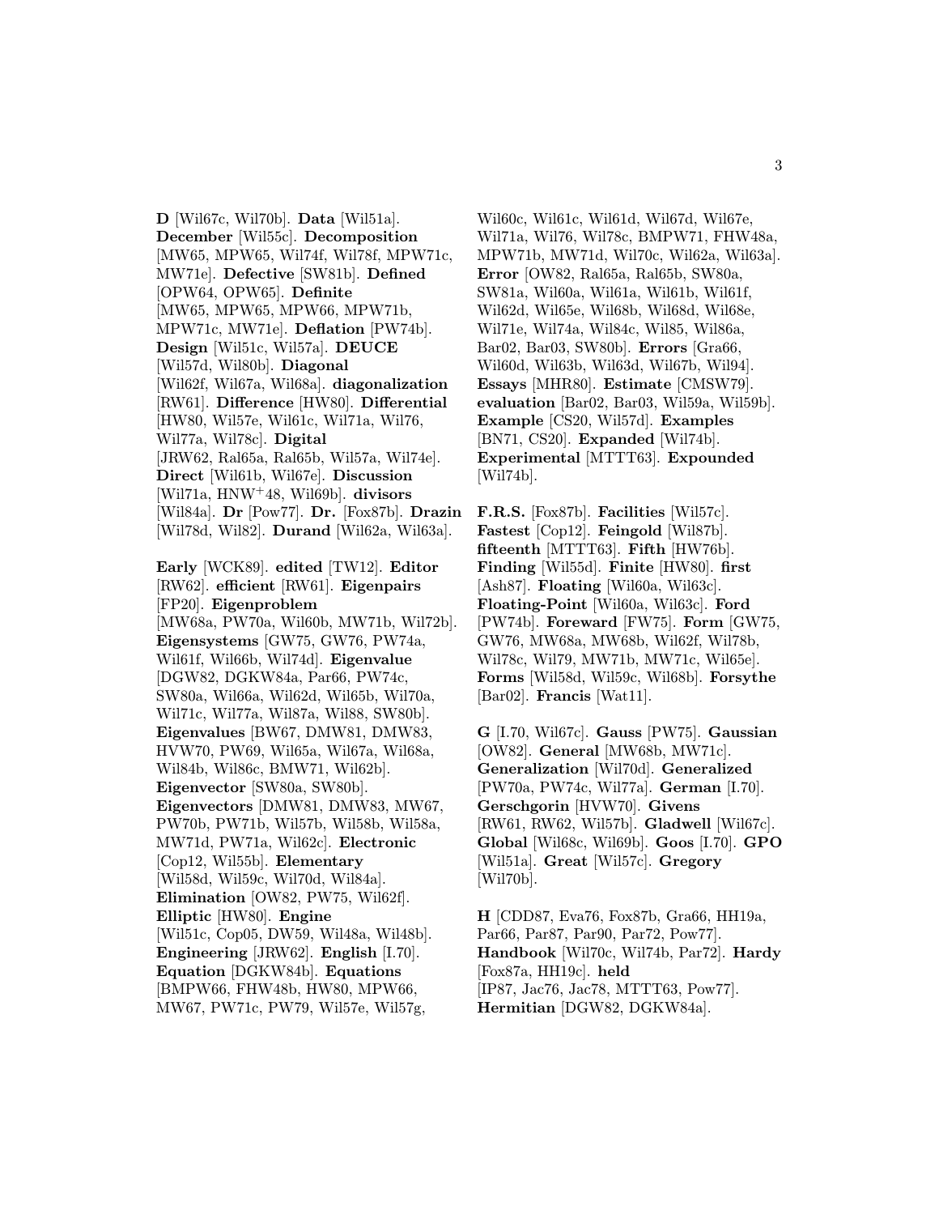**D** [Wil67c, Wil70b]. **Data** [Wil51a]. **December** [Wil55c]. **Decomposition** [MW65, MPW65, Wil74f, Wil78f, MPW71c, MW71e]. **Defective** [SW81b]. **Defined** [OPW64, OPW65]. **Definite** [MW65, MPW65, MPW66, MPW71b, MPW71c, MW71e]. **Deflation** [PW74b]. **Design** [Wil51c, Wil57a]. **DEUCE** [Wil57d, Wil80b]. **Diagonal** [Wil62f, Wil67a, Wil68a]. **diagonalization** [RW61]. **Difference** [HW80]. **Differential** [HW80, Wil57e, Wil61c, Wil71a, Wil76, Wil77a, Wil78c]. **Digital** [JRW62, Ral65a, Ral65b, Wil57a, Wil74e]. **Direct** [Wil61b, Wil67e]. **Discussion** [Wil71a, HNW+48, Wil69b]. **divisors** [Wil84a]. **Dr** [Pow77]. **Dr.** [Fox87b]. **Drazin** [Wil78d, Wil82]. **Durand** [Wil62a, Wil63a].

**Early** [WCK89]. **edited** [TW12]. **Editor** [RW62]. **efficient** [RW61]. **Eigenpairs** [FP20]. **Eigenproblem** [MW68a, PW70a, Wil60b, MW71b, Wil72b]. **Eigensystems** [GW75, GW76, PW74a, Wil61f, Wil66b, Wil74d]. **Eigenvalue** [DGW82, DGKW84a, Par66, PW74c, SW80a, Wil66a, Wil62d, Wil65b, Wil70a, Wil71c, Wil77a, Wil87a, Wil88, SW80b]. **Eigenvalues** [BW67, DMW81, DMW83, HVW70, PW69, Wil65a, Wil67a, Wil68a, Wil84b, Wil86c, BMW71, Wil62b]. **Eigenvector** [SW80a, SW80b]. **Eigenvectors** [DMW81, DMW83, MW67, PW70b, PW71b, Wil57b, Wil58b, Wil58a, MW71d, PW71a, Wil62c]. **Electronic** [Cop12, Wil55b]. **Elementary** [Wil58d, Wil59c, Wil70d, Wil84a]. **Elimination** [OW82, PW75, Wil62f]. **Elliptic** [HW80]. **Engine** [Wil51c, Cop05, DW59, Wil48a, Wil48b]. **Engineering** [JRW62]. **English** [I.70]. **Equation** [DGKW84b]. **Equations** [BMPW66, FHW48b, HW80, MPW66, MW67, PW71c, PW79, Wil57e, Wil57g, Wil60c, Wil61c, Wil61d, Wil67d, Wil67e, Wil71a, Wil76, Wil78c, BMPW71, FHW48a, MPW71b, MW71d, Wil70c, Wil62a, Wil63a]. **Error** [OW82, Ral65a, Ral65b, SW80a, SW81a, Wil60a, Wil61a, Wil61b, Wil61f, Wil62d, Wil65e, Wil68b, Wil68d, Wil68e, Wil71e, Wil74a, Wil84c, Wil85, Wil86a, Bar02, Bar03, SW80b]. **Errors** [Gra66, Wil60d, Wil63b, Wil63d, Wil67b, Wil94]. **Essays** [MHR80]. **Estimate** [CMSW79]. **evaluation** [Bar02, Bar03, Wil59a, Wil59b]. **Example** [CS20, Wil57d]. **Examples** [BN71, CS20]. **Expanded** [Wil74b]. **Experimental** [MTTT63]. **Expounded** [Wil74b].

**F.R.S.** [Fox87b]. **Facilities** [Wil57c]. **Fastest** [Cop12]. **Feingold** [Wil87b]. **fifteenth** [MTTT63]. **Fifth** [HW76b]. **Finding** [Wil55d]. **Finite** [HW80]. **first** [Ash87]. **Floating** [Wil60a, Wil63c]. **Floating-Point** [Wil60a, Wil63c]. **Ford** [PW74b]. **Foreward** [FW75]. **Form** [GW75, GW76, MW68a, MW68b, Wil62f, Wil78b, Wil78c, Wil79, MW71b, MW71c, Wil65e]. **Forms** [Wil58d, Wil59c, Wil68b]. **Forsythe** [Bar02]. **Francis** [Wat11].

**G** [I.70, Wil67c]. **Gauss** [PW75]. **Gaussian** [OW82]. **General** [MW68b, MW71c]. **Generalization** [Wil70d]. **Generalized** [PW70a, PW74c, Wil77a]. **German** [I.70]. **Gerschgorin** [HVW70]. **Givens** [RW61, RW62, Wil57b]. **Gladwell** [Wil67c]. **Global** [Wil68c, Wil69b]. **Goos** [I.70]. **GPO** [Wil51a]. **Great** [Wil57c]. **Gregory** [Wil70b].

**H** [CDD87, Eva76, Fox87b, Gra66, HH19a, Par66, Par87, Par90, Par72, Pow77]. **Handbook** [Wil70c, Wil74b, Par72]. **Hardy** [Fox87a, HH19c]. **held** [IP87, Jac76, Jac78, MTTT63, Pow77]. **Hermitian** [DGW82, DGKW84a].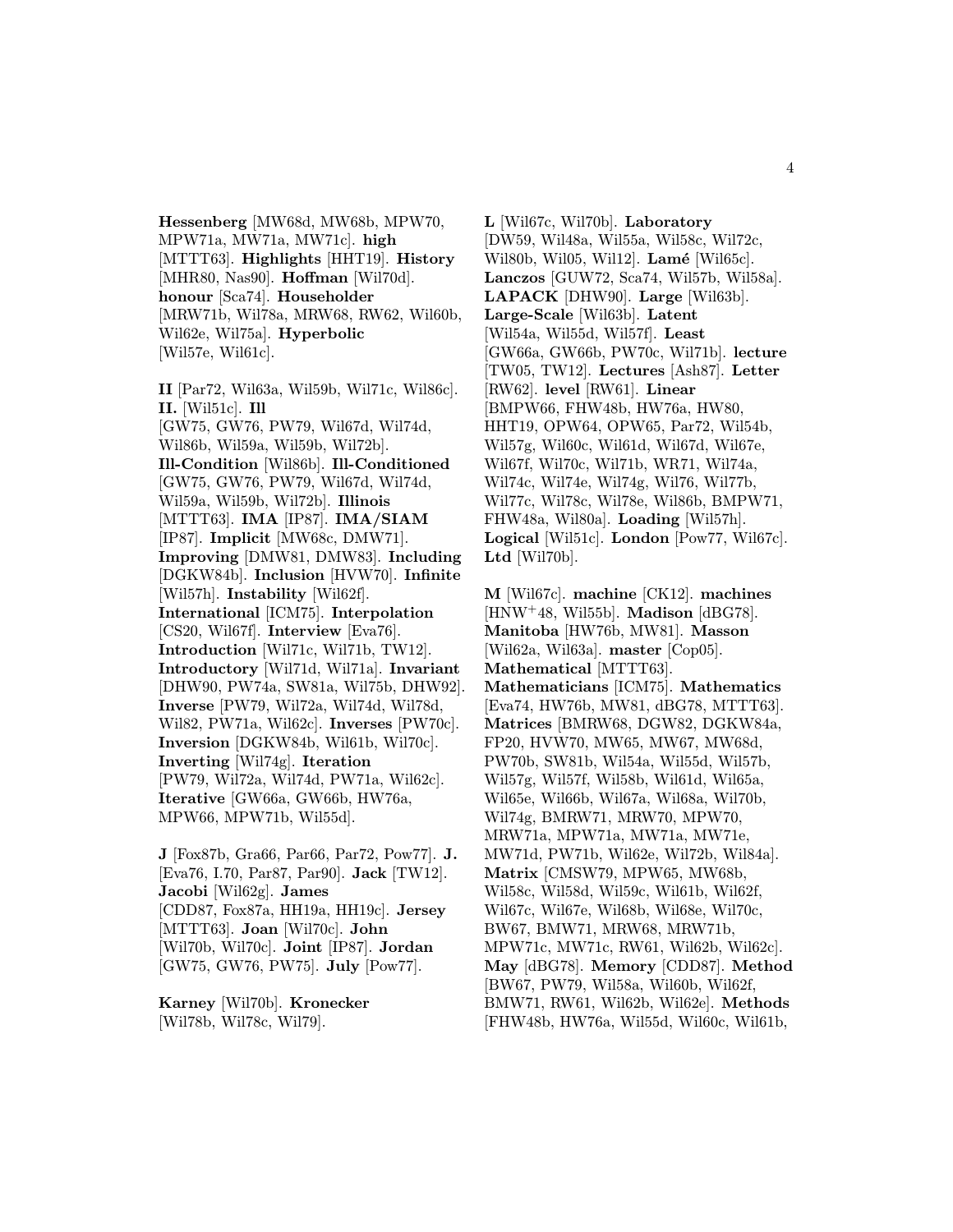**Hessenberg** [MW68d, MW68b, MPW70, MPW71a, MW71a, MW71c]. **high** [MTTT63]. **Highlights** [HHT19]. **History** [MHR80, Nas90]. **Hoffman** [Wil70d]. **honour** [Sca74]. **Householder** [MRW71b, Wil78a, MRW68, RW62, Wil60b, Wil62e, Wil75a]. **Hyperbolic** [Wil57e, Wil61c].

**II** [Par72, Wil63a, Wil59b, Wil71c, Wil86c]. **II.** [Wil51c]. **Ill** [GW75, GW76, PW79, Wil67d, Wil74d, Wil86b, Wil59a, Wil59b, Wil72b]. **Ill-Condition** [Wil86b]. **Ill-Conditioned** [GW75, GW76, PW79, Wil67d, Wil74d, Wil59a, Wil59b, Wil72b]. **Illinois** [MTTT63]. **IMA** [IP87]. **IMA/SIAM** [IP87]. **Implicit** [MW68c, DMW71]. **Improving** [DMW81, DMW83]. **Including** [DGKW84b]. **Inclusion** [HVW70]. **Infinite** [Wil57h]. **Instability** [Wil62f]. **International** [ICM75]. **Interpolation** [CS20, Wil67f]. **Interview** [Eva76]. **Introduction** [Wil71c, Wil71b, TW12]. **Introductory** [Wil71d, Wil71a]. **Invariant** [DHW90, PW74a, SW81a, Wil75b, DHW92]. **Inverse** [PW79, Wil72a, Wil74d, Wil78d, Wil82, PW71a, Wil62c]. **Inverses** [PW70c]. **Inversion** [DGKW84b, Wil61b, Wil70c]. **Inverting** [Wil74g]. **Iteration** [PW79, Wil72a, Wil74d, PW71a, Wil62c]. **Iterative** [GW66a, GW66b, HW76a, MPW66, MPW71b, Wil55d].

**J** [Fox87b, Gra66, Par66, Par72, Pow77]. **J.** [Eva76, I.70, Par87, Par90]. **Jack** [TW12]. **Jacobi** [Wil62g]. **James** [CDD87, Fox87a, HH19a, HH19c]. **Jersey** [MTTT63]. **Joan** [Wil70c]. **John** [Wil70b, Wil70c]. **Joint** [IP87]. **Jordan** [GW75, GW76, PW75]. **July** [Pow77].

**Karney** [Wil70b]. **Kronecker** [Wil78b, Wil78c, Wil79].

**L** [Wil67c, Wil70b]. **Laboratory** [DW59, Wil48a, Wil55a, Wil58c, Wil72c, Wil80b, Wil05, Wil12]. **Lamé** [Wil65c]. **Lanczos** [GUW72, Sca74, Wil57b, Wil58a]. **LAPACK** [DHW90]. **Large** [Wil63b]. **Large-Scale** [Wil63b]. **Latent** [Wil54a, Wil55d, Wil57f]. **Least** [GW66a, GW66b, PW70c, Wil71b]. **lecture** [TW05, TW12]. **Lectures** [Ash87]. **Letter** [RW62]. **level** [RW61]. **Linear** [BMPW66, FHW48b, HW76a, HW80, HHT19, OPW64, OPW65, Par72, Wil54b, Wil57g, Wil60c, Wil61d, Wil67d, Wil67e, Wil67f, Wil70c, Wil71b, WR71, Wil74a, Wil74c, Wil74e, Wil74g, Wil76, Wil77b, Wil77c, Wil78c, Wil78e, Wil86b, BMPW71, FHW48a, Wil80a]. **Loading** [Wil57h]. **Logical** [Wil51c]. **London** [Pow77, Wil67c]. **Ltd** [Wil70b].

**M** [Wil67c]. **machine** [CK12]. **machines** [HNW+48, Wil55b]. **Madison** [dBG78]. **Manitoba** [HW76b, MW81]. **Masson** [Wil62a, Wil63a]. **master** [Cop05]. **Mathematical** [MTTT63]. **Mathematicians** [ICM75]. **Mathematics** [Eva74, HW76b, MW81, dBG78, MTTT63]. **Matrices** [BMRW68, DGW82, DGKW84a, FP20, HVW70, MW65, MW67, MW68d, PW70b, SW81b, Wil54a, Wil55d, Wil57b, Wil57g, Wil57f, Wil58b, Wil61d, Wil65a, Wil65e, Wil66b, Wil67a, Wil68a, Wil70b, Wil74g, BMRW71, MRW70, MPW70, MRW71a, MPW71a, MW71a, MW71e, MW71d, PW71b, Wil62e, Wil72b, Wil84a]. **Matrix** [CMSW79, MPW65, MW68b, Wil58c, Wil58d, Wil59c, Wil61b, Wil62f, Wil67c, Wil67e, Wil68b, Wil68e, Wil70c, BW67, BMW71, MRW68, MRW71b, MPW71c, MW71c, RW61, Wil62b, Wil62c]. **May** [dBG78]. **Memory** [CDD87]. **Method** [BW67, PW79, Wil58a, Wil60b, Wil62f, BMW71, RW61, Wil62b, Wil62e]. **Methods** [FHW48b, HW76a, Wil55d, Wil60c, Wil61b,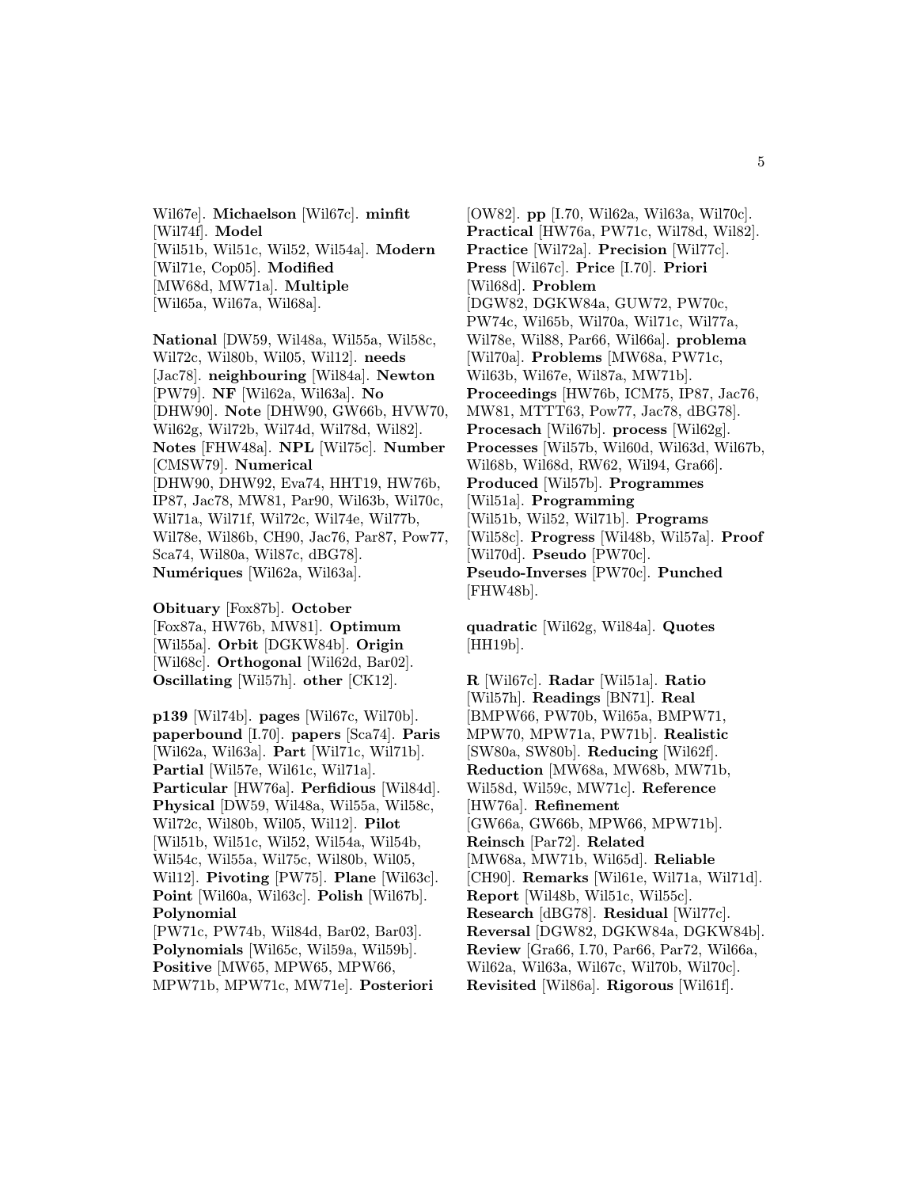Wil67e]. **Michaelson** [Wil67c]. **minfit** [Wil74f]. **Model** [Wil51b, Wil51c, Wil52, Wil54a]. **Modern** [Wil71e, Cop05]. **Modified** [MW68d, MW71a]. **Multiple** [Wil65a, Wil67a, Wil68a].

**National** [DW59, Wil48a, Wil55a, Wil58c, Wil72c, Wil80b, Wil05, Wil12]. **needs** [Jac78]. **neighbouring** [Wil84a]. **Newton** [PW79]. **NF** [Wil62a, Wil63a]. **No** [DHW90]. **Note** [DHW90, GW66b, HVW70, Wil62g, Wil72b, Wil74d, Wil78d, Wil82]. **Notes** [FHW48a]. **NPL** [Wil75c]. **Number** [CMSW79]. **Numerical** [DHW90, DHW92, Eva74, HHT19, HW76b, IP87, Jac78, MW81, Par90, Wil63b, Wil70c, Wil71a, Wil71f, Wil72c, Wil74e, Wil77b, Wil78e, Wil86b, CH90, Jac76, Par87, Pow77, Sca74, Wil80a, Wil87c, dBG78]. **Numériques** [Wil62a, Wil63a].

**Obituary** [Fox87b]. **October** [Fox87a, HW76b, MW81]. **Optimum** [Wil55a]. **Orbit** [DGKW84b]. **Origin** [Wil68c]. **Orthogonal** [Wil62d, Bar02]. **Oscillating** [Wil57h]. **other** [CK12].

**p139** [Wil74b]. **pages** [Wil67c, Wil70b]. **paperbound** [I.70]. **papers** [Sca74]. **Paris** [Wil62a, Wil63a]. **Part** [Wil71c, Wil71b]. **Partial** [Wil57e, Wil61c, Wil71a]. **Particular** [HW76a]. **Perfidious** [Wil84d]. **Physical** [DW59, Wil48a, Wil55a, Wil58c, Wil72c, Wil80b, Wil05, Wil12]. **Pilot** [Wil51b, Wil51c, Wil52, Wil54a, Wil54b, Wil54c, Wil55a, Wil75c, Wil80b, Wil05, Wil12]. **Pivoting** [PW75]. **Plane** [Wil63c]. **Point** [Wil60a, Wil63c]. **Polish** [Wil67b]. **Polynomial** [PW71c, PW74b, Wil84d, Bar02, Bar03]. **Polynomials** [Wil65c, Wil59a, Wil59b]. **Positive** [MW65, MPW65, MPW66, MPW71b, MPW71c, MW71e]. **Posteriori** [OW82]. **pp** [I.70, Wil62a, Wil63a, Wil70c]. **Practical** [HW76a, PW71c, Wil78d, Wil82]. **Practice** [Wil72a]. **Precision** [Wil77c]. **Press** [Wil67c]. **Price** [I.70]. **Priori** [Wil68d]. **Problem** [DGW82, DGKW84a, GUW72, PW70c, PW74c, Wil65b, Wil70a, Wil71c, Wil77a, Wil78e, Wil88, Par66, Wil66a]. **problema** [Wil70a]. **Problems** [MW68a, PW71c, Wil63b, Wil67e, Wil87a, MW71b]. **Proceedings** [HW76b, ICM75, IP87, Jac76, MW81, MTTT63, Pow77, Jac78, dBG78]. **Procesach** [Wil67b]. **process** [Wil62g]. **Processes** [Wil57b, Wil60d, Wil63d, Wil67b, Wil68b, Wil68d, RW62, Wil94, Gra66]. **Produced** [Wil57b]. **Programmes** [Wil51a]. **Programming** [Wil51b, Wil52, Wil71b]. **Programs** [Wil58c]. **Progress** [Wil48b, Wil57a]. **Proof** [Wil70d]. **Pseudo** [PW70c]. **Pseudo-Inverses** [PW70c]. **Punched** [FHW48b].

**quadratic** [Wil62g, Wil84a]. **Quotes** [HH19b].

**R** [Wil67c]. **Radar** [Wil51a]. **Ratio** [Wil57h]. **Readings** [BN71]. **Real** [BMPW66, PW70b, Wil65a, BMPW71, MPW70, MPW71a, PW71b]. **Realistic** [SW80a, SW80b]. **Reducing** [Wil62f]. **Reduction** [MW68a, MW68b, MW71b, Wil58d, Wil59c, MW71c]. **Reference** [HW76a]. **Refinement** [GW66a, GW66b, MPW66, MPW71b]. **Reinsch** [Par72]. **Related** [MW68a, MW71b, Wil65d]. **Reliable** [CH90]. **Remarks** [Wil61e, Wil71a, Wil71d]. **Report** [Wil48b, Wil51c, Wil55c]. **Research** [dBG78]. **Residual** [Wil77c]. **Reversal** [DGW82, DGKW84a, DGKW84b]. **Review** [Gra66, I.70, Par66, Par72, Wil66a, Wil62a, Wil63a, Wil67c, Wil70b, Wil70c]. **Revisited** [Wil86a]. **Rigorous** [Wil61f].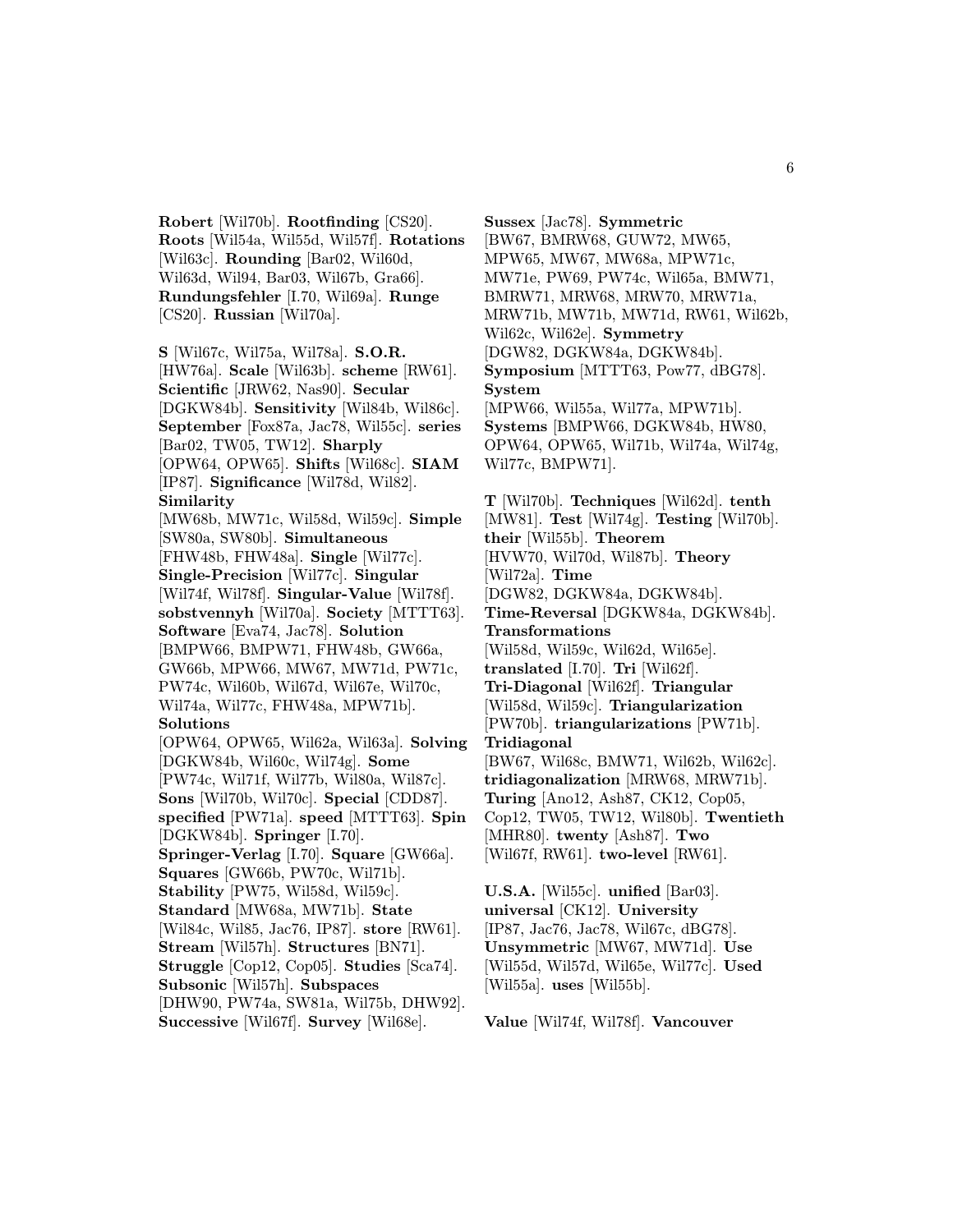**Robert** [Wil70b]. **Rootfinding** [CS20]. **Roots** [Wil54a, Wil55d, Wil57f]. **Rotations** [Wil63c]. **Rounding** [Bar02, Wil60d, Wil63d, Wil94, Bar03, Wil67b, Gra66]. **Rundungsfehler** [I.70, Wil69a]. **Runge** [CS20]. **Russian** [Wil70a].

**S** [Wil67c, Wil75a, Wil78a]. **S.O.R.** [HW76a]. **Scale** [Wil63b]. **scheme** [RW61]. **Scientific** [JRW62, Nas90]. **Secular** [DGKW84b]. **Sensitivity** [Wil84b, Wil86c]. **September** [Fox87a, Jac78, Wil55c]. **series** [Bar02, TW05, TW12]. **Sharply** [OPW64, OPW65]. **Shifts** [Wil68c]. **SIAM** [IP87]. **Significance** [Wil78d, Wil82]. **Similarity** [MW68b, MW71c, Wil58d, Wil59c]. **Simple** [SW80a, SW80b]. **Simultaneous** [FHW48b, FHW48a]. **Single** [Wil77c]. **Single-Precision** [Wil77c]. **Singular** [Wil74f, Wil78f]. **Singular-Value** [Wil78f]. **sobstvennyh** [Wil70a]. **Society** [MTTT63]. **Software** [Eva74, Jac78]. **Solution** [BMPW66, BMPW71, FHW48b, GW66a, GW66b, MPW66, MW67, MW71d, PW71c, PW74c, Wil60b, Wil67d, Wil67e, Wil70c, Wil74a, Wil77c, FHW48a, MPW71b]. **Solutions** [OPW64, OPW65, Wil62a, Wil63a]. **Solving** [DGKW84b, Wil60c, Wil74g]. **Some** [PW74c, Wil71f, Wil77b, Wil80a, Wil87c]. **Sons** [Wil70b, Wil70c]. **Special** [CDD87]. **specified** [PW71a]. **speed** [MTTT63]. **Spin** [DGKW84b]. **Springer** [I.70]. **Springer-Verlag** [I.70]. **Square** [GW66a]. **Squares** [GW66b, PW70c, Wil71b]. **Stability** [PW75, Wil58d, Wil59c]. **Standard** [MW68a, MW71b]. **State** [Wil84c, Wil85, Jac76, IP87]. **store** [RW61]. **Stream** [Wil57h]. **Structures** [BN71]. **Struggle** [Cop12, Cop05]. **Studies** [Sca74]. **Subsonic** [Wil57h]. **Subspaces** [DHW90, PW74a, SW81a, Wil75b, DHW92]. **Successive** [Wil67f]. **Survey** [Wil68e].

**Sussex** [Jac78]. **Symmetric** [BW67, BMRW68, GUW72, MW65, MPW65, MW67, MW68a, MPW71c, MW71e, PW69, PW74c, Wil65a, BMW71, BMRW71, MRW68, MRW70, MRW71a, MRW71b, MW71b, MW71d, RW61, Wil62b, Wil62c, Wil62e]. **Symmetry** [DGW82, DGKW84a, DGKW84b]. **Symposium** [MTTT63, Pow77, dBG78]. **System** [MPW66, Wil55a, Wil77a, MPW71b]. **Systems** [BMPW66, DGKW84b, HW80, OPW64, OPW65, Wil71b, Wil74a, Wil74g, Wil77c, BMPW71].

**T** [Wil70b]. **Techniques** [Wil62d]. **tenth** [MW81]. **Test** [Wil74g]. **Testing** [Wil70b]. **their** [Wil55b]. **Theorem** [HVW70, Wil70d, Wil87b]. **Theory** [Wil72a]. **Time** [DGW82, DGKW84a, DGKW84b]. **Time-Reversal** [DGKW84a, DGKW84b]. **Transformations** [Wil58d, Wil59c, Wil62d, Wil65e]. **translated** [I.70]. **Tri** [Wil62f]. **Tri-Diagonal** [Wil62f]. **Triangular** [Wil58d, Wil59c]. **Triangularization** [PW70b]. **triangularizations** [PW71b]. **Tridiagonal** [BW67, Wil68c, BMW71, Wil62b, Wil62c]. **tridiagonalization** [MRW68, MRW71b]. **Turing** [Ano12, Ash87, CK12, Cop05, Cop12, TW05, TW12, Wil80b]. **Twentieth** [MHR80]. **twenty** [Ash87]. **Two** [Wil67f, RW61]. **two-level** [RW61].

**U.S.A.** [Wil55c]. **unified** [Bar03]. **universal** [CK12]. **University** [IP87, Jac76, Jac78, Wil67c, dBG78]. **Unsymmetric** [MW67, MW71d]. **Use** [Wil55d, Wil57d, Wil65e, Wil77c]. **Used** [Wil55a]. **uses** [Wil55b].

**Value** [Wil74f, Wil78f]. **Vancouver**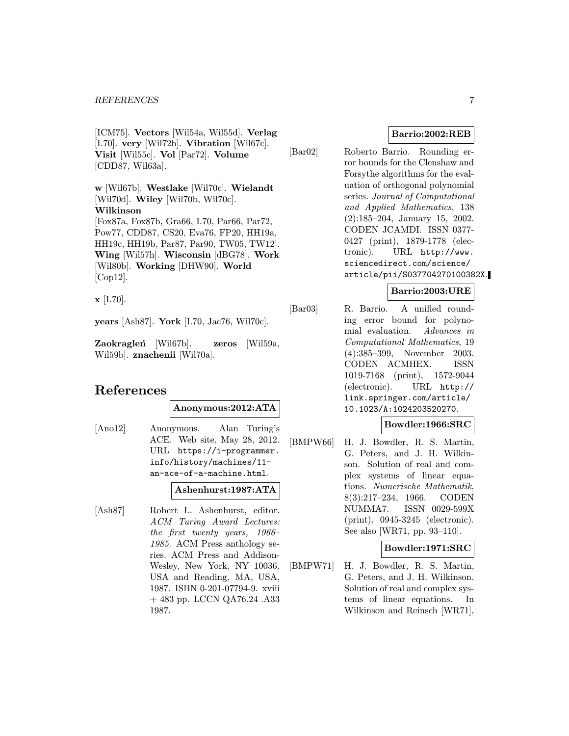[ICM75]. **Vectors** [Wil54a, Wil55d]. **Verlag** [I.70]. **very** [Wil72b]. **Vibration** [Wil67c]. **Visit** [Wil55c]. **Vol** [Par72]. **Volume** [CDD87, Wil63a].

**w** [Wil67b]. **Westlake** [Wil70c]. **Wielandt** [Wil70d]. **Wiley** [Wil70b, Wil70c]. **Wilkinson** [Fox87a, Fox87b, Gra66, I.70, Par66, Par72, Pow77, CDD87, CS20, Eva76, FP20, HH19a, HH19c, HH19b, Par87, Par90, TW05, TW12]. **Wing** [Wil57h]. **Wisconsin** [dBG78]. **Work** [Wil80b]. **Working** [DHW90]. **World** [Cop12].

**x** [I.70].

**years** [Ash87]. **York** [I.70, Jac76, Wil70c].

**Zaokragleń** [Wil67b]. **zeros** [Wil59a, Wil59b]. **znachenii** [Wil70a].

# References

**Anonymous:2012:ATA**

[Ano12] Anonymous. Alan Turing's ACE. Web site, May 28, 2012. URL https://i-programmer.info/history/machines/11-an-ace-of-a-machine.html.

**Ashenhurst:1987:ATA**

[Ash87] Robert L. Ashenhurst, editor. *ACM Turing Award Lectures: the first twenty years, 1966–1985*. ACM Press anthology series. ACM Press and Addison-Wesley, New York, NY 10036, USA and Reading, MA, USA, 1987. ISBN 0-201-07794-9. xviii + 483 pp. LCCN QA76.24 .A33 1987.

**Barrio:2002:REB**

[Bar02] Roberto Barrio. Rounding error bounds for the Clenshaw and Forsythe algorithms for the evaluation of orthogonal polynomial series. *Journal of Computational and Applied Mathematics*, 138 (2):185–204, January 15, 2002. CODEN JCAMDI. ISSN 0377-0427 (print), 1879-1778 (electronic). URL http://www.sciencedirect.com/science/article/pii/S037704270100382X.

**Barrio:2003:URE**

[Bar03] R. Barrio. A unified rounding error bound for polynomial evaluation. *Advances in Computational Mathematics*, 19 (4):385–399, November 2003. CODEN ACMHEX. ISSN 1019-7168 (print), 1572-9044 (electronic). URL http://link.springer.com/article/10.1023/A:1024203520270.

**Bowdler:1966:SRC**

[BMPW66] H. J. Bowdler, R. S. Martin, G. Peters, and J. H. Wilkinson. Solution of real and complex systems of linear equations. *Numerische Mathematik*, 8(3):217–234, 1966. CODEN NUMMA7. ISSN 0029-599X (print), 0945-3245 (electronic). See also [WR71, pp. 93–110].

**Bowdler:1971:SRC**

[BMPW71] H. J. Bowdler, R. S. Martin, G. Peters, and J. H. Wilkinson. Solution of real and complex systems of linear equations. In Wilkinson and Reinsch [WR71],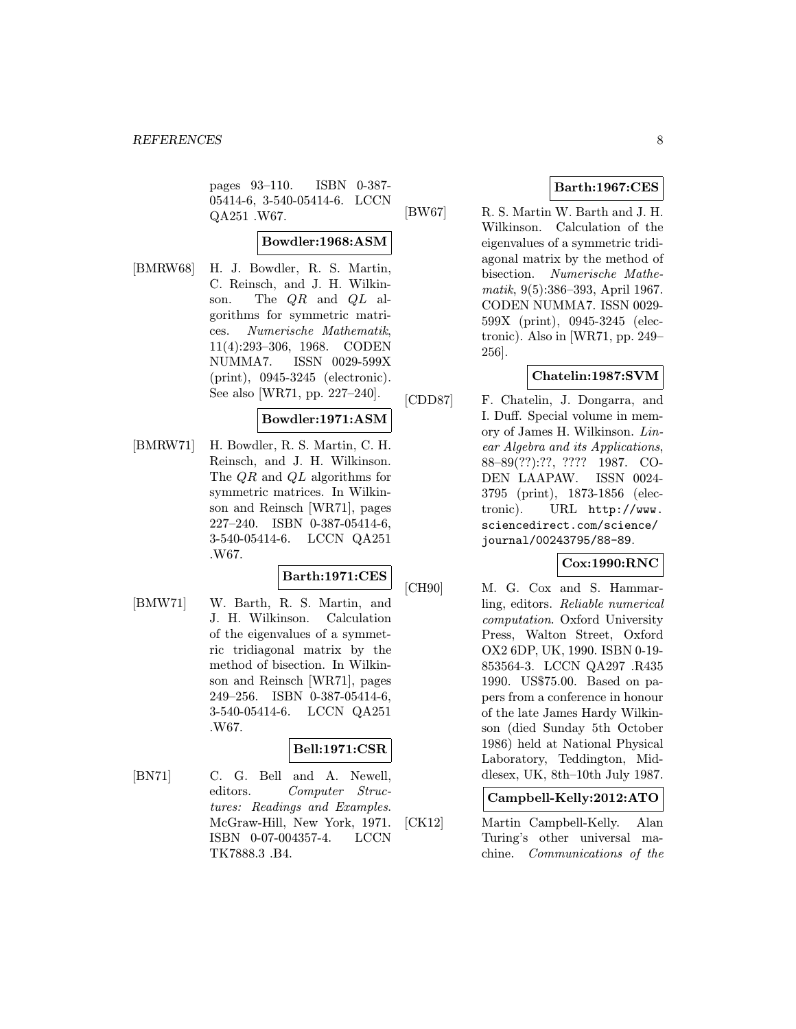pages 93–110. ISBN 0-387-05414-6, 3-540-05414-6. LCCN QA251 .W67.

**Bowdler:1968:ASM**

[BMRW68] H. J. Bowdler, R. S. Martin, C. Reinsch, and J. H. Wilkinson. The $QR$ and $QL$ algorithms for symmetric matrices. *Numerische Mathematik*, 11(4):293–306, 1968. CODEN NUMMA7. ISSN 0029-599X (print), 0945-3245 (electronic). See also [WR71, pp. 227–240].

**Bowdler:1971:ASM**

[BMRW71] H. Bowdler, R. S. Martin, C. H. Reinsch, and J. H. Wilkinson. The $QR$ and $QL$ algorithms for symmetric matrices. In Wilkinson and Reinsch [WR71], pages 227–240. ISBN 0-387-05414-6, 3-540-05414-6. LCCN QA251 .W67.

**Barth:1971:CES**

[BMW71] W. Barth, R. S. Martin, and J. H. Wilkinson. Calculation of the eigenvalues of a symmetric tridiagonal matrix by the method of bisection. In Wilkinson and Reinsch [WR71], pages 249–256. ISBN 0-387-05414-6, 3-540-05414-6. LCCN QA251 .W67.

**Bell:1971:CSR**

[BN71] C. G. Bell and A. Newell, editors. *Computer Structures: Readings and Examples*. McGraw-Hill, New York, 1971. ISBN 0-07-004357-4. LCCN TK7888.3 .B4.

**Barth:1967:CES**

[BW67] R. S. Martin W. Barth and J. H. Wilkinson. Calculation of the eigenvalues of a symmetric tridiagonal matrix by the method of bisection. *Numerische Mathematik*, 9(5):386–393, April 1967. CODEN NUMMA7. ISSN 0029-599X (print), 0945-3245 (electronic). Also in [WR71, pp. 249–256].

**Chatelin:1987:SVM**

[CDD87] F. Chatelin, J. Dongarra, and I. Duff. Special volume in memory of James H. Wilkinson. *Linear Algebra and its Applications*, 88–89(??):??, ???? 1987. CODEN LAAPAW. ISSN 0024-3795 (print), 1873-1856 (electronic). URL `http://www.sciencedirect.com/science/journal/00243795/88-89`.

**Cox:1990:RNC**

[CH90] M. G. Cox and S. Hammarling, editors. *Reliable numerical computation*. Oxford University Press, Walton Street, Oxford OX2 6DP, UK, 1990. ISBN 0-19-853564-3. LCCN QA297 .R435 1990. US$75.00. Based on papers from a conference in honour of the late James Hardy Wilkinson (died Sunday 5th October 1986) held at National Physical Laboratory, Teddington, Middlesex, UK, 8th–10th July 1987.

**Campbell-Kelly:2012:ATO**

[CK12] Martin Campbell-Kelly. Alan Turing's other universal machine. *Communications of the*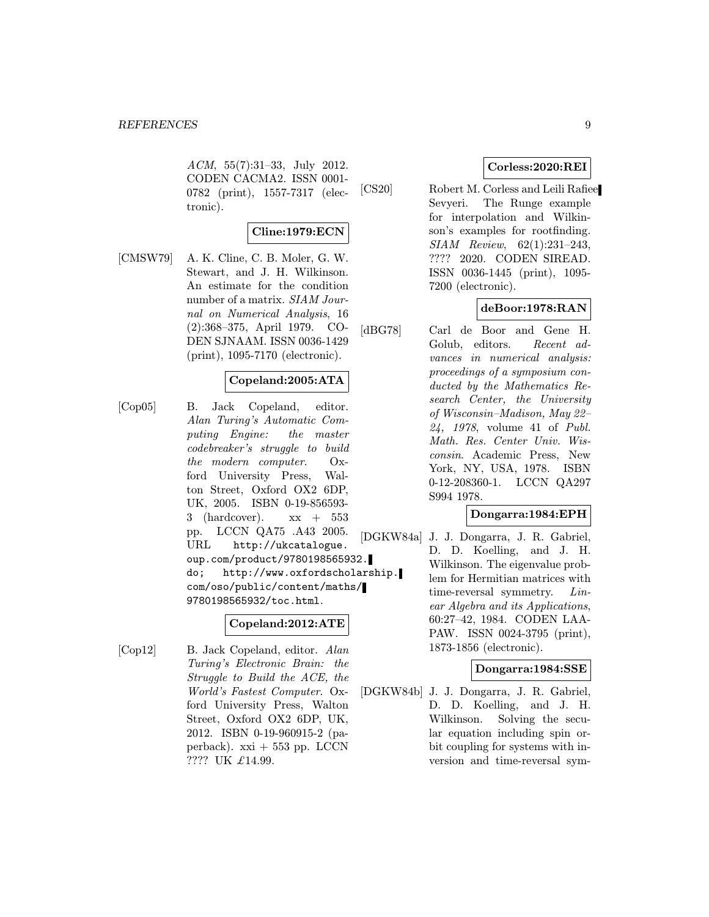*ACM*, 55(7):31–33, July 2012. CODEN CACMA2. ISSN 0001-0782 (print), 1557-7317 (electronic).

**Cline:1979:ECN**

[CMSW79] A. K. Cline, C. B. Moler, G. W. Stewart, and J. H. Wilkinson. An estimate for the condition number of a matrix. *SIAM Journal on Numerical Analysis*, 16 (2):368–375, April 1979. CODEN SJNAAM. ISSN 0036-1429 (print), 1095-7170 (electronic).

**Copeland:2005:ATA**

[Cop05] B. Jack Copeland, editor. *Alan Turing's Automatic Computing Engine: the master codebreaker's struggle to build the modern computer*. Oxford University Press, Walton Street, Oxford OX2 6DP, UK, 2005. ISBN 0-19-856593-3 (hardcover). xx + 553 pp. LCCN QA75 .A43 2005. URL `http://ukcatalogue.oup.com/product/9780198565932.do`; `http://www.oxfordscholarship.com/oso/public/content/maths/9780198565932/toc.html`.

**Copeland:2012:ATE**

[Cop12] B. Jack Copeland, editor. *Alan Turing's Electronic Brain: the Struggle to Build the ACE, the World's Fastest Computer*. Oxford University Press, Walton Street, Oxford OX2 6DP, UK, 2012. ISBN 0-19-960915-2 (paperback). xxi + 553 pp. LCCN ???? UK £14.99.

**Corless:2020:REI**

[CS20] Robert M. Corless and Leili Rafiee Sevyeri. The Runge example for interpolation and Wilkinson's examples for rootfinding. *SIAM Review*, 62(1):231–243, ???? 2020. CODEN SIREAD. ISSN 0036-1445 (print), 1095-7200 (electronic).

**deBoor:1978:RAN**

[dBG78] Carl de Boor and Gene H. Golub, editors. *Recent advances in numerical analysis: proceedings of a symposium conducted by the Mathematics Research Center, the University of Wisconsin–Madison, May 22–24, 1978*, volume 41 of *Publ. Math. Res. Center Univ. Wisconsin*. Academic Press, New York, NY, USA, 1978. ISBN 0-12-208360-1. LCCN QA297 S994 1978.

**Dongarra:1984:EPH**

[DGKW84a] J. J. Dongarra, J. R. Gabriel, D. D. Koelling, and J. H. Wilkinson. The eigenvalue problem for Hermitian matrices with time-reversal symmetry. *Linear Algebra and its Applications*, 60:27–42, 1984. CODEN LAAPAW. ISSN 0024-3795 (print), 1873-1856 (electronic).

**Dongarra:1984:SSE**

[DGKW84b] J. J. Dongarra, J. R. Gabriel, D. D. Koelling, and J. H. Wilkinson. Solving the secular equation including spin orbit coupling for systems with inversion and time-reversal sym-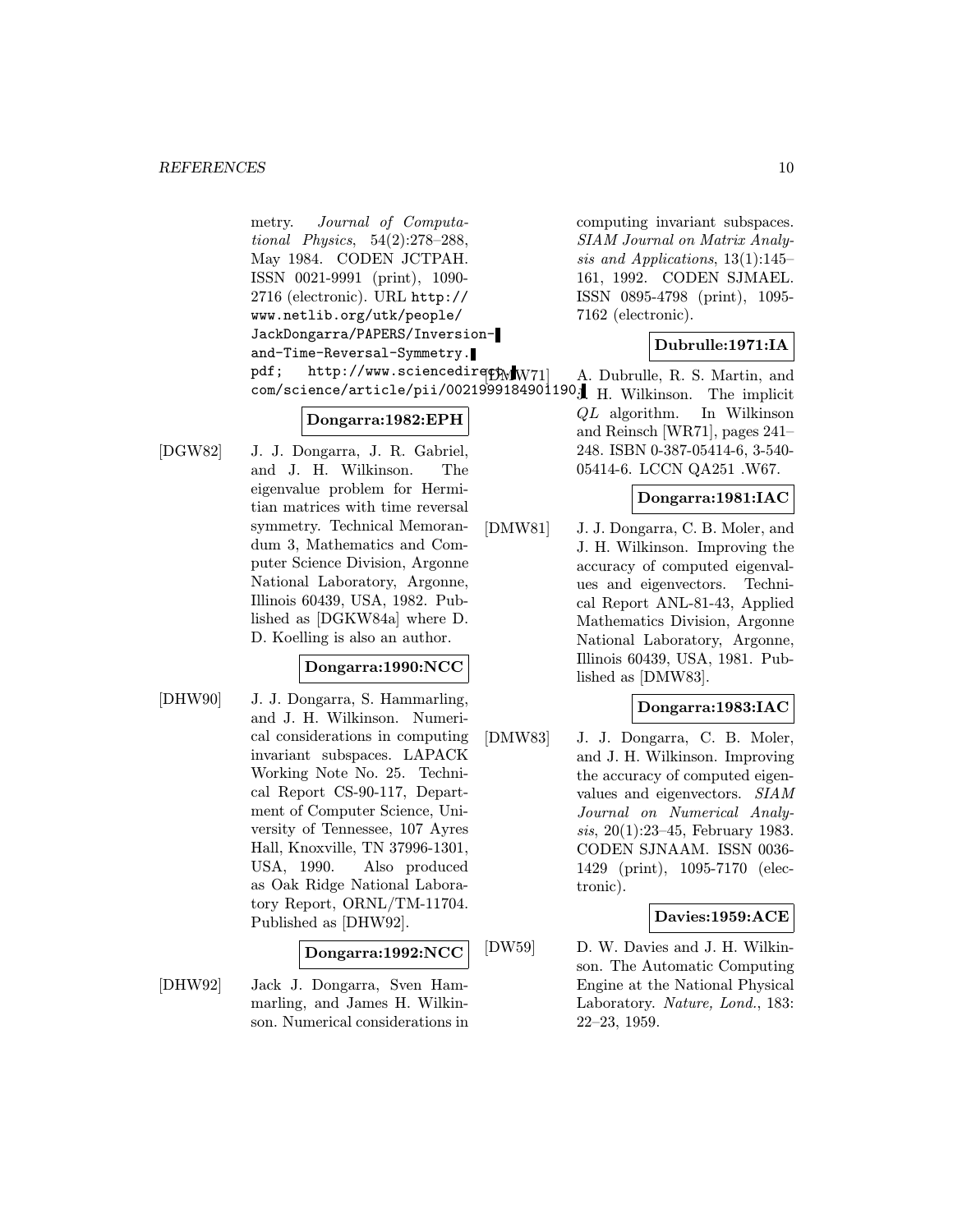metry. *Journal of Computational Physics*, 54(2):278–288, May 1984. CODEN JCTPAH. ISSN 0021-9991 (print), 1090-2716 (electronic). URL http://www.netlib.org/utk/people/JackDongarra/PAPERS/Inversion-and-Time-Reversal-Symmetry.pdf; http://www.sciencedirect.com/science/article/pii/0021999184901190.

**Dongarra:1982:EPH**

[DGW82] J. J. Dongarra, J. R. Gabriel, and J. H. Wilkinson. The eigenvalue problem for Hermitian matrices with time reversal symmetry. Technical Memorandum 3, Mathematics and Computer Science Division, Argonne National Laboratory, Argonne, Illinois 60439, USA, 1982. Published as [DGKW84a] where D. D. Koelling is also an author.

**Dongarra:1990:NCC**

[DHW90] J. J. Dongarra, S. Hammarling, and J. H. Wilkinson. Numerical considerations in computing invariant subspaces. LAPACK Working Note No. 25. Technical Report CS-90-117, Department of Computer Science, University of Tennessee, 107 Ayres Hall, Knoxville, TN 37996-1301, USA, 1990. Also produced as Oak Ridge National Laboratory Report, ORNL/TM-11704. Published as [DHW92].

**Dongarra:1992:NCC**

[DHW92] Jack J. Dongarra, Sven Hammarling, and James H. Wilkinson. Numerical considerations in computing invariant subspaces. *SIAM Journal on Matrix Analysis and Applications*, 13(1):145–161, 1992. CODEN SJMAEL. ISSN 0895-4798 (print), 1095-7162 (electronic).

**Dubrulle:1971:IA**

[DMW71] A. Dubrulle, R. S. Martin, and J. H. Wilkinson. The implicit *QL* algorithm. In Wilkinson and Reinsch [WR71], pages 241–248. ISBN 0-387-05414-6, 3-540-05414-6. LCCN QA251 .W67.

**Dongarra:1981:IAC**

[DMW81] J. J. Dongarra, C. B. Moler, and J. H. Wilkinson. Improving the accuracy of computed eigenvalues and eigenvectors. Technical Report ANL-81-43, Applied Mathematics Division, Argonne National Laboratory, Argonne, Illinois 60439, USA, 1981. Published as [DMW83].

**Dongarra:1983:IAC**

[DMW83] J. J. Dongarra, C. B. Moler, and J. H. Wilkinson. Improving the accuracy of computed eigenvalues and eigenvectors. *SIAM Journal on Numerical Analysis*, 20(1):23–45, February 1983. CODEN SJNAAM. ISSN 0036-1429 (print), 1095-7170 (electronic).

**Davies:1959:ACE**

[DW59] D. W. Davies and J. H. Wilkinson. The Automatic Computing Engine at the National Physical Laboratory. *Nature, Lond.*, 183: 22–23, 1959.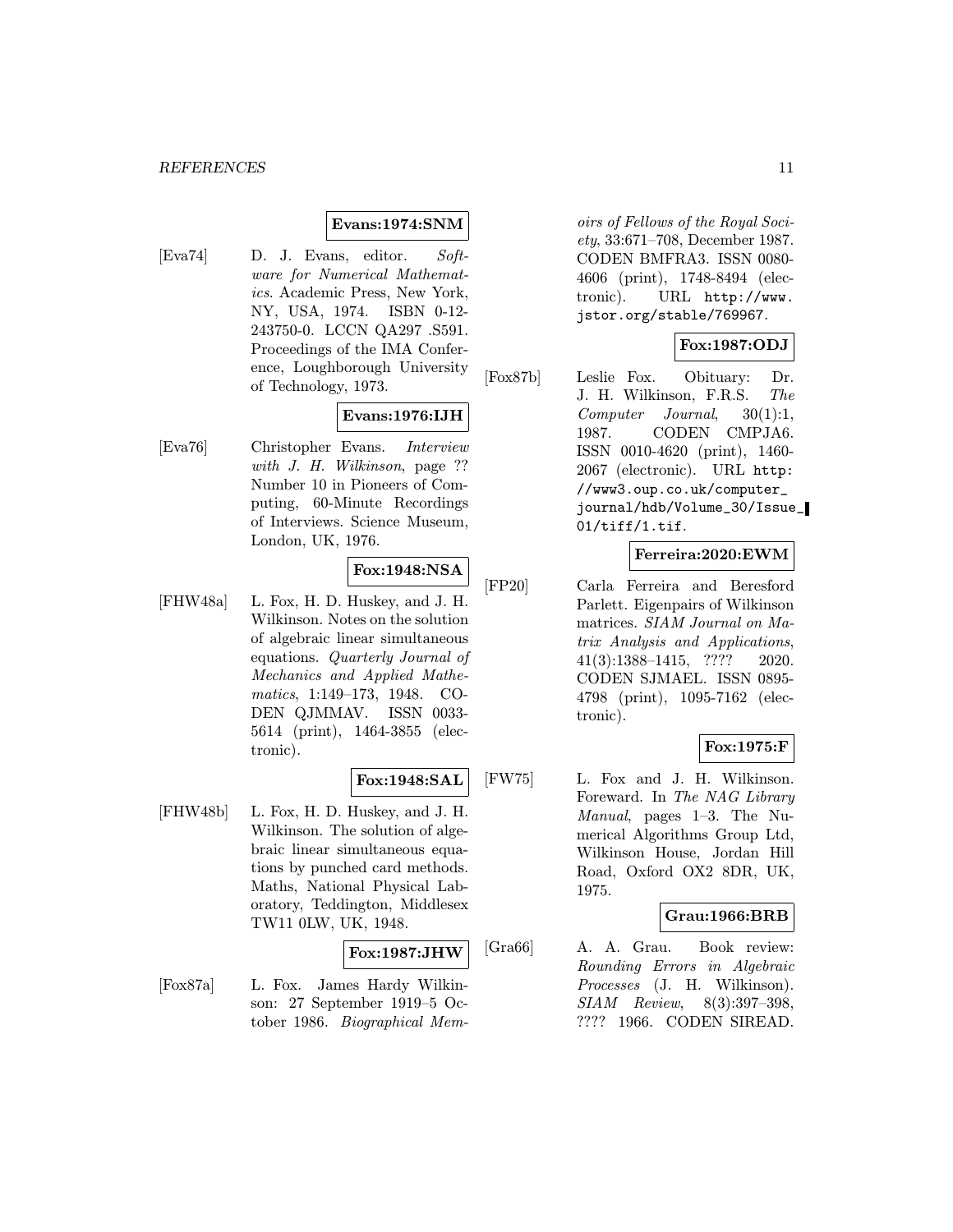**Evans:1974:SNM**

[Eva74] D. J. Evans, editor. *Software for Numerical Mathematics*. Academic Press, New York, NY, USA, 1974. ISBN 0-12-243750-0. LCCN QA297 .S591. Proceedings of the IMA Conference, Loughborough University of Technology, 1973.

**Evans:1976:IJH**

[Eva76] Christopher Evans. *Interview with J. H. Wilkinson*, page ?? Number 10 in Pioneers of Computing, 60-Minute Recordings of Interviews. Science Museum, London, UK, 1976.

**Fox:1948:NSA**

[FHW48a] L. Fox, H. D. Huskey, and J. H. Wilkinson. Notes on the solution of algebraic linear simultaneous equations. *Quarterly Journal of Mechanics and Applied Mathematics*, 1:149–173, 1948. CODEN QJMMAV. ISSN 0033-5614 (print), 1464-3855 (electronic).

**Fox:1948:SAL**

[FHW48b] L. Fox, H. D. Huskey, and J. H. Wilkinson. The solution of algebraic linear simultaneous equations by punched card methods. Maths, National Physical Laboratory, Teddington, Middlesex TW11 0LW, UK, 1948.

**Fox:1987:JHW**

[Fox87a] L. Fox. James Hardy Wilkinson: 27 September 1919–5 October 1986. *Biographical Memoirs of Fellows of the Royal Society*, 33:671–708, December 1987. CODEN BMFRA3. ISSN 0080-4606 (print), 1748-8494 (electronic). URL http://www.jstor.org/stable/769967.

**Fox:1987:ODJ**

[Fox87b] Leslie Fox. Obituary: Dr. J. H. Wilkinson, F.R.S. *The Computer Journal*, 30(1):1, 1987. CODEN CMPJA6. ISSN 0010-4620 (print), 1460-2067 (electronic). URL http://www3.oup.co.uk/computer_journal/hdb/Volume_30/Issue_01/tiff/1.tif.

**Ferreira:2020:EWM**

[FP20] Carla Ferreira and Beresford Parlett. Eigenpairs of Wilkinson matrices. *SIAM Journal on Matrix Analysis and Applications*, 41(3):1388–1415, ???? 2020. CODEN SJMAEL. ISSN 0895-4798 (print), 1095-7162 (electronic).

**Fox:1975:F**

[FW75] L. Fox and J. H. Wilkinson. Foreward. In *The NAG Library Manual*, pages 1–3. The Numerical Algorithms Group Ltd, Wilkinson House, Jordan Hill Road, Oxford OX2 8DR, UK, 1975.

**Grau:1966:BRB**

[Gra66] A. A. Grau. Book review: *Rounding Errors in Algebraic Processes* (J. H. Wilkinson). *SIAM Review*, 8(3):397–398, ???? 1966. CODEN SIREAD.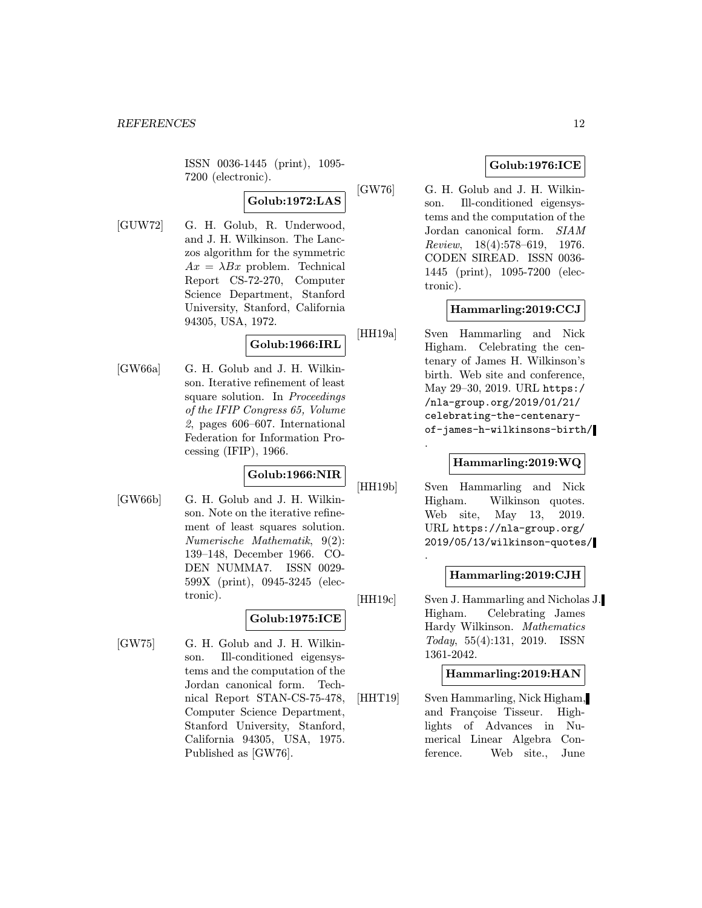ISSN 0036-1445 (print), 1095-7200 (electronic).

**Golub:1972:LAS**

[GUW72] G. H. Golub, R. Underwood, and J. H. Wilkinson. The Lanczos algorithm for the symmetric $Ax = \lambda Bx$ problem. Technical Report CS-72-270, Computer Science Department, Stanford University, Stanford, California 94305, USA, 1972.

**Golub:1966:IRL**

[GW66a] G. H. Golub and J. H. Wilkinson. Iterative refinement of least square solution. In *Proceedings of the IFIP Congress 65, Volume 2*, pages 606–607. International Federation for Information Processing (IFIP), 1966.

**Golub:1966:NIR**

[GW66b] G. H. Golub and J. H. Wilkinson. Note on the iterative refinement of least squares solution. *Numerische Mathematik*, 9(2): 139–148, December 1966. CODEN NUMMA7. ISSN 0029-599X (print), 0945-3245 (electronic).

**Golub:1975:ICE**

[GW75] G. H. Golub and J. H. Wilkinson. Ill-conditioned eigensystems and the computation of the Jordan canonical form. Technical Report STAN-CS-75-478, Computer Science Department, Stanford University, Stanford, California 94305, USA, 1975. Published as [GW76].

**Golub:1976:ICE**

[GW76] G. H. Golub and J. H. Wilkinson. Ill-conditioned eigensystems and the computation of the Jordan canonical form. *SIAM Review*, 18(4):578–619, 1976. CODEN SIREAD. ISSN 0036-1445 (print), 1095-7200 (electronic).

**Hammarling:2019:CCJ**

[HH19a] Sven Hammarling and Nick Higham. Celebrating the centenary of James H. Wilkinson's birth. Web site and conference, May 29–30, 2019. URL https://nla-group.org/2019/01/21/celebrating-the-centenary-of-james-h-wilkinsons-birth/.

**Hammarling:2019:WQ**

[HH19b] Sven Hammarling and Nick Higham. Wilkinson quotes. Web site, May 13, 2019. URL https://nla-group.org/2019/05/13/wilkinson-quotes/.

**Hammarling:2019:CJH**

[HH19c] Sven J. Hammarling and Nicholas J. Higham. Celebrating James Hardy Wilkinson. *Mathematics Today*, 55(4):131, 2019. ISSN 1361-2042.

**Hammarling:2019:HAN**

[HHT19] Sven Hammarling, Nick Higham, and Françoise Tisseur. Highlights of Advances in Numerical Linear Algebra Conference. Web site., June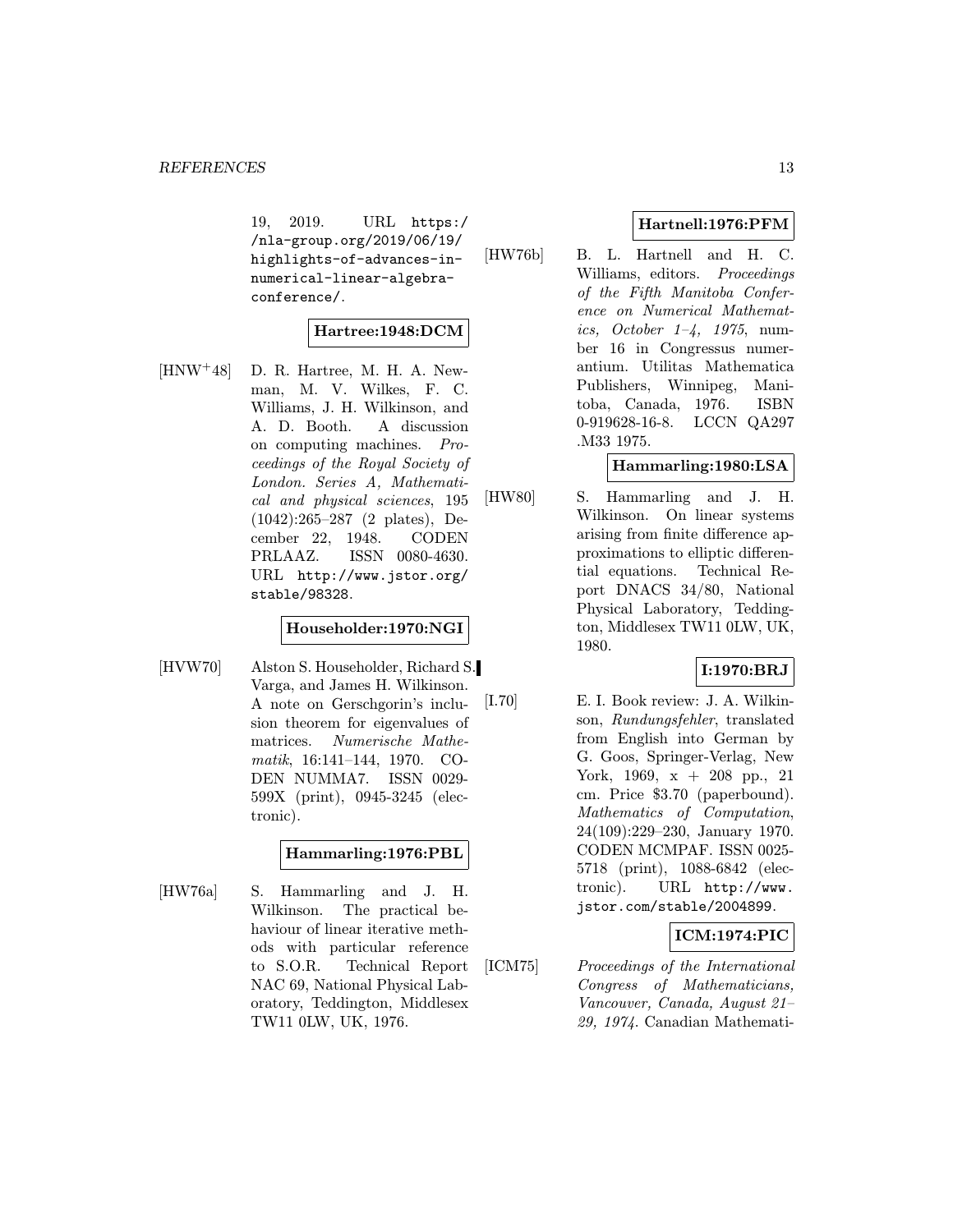19, 2019. URL https://nla-group.org/2019/06/19/highlights-of-advances-in-numerical-linear-algebra-conference/.

**Hartree:1948:DCM**

[HNW+48] D. R. Hartree, M. H. A. Newman, M. V. Wilkes, F. C. Williams, J. H. Wilkinson, and A. D. Booth. A discussion on computing machines. *Proceedings of the Royal Society of London. Series A, Mathematical and physical sciences*, 195 (1042):265–287 (2 plates), December 22, 1948. CODEN PRLAAZ. ISSN 0080-4630. URL http://www.jstor.org/stable/98328.

**Householder:1970:NGI**

[HVW70] Alston S. Householder, Richard S. Varga, and James H. Wilkinson. A note on Gerschgorin's inclusion theorem for eigenvalues of matrices. *Numerische Mathematik*, 16:141–144, 1970. CODEN NUMMA7. ISSN 0029-599X (print), 0945-3245 (electronic).

**Hammarling:1976:PBL**

[HW76a] S. Hammarling and J. H. Wilkinson. The practical behaviour of linear iterative methods with particular reference to S.O.R. Technical Report NAC 69, National Physical Laboratory, Teddington, Middlesex TW11 0LW, UK, 1976.

**Hartnell:1976:PFM**

[HW76b] B. L. Hartnell and H. C. Williams, editors. *Proceedings of the Fifth Manitoba Conference on Numerical Mathematics, October 1–4, 1975*, number 16 in Congressus numerantium. Utilitas Mathematica Publishers, Winnipeg, Manitoba, Canada, 1976. ISBN 0-919628-16-8. LCCN QA297 .M33 1975.

**Hammarling:1980:LSA**

[HW80] S. Hammarling and J. H. Wilkinson. On linear systems arising from finite difference approximations to elliptic differential equations. Technical Report DNACS 34/80, National Physical Laboratory, Teddington, Middlesex TW11 0LW, UK, 1980.

**I:1970:BRJ**

[I.70] E. I. Book review: J. A. Wilkinson, *Rundungsfehler*, translated from English into German by G. Goos, Springer-Verlag, New York, 1969, x + 208 pp., 21 cm. Price $3.70 (paperbound). *Mathematics of Computation*, 24(109):229–230, January 1970. CODEN MCMPAF. ISSN 0025-5718 (print), 1088-6842 (electronic). URL http://www.jstor.com/stable/2004899.

**ICM:1974:PIC**

[ICM75] *Proceedings of the International Congress of Mathematicians, Vancouver, Canada, August 21–29, 1974*. Canadian Mathemati-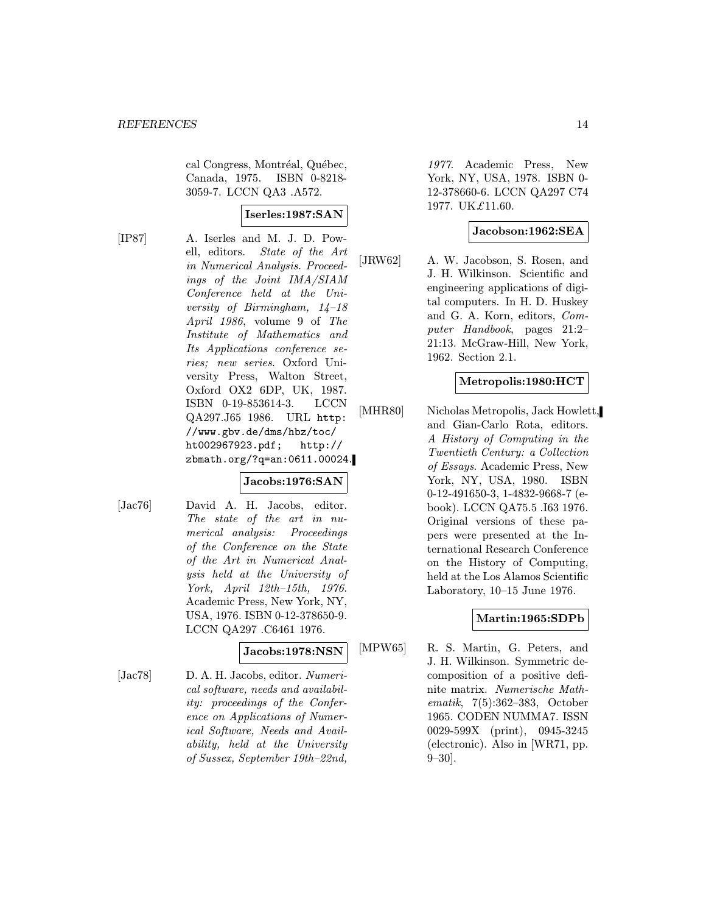cal Congress, Montréal, Québec, Canada, 1975. ISBN 0-8218-3059-7. LCCN QA3 .A572.

**Iserles:1987:SAN**

[IP87] A. Iserles and M. J. D. Powell, editors. *State of the Art in Numerical Analysis. Proceedings of the Joint IMA/SIAM Conference held at the University of Birmingham, 14–18 April 1986*, volume 9 of *The Institute of Mathematics and Its Applications conference series; new series*. Oxford University Press, Walton Street, Oxford OX2 6DP, UK, 1987. ISBN 0-19-853614-3. LCCN QA297.J65 1986. URL `http://www.gbv.de/dms/hbz/toc/ht002967923.pdf`; `http://zbmath.org/?q=an:0611.00024`.

**Jacobs:1976:SAN**

[Jac76] David A. H. Jacobs, editor. *The state of the art in numerical analysis: Proceedings of the Conference on the State of the Art in Numerical Analysis held at the University of York, April 12th–15th, 1976*. Academic Press, New York, NY, USA, 1976. ISBN 0-12-378650-9. LCCN QA297 .C6461 1976.

**Jacobs:1978:NSN**

[Jac78] D. A. H. Jacobs, editor. *Numerical software, needs and availability: proceedings of the Conference on Applications of Numerical Software, Needs and Availability, held at the University of Sussex, September 19th–22nd, 1977*. Academic Press, New York, NY, USA, 1978. ISBN 0-12-378660-6. LCCN QA297 C74 1977. UK£11.60.

**Jacobson:1962:SEA**

[JRW62] A. W. Jacobson, S. Rosen, and J. H. Wilkinson. Scientific and engineering applications of digital computers. In H. D. Huskey and G. A. Korn, editors, *Computer Handbook*, pages 21:2–21:13. McGraw-Hill, New York, 1962. Section 2.1.

**Metropolis:1980:HCT**

[MHR80] Nicholas Metropolis, Jack Howlett, and Gian-Carlo Rota, editors. *A History of Computing in the Twentieth Century: a Collection of Essays*. Academic Press, New York, NY, USA, 1980. ISBN 0-12-491650-3, 1-4832-9668-7 (e-book). LCCN QA75.5 .I63 1976. Original versions of these papers were presented at the International Research Conference on the History of Computing, held at the Los Alamos Scientific Laboratory, 10–15 June 1976.

**Martin:1965:SDPb**

[MPW65] R. S. Martin, G. Peters, and J. H. Wilkinson. Symmetric decomposition of a positive definite matrix. *Numerische Mathematik*, 7(5):362–383, October 1965. CODEN NUMMA7. ISSN 0029-599X (print), 0945-3245 (electronic). Also in [WR71, pp. 9–30].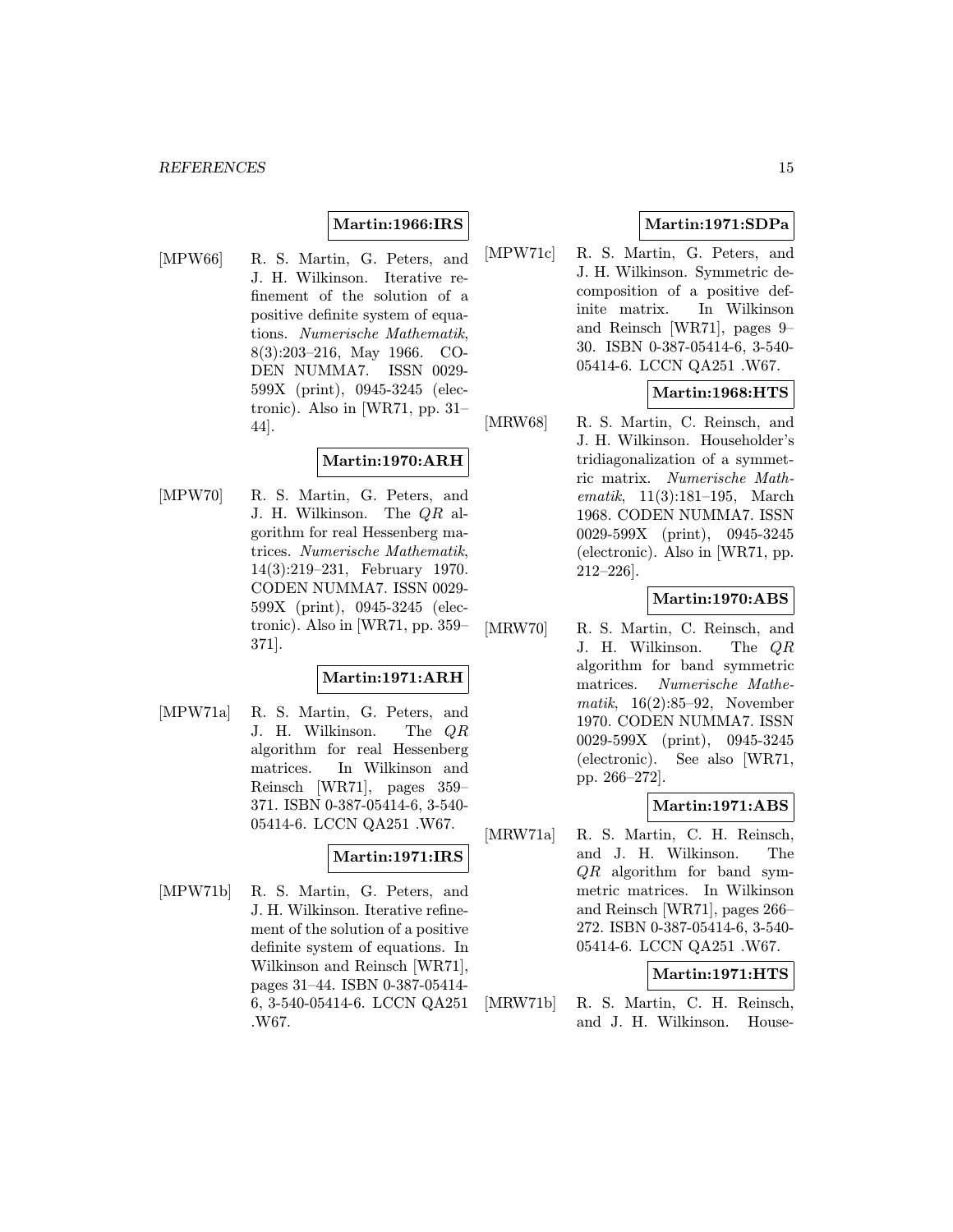**Martin:1966:IRS**

[MPW66] R. S. Martin, G. Peters, and J. H. Wilkinson. Iterative refinement of the solution of a positive definite system of equations. *Numerische Mathematik*, 8(3):203–216, May 1966. CODEN NUMMA7. ISSN 0029-599X (print), 0945-3245 (electronic). Also in [WR71, pp. 31–44].

**Martin:1970:ARH**

[MPW70] R. S. Martin, G. Peters, and J. H. Wilkinson. The $QR$ algorithm for real Hessenberg matrices. *Numerische Mathematik*, 14(3):219–231, February 1970. CODEN NUMMA7. ISSN 0029-599X (print), 0945-3245 (electronic). Also in [WR71, pp. 359–371].

**Martin:1971:ARH**

[MPW71a] R. S. Martin, G. Peters, and J. H. Wilkinson. The $QR$ algorithm for real Hessenberg matrices. In Wilkinson and Reinsch [WR71], pages 359–371. ISBN 0-387-05414-6, 3-540-05414-6. LCCN QA251 .W67.

**Martin:1971:IRS**

[MPW71b] R. S. Martin, G. Peters, and J. H. Wilkinson. Iterative refinement of the solution of a positive definite system of equations. In Wilkinson and Reinsch [WR71], pages 31–44. ISBN 0-387-05414-6, 3-540-05414-6. LCCN QA251 .W67.

**Martin:1971:SDPa**

[MPW71c] R. S. Martin, G. Peters, and J. H. Wilkinson. Symmetric decomposition of a positive definite matrix. In Wilkinson and Reinsch [WR71], pages 9–30. ISBN 0-387-05414-6, 3-540-05414-6. LCCN QA251 .W67.

**Martin:1968:HTS**

[MRW68] R. S. Martin, C. Reinsch, and J. H. Wilkinson. Householder's tridiagonalization of a symmetric matrix. *Numerische Mathematik*, 11(3):181–195, March 1968. CODEN NUMMA7. ISSN 0029-599X (print), 0945-3245 (electronic). Also in [WR71, pp. 212–226].

**Martin:1970:ABS**

[MRW70] R. S. Martin, C. Reinsch, and J. H. Wilkinson. The $QR$ algorithm for band symmetric matrices. *Numerische Mathematik*, 16(2):85–92, November 1970. CODEN NUMMA7. ISSN 0029-599X (print), 0945-3245 (electronic). See also [WR71, pp. 266–272].

**Martin:1971:ABS**

[MRW71a] R. S. Martin, C. H. Reinsch, and J. H. Wilkinson. The $QR$ algorithm for band symmetric matrices. In Wilkinson and Reinsch [WR71], pages 266–272. ISBN 0-387-05414-6, 3-540-05414-6. LCCN QA251 .W67.

**Martin:1971:HTS**

[MRW71b] R. S. Martin, C. H. Reinsch, and J. H. Wilkinson. House-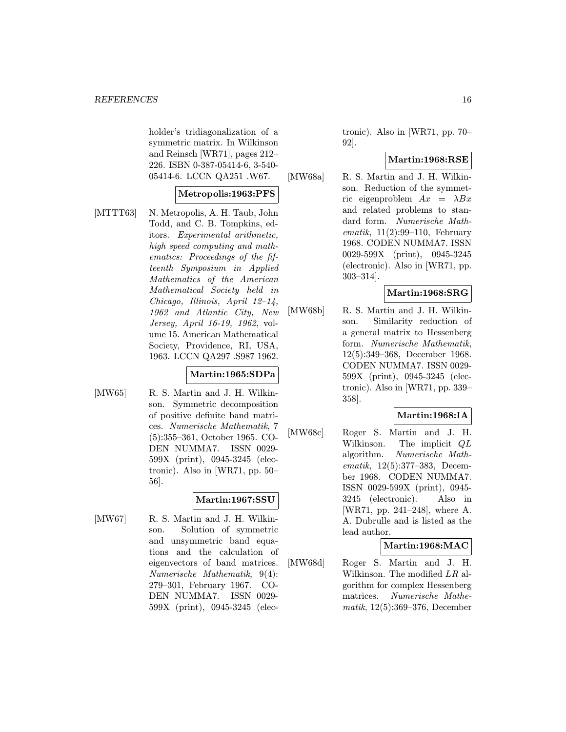holder's tridiagonalization of a symmetric matrix. In Wilkinson and Reinsch [WR71], pages 212–226. ISBN 0-387-05414-6, 3-540-05414-6. LCCN QA251 .W67.

**Metropolis:1963:PFS**

[MTTT63] N. Metropolis, A. H. Taub, John Todd, and C. B. Tompkins, editors. *Experimental arithmetic, high speed computing and mathematics: Proceedings of the fifteenth Symposium in Applied Mathematics of the American Mathematical Society held in Chicago, Illinois, April 12–14, 1962 and Atlantic City, New Jersey, April 16-19, 1962*, volume 15. American Mathematical Society, Providence, RI, USA, 1963. LCCN QA297 .S987 1962.

**Martin:1965:SDPa**

[MW65] R. S. Martin and J. H. Wilkinson. Symmetric decomposition of positive definite band matrices. *Numerische Mathematik*, 7 (5):355–361, October 1965. CODEN NUMMA7. ISSN 0029-599X (print), 0945-3245 (electronic). Also in [WR71, pp. 50–56].

**Martin:1967:SSU**

[MW67] R. S. Martin and J. H. Wilkinson. Solution of symmetric and unsymmetric band equations and the calculation of eigenvectors of band matrices. *Numerische Mathematik*, 9(4): 279–301, February 1967. CODEN NUMMA7. ISSN 0029-599X (print), 0945-3245 (electronic). Also in [WR71, pp. 70–92].

**Martin:1968:RSE**

[MW68a] R. S. Martin and J. H. Wilkinson. Reduction of the symmetric eigenproblem $Ax = \lambda Bx$ and related problems to standard form. *Numerische Mathematik*, 11(2):99–110, February 1968. CODEN NUMMA7. ISSN 0029-599X (print), 0945-3245 (electronic). Also in [WR71, pp. 303–314].

**Martin:1968:SRG**

[MW68b] R. S. Martin and J. H. Wilkinson. Similarity reduction of a general matrix to Hessenberg form. *Numerische Mathematik*, 12(5):349–368, December 1968. CODEN NUMMA7. ISSN 0029-599X (print), 0945-3245 (electronic). Also in [WR71, pp. 339–358].

**Martin:1968:IA**

[MW68c] Roger S. Martin and J. H. Wilkinson. The implicit $QL$ algorithm. *Numerische Mathematik*, 12(5):377–383, December 1968. CODEN NUMMA7. ISSN 0029-599X (print), 0945-3245 (electronic). Also in [WR71, pp. 241–248], where A. A. Dubrulle and is listed as the lead author.

**Martin:1968:MAC**

[MW68d] Roger S. Martin and J. H. Wilkinson. The modified $LR$ algorithm for complex Hessenberg matrices. *Numerische Mathematik*, 12(5):369–376, December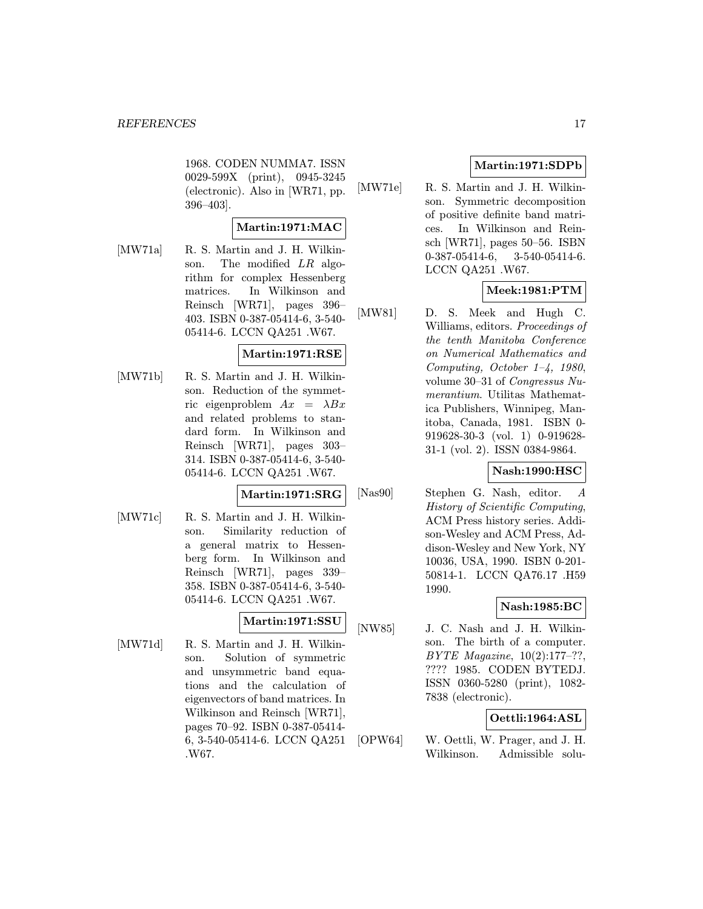1968. CODEN NUMMA7. ISSN 0029-599X (print), 0945-3245 (electronic). Also in [WR71, pp. 396–403].

**Martin:1971:MAC**

[MW71a] R. S. Martin and J. H. Wilkinson. The modified *LR* algorithm for complex Hessenberg matrices. In Wilkinson and Reinsch [WR71], pages 396–403. ISBN 0-387-05414-6, 3-540-05414-6. LCCN QA251 .W67.

**Martin:1971:RSE**

[MW71b] R. S. Martin and J. H. Wilkinson. Reduction of the symmetric eigenproblem $Ax = \lambda Bx$ and related problems to standard form. In Wilkinson and Reinsch [WR71], pages 303–314. ISBN 0-387-05414-6, 3-540-05414-6. LCCN QA251 .W67.

**Martin:1971:SRG**

[MW71c] R. S. Martin and J. H. Wilkinson. Similarity reduction of a general matrix to Hessenberg form. In Wilkinson and Reinsch [WR71], pages 339–358. ISBN 0-387-05414-6, 3-540-05414-6. LCCN QA251 .W67.

**Martin:1971:SSU**

[MW71d] R. S. Martin and J. H. Wilkinson. Solution of symmetric and unsymmetric band equations and the calculation of eigenvectors of band matrices. In Wilkinson and Reinsch [WR71], pages 70–92. ISBN 0-387-05414-6, 3-540-05414-6. LCCN QA251 .W67.

**Martin:1971:SDPb**

[MW71e] R. S. Martin and J. H. Wilkinson. Symmetric decomposition of positive definite band matrices. In Wilkinson and Reinsch [WR71], pages 50–56. ISBN 0-387-05414-6, 3-540-05414-6. LCCN QA251 .W67.

**Meek:1981:PTM**

[MW81] D. S. Meek and Hugh C. Williams, editors. *Proceedings of the tenth Manitoba Conference on Numerical Mathematics and Computing, October 1–4, 1980*, volume 30–31 of *Congressus Numerantium*. Utilitas Mathematica Publishers, Winnipeg, Manitoba, Canada, 1981. ISBN 0-919628-30-3 (vol. 1) 0-919628-31-1 (vol. 2). ISSN 0384-9864.

**Nash:1990:HSC**

[Nas90] Stephen G. Nash, editor. *A History of Scientific Computing*, ACM Press history series. Addison-Wesley and ACM Press, Addison-Wesley and New York, NY 10036, USA, 1990. ISBN 0-201-50814-1. LCCN QA76.17 .H59 1990.

**Nash:1985:BC**

[NW85] J. C. Nash and J. H. Wilkinson. The birth of a computer. *BYTE Magazine*, 10(2):177–??, ???? 1985. CODEN BYTEDJ. ISSN 0360-5280 (print), 1082-7838 (electronic).

**Oettli:1964:ASL**

[OPW64] W. Oettli, W. Prager, and J. H. Wilkinson. Admissible solu-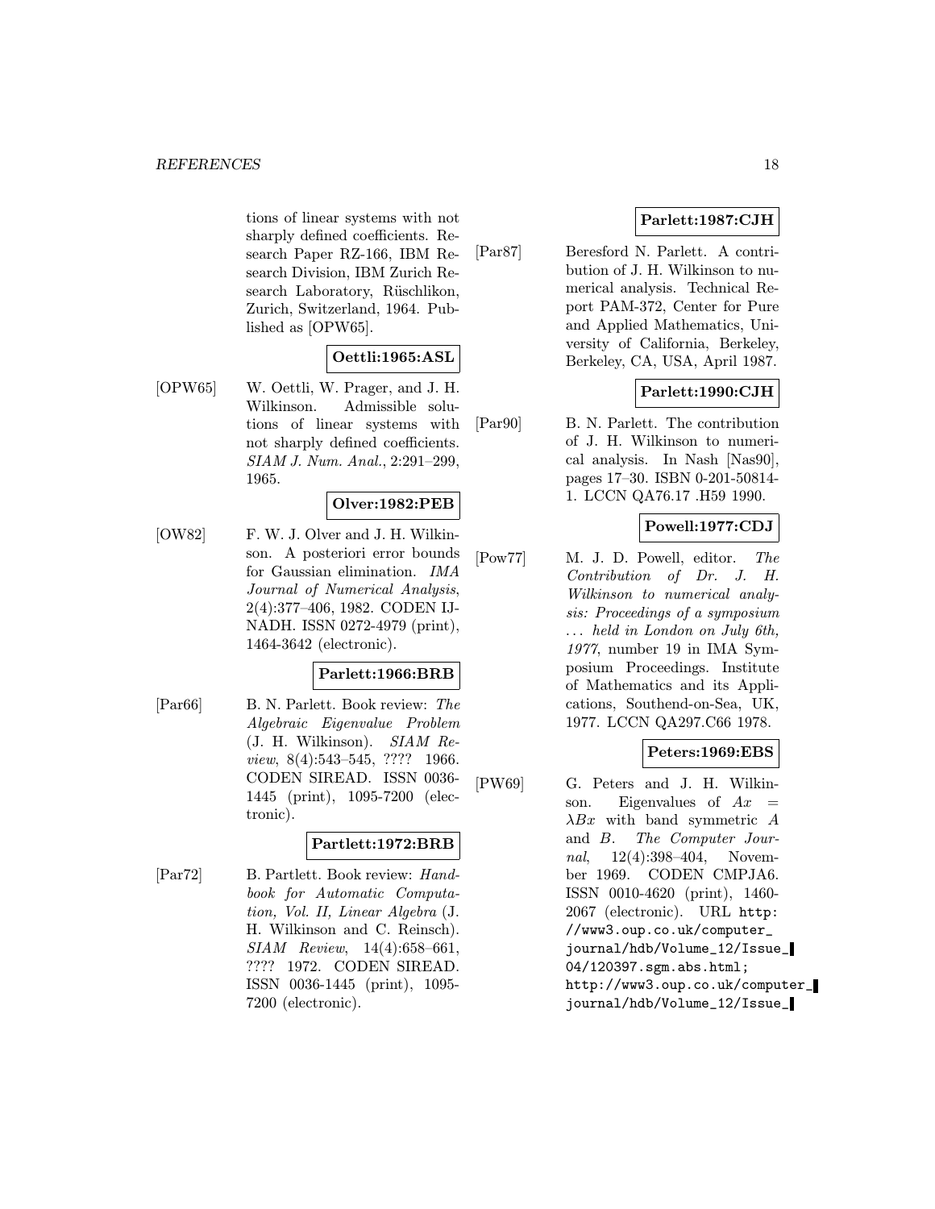tions of linear systems with not sharply defined coefficients. Research Paper RZ-166, IBM Research Division, IBM Zurich Research Laboratory, Rüschlikon, Zurich, Switzerland, 1964. Published as [OPW65].

**Oettli:1965:ASL**

[OPW65] W. Oettli, W. Prager, and J. H. Wilkinson. Admissible solutions of linear systems with not sharply defined coefficients. *SIAM J. Num. Anal.*, 2:291–299, 1965.

**Olver:1982:PEB**

[OW82] F. W. J. Olver and J. H. Wilkinson. A posteriori error bounds for Gaussian elimination. *IMA Journal of Numerical Analysis*, 2(4):377–406, 1982. CODEN IJNADH. ISSN 0272-4979 (print), 1464-3642 (electronic).

**Parlett:1966:BRB**

[Par66] B. N. Parlett. Book review: *The Algebraic Eigenvalue Problem* (J. H. Wilkinson). *SIAM Review*, 8(4):543–545, ???? 1966. CODEN SIREAD. ISSN 0036-1445 (print), 1095-7200 (electronic).

**Partlett:1972:BRB**

[Par72] B. Partlett. Book review: *Handbook for Automatic Computation, Vol. II, Linear Algebra* (J. H. Wilkinson and C. Reinsch). *SIAM Review*, 14(4):658–661, ???? 1972. CODEN SIREAD. ISSN 0036-1445 (print), 1095-7200 (electronic).

**Parlett:1987:CJH**

[Par87] Beresford N. Parlett. A contribution of J. H. Wilkinson to numerical analysis. Technical Report PAM-372, Center for Pure and Applied Mathematics, University of California, Berkeley, Berkeley, CA, USA, April 1987.

**Parlett:1990:CJH**

[Par90] B. N. Parlett. The contribution of J. H. Wilkinson to numerical analysis. In Nash [Nas90], pages 17–30. ISBN 0-201-50814-1. LCCN QA76.17 .H59 1990.

**Powell:1977:CDJ**

[Pow77] M. J. D. Powell, editor. *The Contribution of Dr. J. H. Wilkinson to numerical analysis: Proceedings of a symposium ... held in London on July 6th, 1977*, number 19 in IMA Symposium Proceedings. Institute of Mathematics and its Applications, Southend-on-Sea, UK, 1977. LCCN QA297.C66 1978.

**Peters:1969:EBS**

[PW69] G. Peters and J. H. Wilkinson. Eigenvalues of $Ax = \lambda Bx$ with band symmetric $A$ and $B$. *The Computer Journal*, 12(4):398–404, November 1969. CODEN CMPJA6. ISSN 0010-4620 (print), 1460-2067 (electronic). URL http://www3.oup.co.uk/computer_journal/hdb/Volume_12/Issue_04/120397.sgm.abs.html; http://www3.oup.co.uk/computer_journal/hdb/Volume_12/Issue_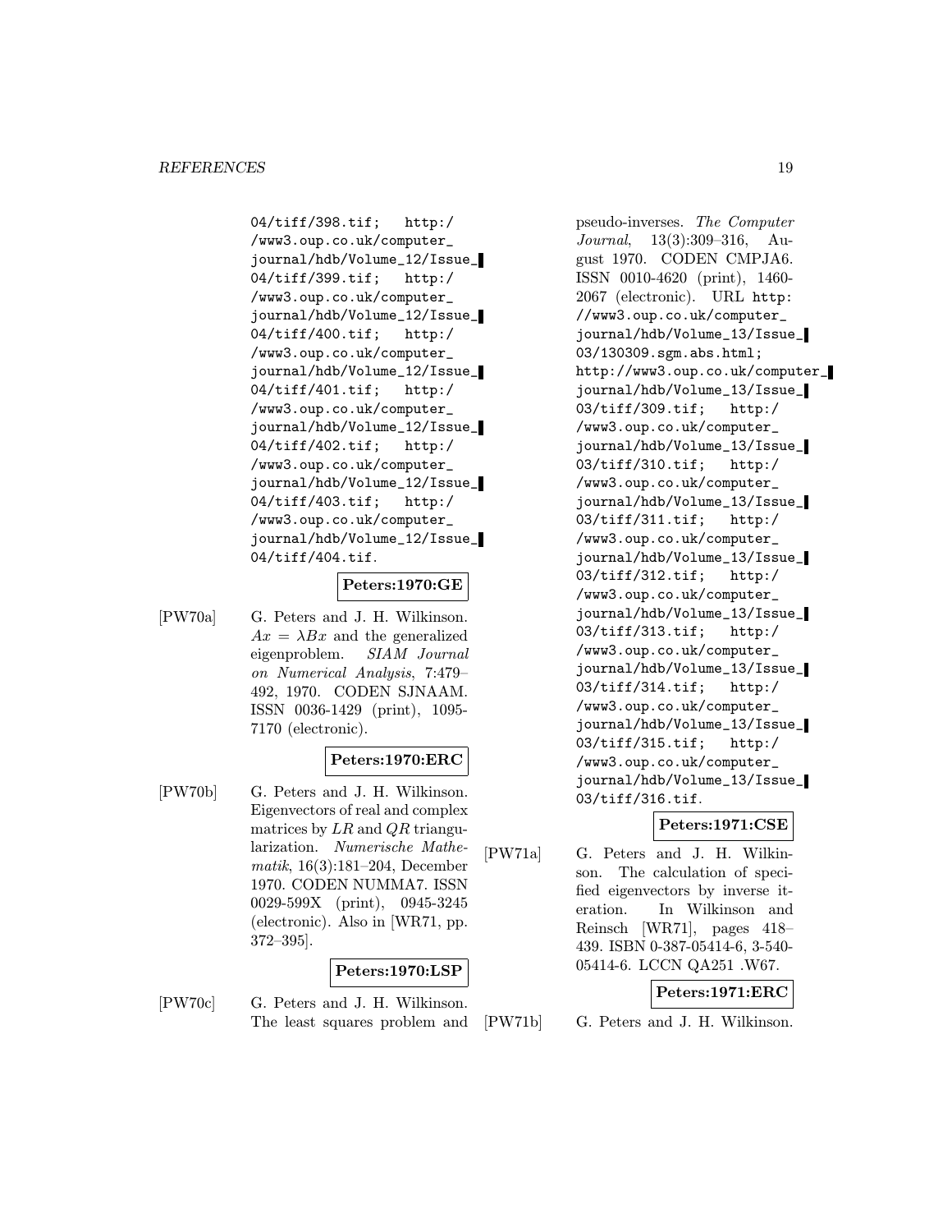04/tiff/398.tif; http://www3.oup.co.uk/computer_journal/hdb/Volume_12/Issue_04/tiff/399.tif; http://www3.oup.co.uk/computer_journal/hdb/Volume_12/Issue_04/tiff/400.tif; http://www3.oup.co.uk/computer_journal/hdb/Volume_12/Issue_04/tiff/401.tif; http://www3.oup.co.uk/computer_journal/hdb/Volume_12/Issue_04/tiff/402.tif; http://www3.oup.co.uk/computer_journal/hdb/Volume_12/Issue_04/tiff/403.tif; http://www3.oup.co.uk/computer_journal/hdb/Volume_12/Issue_04/tiff/404.tif.

**Peters:1970:GE**

[PW70a] G. Peters and J. H. Wilkinson. $Ax = \lambda Bx$ and the generalized eigenproblem. *SIAM Journal on Numerical Analysis*, 7:479–492, 1970. CODEN SJNAAM. ISSN 0036-1429 (print), 1095-7170 (electronic).

**Peters:1970:ERC**

[PW70b] G. Peters and J. H. Wilkinson. Eigenvectors of real and complex matrices by $LR$ and $QR$ triangularization. *Numerische Mathematik*, 16(3):181–204, December 1970. CODEN NUMMA7. ISSN 0029-599X (print), 0945-3245 (electronic). Also in [WR71, pp. 372–395].

**Peters:1970:LSP**

[PW70c] G. Peters and J. H. Wilkinson. The least squares problem and pseudo-inverses. *The Computer Journal*, 13(3):309–316, August 1970. CODEN CMPJA6. ISSN 0010-4620 (print), 1460-2067 (electronic). URL http://www3.oup.co.uk/computer_journal/hdb/Volume_13/Issue_03/130309.sgm.abs.html; http://www3.oup.co.uk/computer_journal/hdb/Volume_13/Issue_03/tiff/309.tif; http://www3.oup.co.uk/computer_journal/hdb/Volume_13/Issue_03/tiff/310.tif; http://www3.oup.co.uk/computer_journal/hdb/Volume_13/Issue_03/tiff/311.tif; http://www3.oup.co.uk/computer_journal/hdb/Volume_13/Issue_03/tiff/312.tif; http://www3.oup.co.uk/computer_journal/hdb/Volume_13/Issue_03/tiff/313.tif; http://www3.oup.co.uk/computer_journal/hdb/Volume_13/Issue_03/tiff/314.tif; http://www3.oup.co.uk/computer_journal/hdb/Volume_13/Issue_03/tiff/315.tif; http://www3.oup.co.uk/computer_journal/hdb/Volume_13/Issue_03/tiff/316.tif.

**Peters:1971:CSE**

[PW71a] G. Peters and J. H. Wilkinson. The calculation of specified eigenvectors by inverse iteration. In Wilkinson and Reinsch [WR71], pages 418–439. ISBN 0-387-05414-6, 3-540-05414-6. LCCN QA251 .W67.

**Peters:1971:ERC**

[PW71b] G. Peters and J. H. Wilkinson.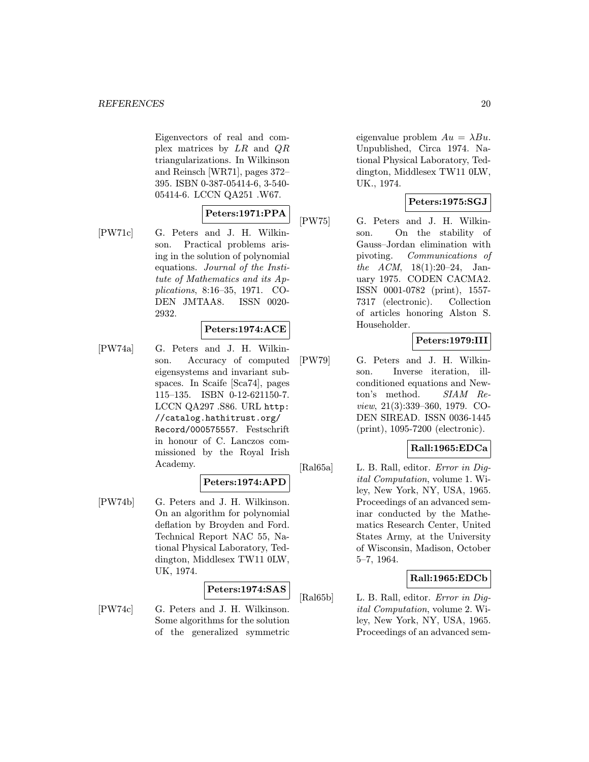Eigenvectors of real and complex matrices by $LR$ and $QR$ triangularizations. In Wilkinson and Reinsch [WR71], pages 372–395. ISBN 0-387-05414-6, 3-540-05414-6. LCCN QA251 .W67.

**Peters:1971:PPA**

[PW71c] G. Peters and J. H. Wilkinson. Practical problems arising in the solution of polynomial equations. *Journal of the Institute of Mathematics and its Applications*, 8:16–35, 1971. CODEN JMTAA8. ISSN 0020-2932.

**Peters:1974:ACE**

[PW74a] G. Peters and J. H. Wilkinson. Accuracy of computed eigensystems and invariant subspaces. In Scaife [Sca74], pages 115–135. ISBN 0-12-621150-7. LCCN QA297 .S86. URL `http://catalog.hathitrust.org/Record/000575557`. Festschrift in honour of C. Lanczos commissioned by the Royal Irish Academy.

**Peters:1974:APD**

[PW74b] G. Peters and J. H. Wilkinson. On an algorithm for polynomial deflation by Broyden and Ford. Technical Report NAC 55, National Physical Laboratory, Teddington, Middlesex TW11 0LW, UK, 1974.

**Peters:1974:SAS**

[PW74c] G. Peters and J. H. Wilkinson. Some algorithms for the solution of the generalized symmetric eigenvalue problem $Au = \lambda Bu$. Unpublished, Circa 1974. National Physical Laboratory, Teddington, Middlesex TW11 0LW, UK., 1974.

**Peters:1975:SGJ**

[PW75] G. Peters and J. H. Wilkinson. On the stability of Gauss–Jordan elimination with pivoting. *Communications of the ACM*, 18(1):20–24, January 1975. CODEN CACMA2. ISSN 0001-0782 (print), 1557-7317 (electronic). Collection of articles honoring Alston S. Householder.

**Peters:1979:III**

[PW79] G. Peters and J. H. Wilkinson. Inverse iteration, ill-conditioned equations and Newton's method. *SIAM Review*, 21(3):339–360, 1979. CODEN SIREAD. ISSN 0036-1445 (print), 1095-7200 (electronic).

**Rall:1965:EDCa**

[Ral65a] L. B. Rall, editor. *Error in Digital Computation*, volume 1. Wiley, New York, NY, USA, 1965. Proceedings of an advanced seminar conducted by the Mathematics Research Center, United States Army, at the University of Wisconsin, Madison, October 5–7, 1964.

**Rall:1965:EDCb**

[Ral65b] L. B. Rall, editor. *Error in Digital Computation*, volume 2. Wiley, New York, NY, USA, 1965. Proceedings of an advanced sem-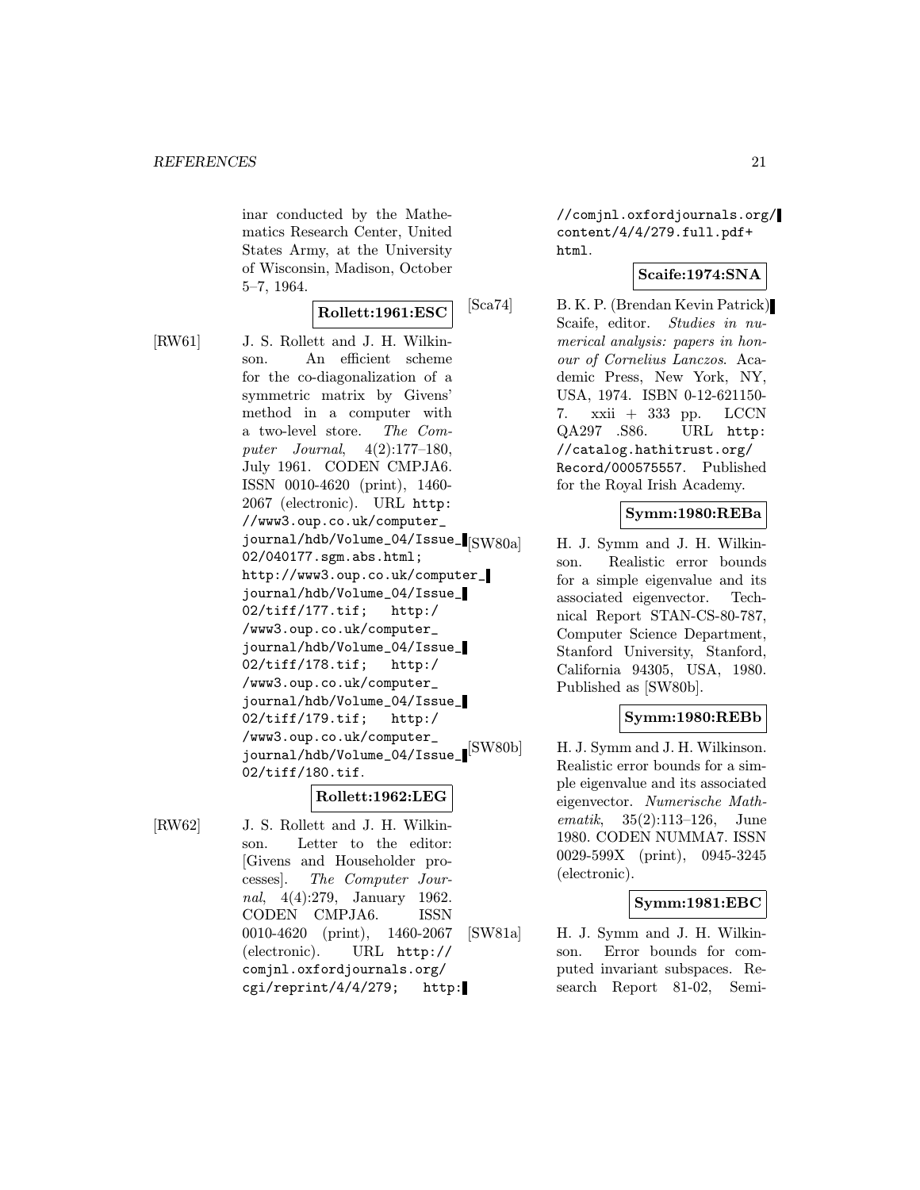inar conducted by the Mathematics Research Center, United States Army, at the University of Wisconsin, Madison, October 5–7, 1964.

**Rollett:1961:ESC**

[RW61] J. S. Rollett and J. H. Wilkinson. An efficient scheme for the co-diagonalization of a symmetric matrix by Givens' method in a computer with a two-level store. *The Computer Journal*, 4(2):177–180, July 1961. CODEN CMPJA6. ISSN 0010-4620 (print), 1460-2067 (electronic). URL http://www3.oup.co.uk/computer_journal/hdb/Volume_04/Issue_02/040177.sgm.abs.html; http://www3.oup.co.uk/computer_journal/hdb/Volume_04/Issue_02/tiff/177.tif; http://www3.oup.co.uk/computer_journal/hdb/Volume_04/Issue_02/tiff/178.tif; http://www3.oup.co.uk/computer_journal/hdb/Volume_04/Issue_02/tiff/179.tif; http://www3.oup.co.uk/computer_journal/hdb/Volume_04/Issue_02/tiff/180.tif.

**Rollett:1962:LEG**

[RW62] J. S. Rollett and J. H. Wilkinson. Letter to the editor: [Givens and Householder processes]. *The Computer Journal*, 4(4):279, January 1962. CODEN CMPJA6. ISSN 0010-4620 (print), 1460-2067 (electronic). URL http://comjnl.oxfordjournals.org/cgi/reprint/4/4/279; http://comjnl.oxfordjournals.org/content/4/4/279.full.pdf+html.

**Scaife:1974:SNA**

[Sca74] B. K. P. (Brendan Kevin Patrick) Scaife, editor. *Studies in numerical analysis: papers in honour of Cornelius Lanczos*. Academic Press, New York, NY, USA, 1974. ISBN 0-12-621150-7. xxii + 333 pp. LCCN QA297 .S86. URL http://catalog.hathitrust.org/Record/000575557. Published for the Royal Irish Academy.

**Symm:1980:REBa**

[SW80a] H. J. Symm and J. H. Wilkinson. Realistic error bounds for a simple eigenvalue and its associated eigenvector. Technical Report STAN-CS-80-787, Computer Science Department, Stanford University, Stanford, California 94305, USA, 1980. Published as [SW80b].

**Symm:1980:REBb**

[SW80b] H. J. Symm and J. H. Wilkinson. Realistic error bounds for a simple eigenvalue and its associated eigenvector. *Numerische Mathematik*, 35(2):113–126, June 1980. CODEN NUMMA7. ISSN 0029-599X (print), 0945-3245 (electronic).

**Symm:1981:EBC**

[SW81a] H. J. Symm and J. H. Wilkinson. Error bounds for computed invariant subspaces. Research Report 81-02, Semi-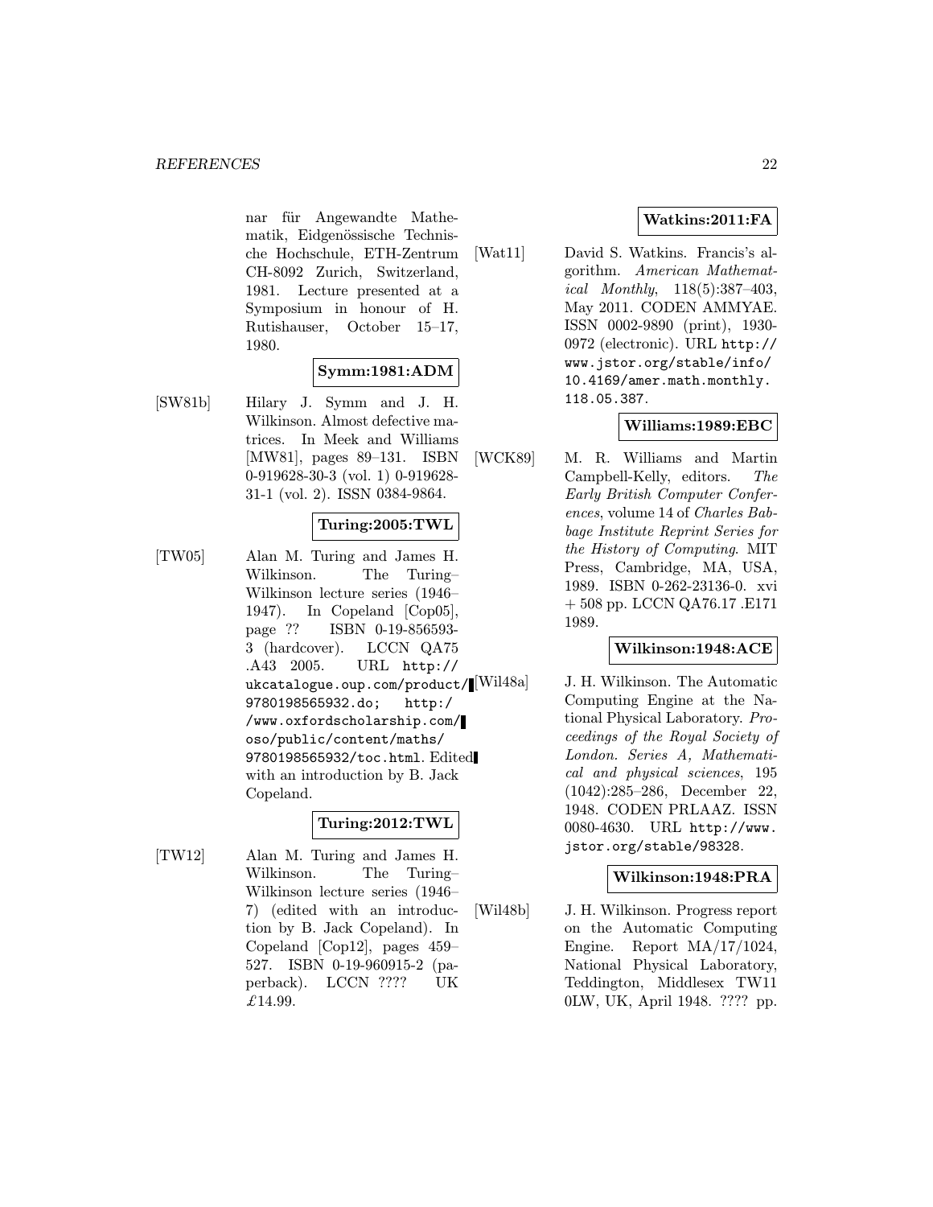nar für Angewandte Mathematik, Eidgenössische Technische Hochschule, ETH-Zentrum CH-8092 Zurich, Switzerland, 1981. Lecture presented at a Symposium in honour of H. Rutishauser, October 15–17, 1980.

**Symm:1981:ADM**

[SW81b] Hilary J. Symm and J. H. Wilkinson. Almost defective matrices. In Meek and Williams [MW81], pages 89–131. ISBN 0-919628-30-3 (vol. 1) 0-919628-31-1 (vol. 2). ISSN 0384-9864.

**Turing:2005:TWL**

[TW05] Alan M. Turing and James H. Wilkinson. The Turing–Wilkinson lecture series (1946–1947). In Copeland [Cop05], page ?? ISBN 0-19-856593-3 (hardcover). LCCN QA75 .A43 2005. URL `http://ukcatalogue.oup.com/product/9780198565932.do; http://www.oxfordscholarship.com/oso/public/content/maths/9780198565932/toc.html`. Edited with an introduction by B. Jack Copeland.

**Turing:2012:TWL**

[TW12] Alan M. Turing and James H. Wilkinson. The Turing–Wilkinson lecture series (1946–7) (edited with an introduction by B. Jack Copeland). In Copeland [Cop12], pages 459–527. ISBN 0-19-960915-2 (paperback). LCCN ???? UK £14.99.

**Watkins:2011:FA**

[Wat11] David S. Watkins. Francis's algorithm. *American Mathematical Monthly*, 118(5):387–403, May 2011. CODEN AMMYAE. ISSN 0002-9890 (print), 1930-0972 (electronic). URL `http://www.jstor.org/stable/info/10.4169/amer.math.monthly.118.05.387`.

**Williams:1989:EBC**

[WCK89] M. R. Williams and Martin Campbell-Kelly, editors. *The Early British Computer Conferences*, volume 14 of *Charles Babbage Institute Reprint Series for the History of Computing*. MIT Press, Cambridge, MA, USA, 1989. ISBN 0-262-23136-0. xvi + 508 pp. LCCN QA76.17 .E171 1989.

**Wilkinson:1948:ACE**

[Wil48a] J. H. Wilkinson. The Automatic Computing Engine at the National Physical Laboratory. *Proceedings of the Royal Society of London. Series A, Mathematical and physical sciences*, 195 (1042):285–286, December 22, 1948. CODEN PRLAAZ. ISSN 0080-4630. URL `http://www.jstor.org/stable/98328`.

**Wilkinson:1948:PRA**

[Wil48b] J. H. Wilkinson. Progress report on the Automatic Computing Engine. Report MA/17/1024, National Physical Laboratory, Teddington, Middlesex TW11 0LW, UK, April 1948. ???? pp.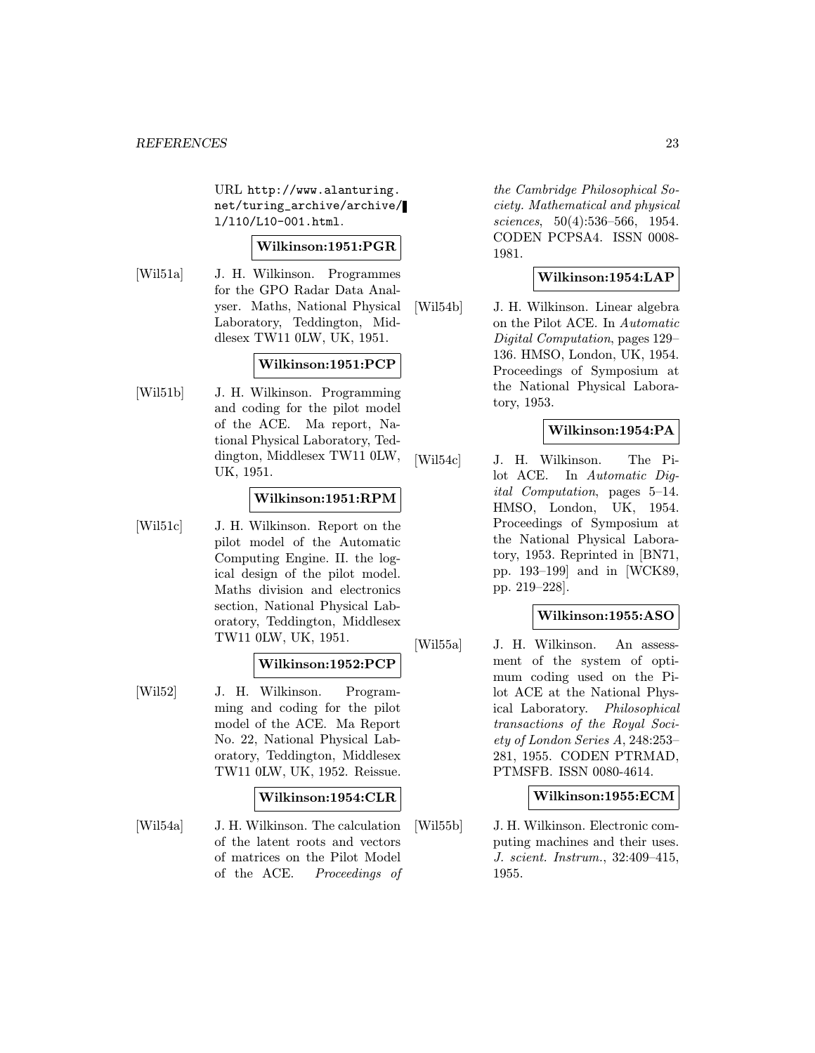URL http://www.alanturing.net/turing_archive/archive/l/l10/L10-001.html.

**Wilkinson:1951:PGR**

[Wil51a] J. H. Wilkinson. Programmes for the GPO Radar Data Analyser. Maths, National Physical Laboratory, Teddington, Middlesex TW11 0LW, UK, 1951.

**Wilkinson:1951:PCP**

[Wil51b] J. H. Wilkinson. Programming and coding for the pilot model of the ACE. Ma report, National Physical Laboratory, Teddington, Middlesex TW11 0LW, UK, 1951.

**Wilkinson:1951:RPM**

[Wil51c] J. H. Wilkinson. Report on the pilot model of the Automatic Computing Engine. II. the logical design of the pilot model. Maths division and electronics section, National Physical Laboratory, Teddington, Middlesex TW11 0LW, UK, 1951.

**Wilkinson:1952:PCP**

[Wil52] J. H. Wilkinson. Programming and coding for the pilot model of the ACE. Ma Report No. 22, National Physical Laboratory, Teddington, Middlesex TW11 0LW, UK, 1952. Reissue.

**Wilkinson:1954:CLR**

[Wil54a] J. H. Wilkinson. The calculation of the latent roots and vectors of matrices on the Pilot Model of the ACE. *Proceedings of the Cambridge Philosophical Society. Mathematical and physical sciences*, 50(4):536–566, 1954. CODEN PCPSA4. ISSN 0008-1981.

**Wilkinson:1954:LAP**

[Wil54b] J. H. Wilkinson. Linear algebra on the Pilot ACE. In *Automatic Digital Computation*, pages 129–136. HMSO, London, UK, 1954. Proceedings of Symposium at the National Physical Laboratory, 1953.

**Wilkinson:1954:PA**

[Wil54c] J. H. Wilkinson. The Pilot ACE. In *Automatic Digital Computation*, pages 5–14. HMSO, London, UK, 1954. Proceedings of Symposium at the National Physical Laboratory, 1953. Reprinted in [BN71, pp. 193–199] and in [WCK89, pp. 219–228].

**Wilkinson:1955:ASO**

[Wil55a] J. H. Wilkinson. An assessment of the system of optimum coding used on the Pilot ACE at the National Physical Laboratory. *Philosophical transactions of the Royal Society of London Series A*, 248:253–281, 1955. CODEN PTRMAD, PTMSFB. ISSN 0080-4614.

**Wilkinson:1955:ECM**

[Wil55b] J. H. Wilkinson. Electronic computing machines and their uses. *J. scient. Instrum.*, 32:409–415, 1955.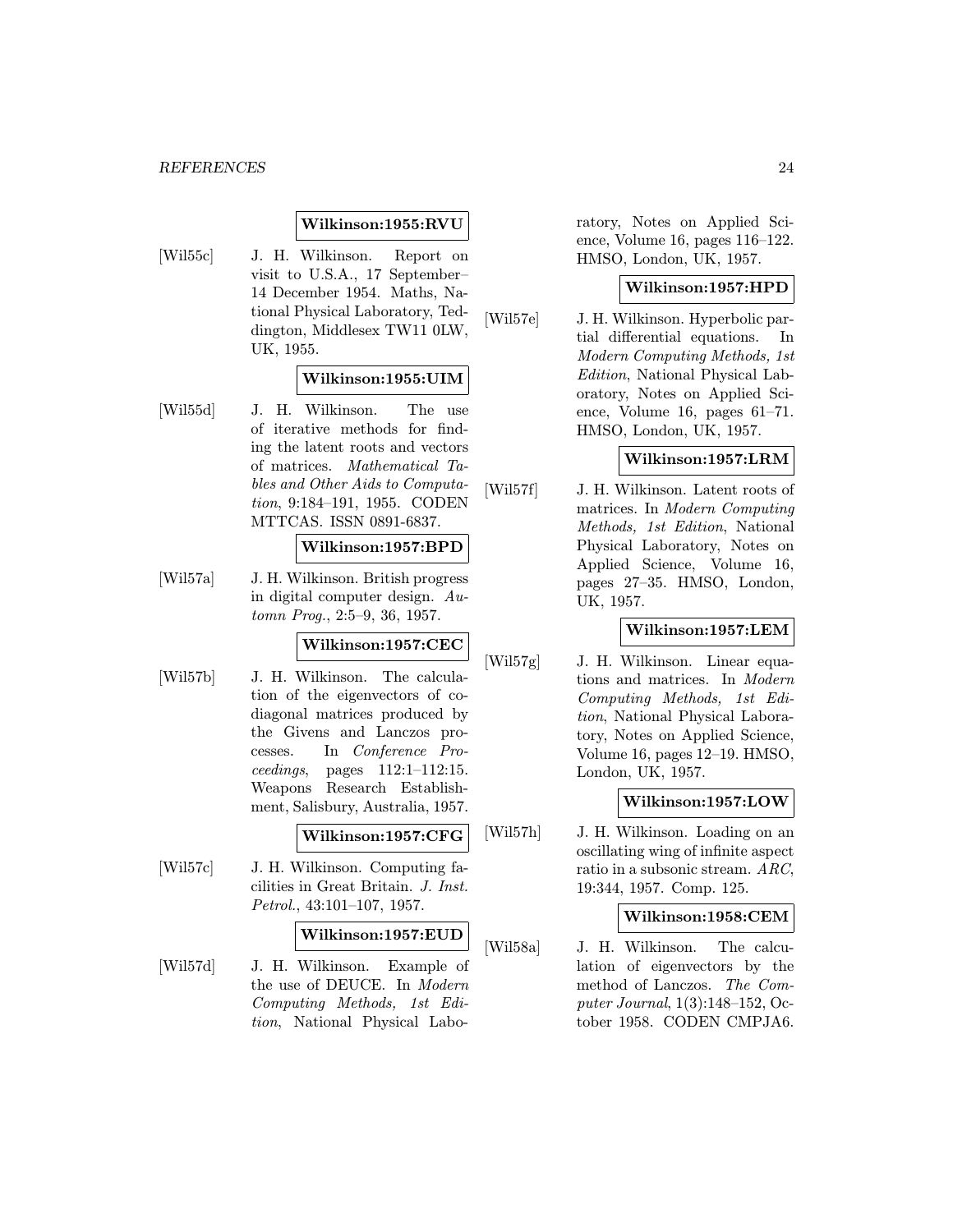**Wilkinson:1955:RVU**

[Wil55c] J. H. Wilkinson. Report on visit to U.S.A., 17 September–14 December 1954. Maths, National Physical Laboratory, Teddington, Middlesex TW11 0LW, UK, 1955.

**Wilkinson:1955:UIM**

[Wil55d] J. H. Wilkinson. The use of iterative methods for finding the latent roots and vectors of matrices. *Mathematical Tables and Other Aids to Computation*, 9:184–191, 1955. CODEN MTTCAS. ISSN 0891-6837.

**Wilkinson:1957:BPD**

[Wil57a] J. H. Wilkinson. British progress in digital computer design. *Automn Prog.*, 2:5–9, 36, 1957.

**Wilkinson:1957:CEC**

[Wil57b] J. H. Wilkinson. The calculation of the eigenvectors of codiagonal matrices produced by the Givens and Lanczos processes. In *Conference Proceedings*, pages 112:1–112:15. Weapons Research Establishment, Salisbury, Australia, 1957.

**Wilkinson:1957:CFG**

[Wil57c] J. H. Wilkinson. Computing facilities in Great Britain. *J. Inst. Petrol.*, 43:101–107, 1957.

**Wilkinson:1957:EUD**

[Wil57d] J. H. Wilkinson. Example of the use of DEUCE. In *Modern Computing Methods, 1st Edition*, National Physical Laboratory, Notes on Applied Science, Volume 16, pages 116–122. HMSO, London, UK, 1957.

**Wilkinson:1957:HPD**

[Wil57e] J. H. Wilkinson. Hyperbolic partial differential equations. In *Modern Computing Methods, 1st Edition*, National Physical Laboratory, Notes on Applied Science, Volume 16, pages 61–71. HMSO, London, UK, 1957.

**Wilkinson:1957:LRM**

[Wil57f] J. H. Wilkinson. Latent roots of matrices. In *Modern Computing Methods, 1st Edition*, National Physical Laboratory, Notes on Applied Science, Volume 16, pages 27–35. HMSO, London, UK, 1957.

**Wilkinson:1957:LEM**

[Wil57g] J. H. Wilkinson. Linear equations and matrices. In *Modern Computing Methods, 1st Edition*, National Physical Laboratory, Notes on Applied Science, Volume 16, pages 12–19. HMSO, London, UK, 1957.

**Wilkinson:1957:LOW**

[Wil57h] J. H. Wilkinson. Loading on an oscillating wing of infinite aspect ratio in a subsonic stream. *ARC*, 19:344, 1957. Comp. 125.

**Wilkinson:1958:CEM**

[Wil58a] J. H. Wilkinson. The calculation of eigenvectors by the method of Lanczos. *The Computer Journal*, 1(3):148–152, October 1958. CODEN CMPJA6.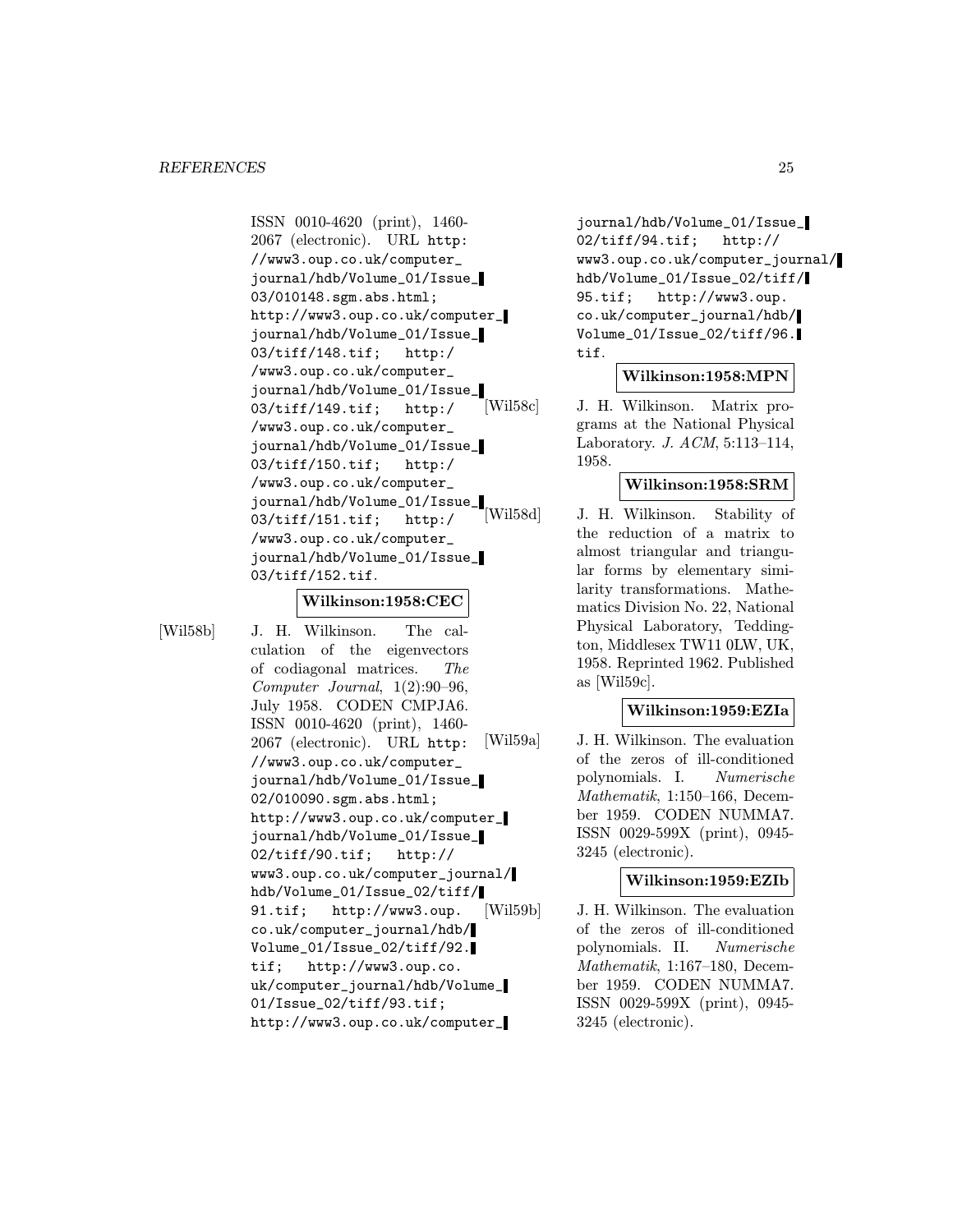ISSN 0010-4620 (print), 1460-2067 (electronic). URL http://www3.oup.co.uk/computer_journal/hdb/Volume_01/Issue_03/010148.sgm.abs.html; http://www3.oup.co.uk/computer_journal/hdb/Volume_01/Issue_03/tiff/148.tif; http://www3.oup.co.uk/computer_journal/hdb/Volume_01/Issue_03/tiff/149.tif; http://www3.oup.co.uk/computer_journal/hdb/Volume_01/Issue_03/tiff/150.tif; http://www3.oup.co.uk/computer_journal/hdb/Volume_01/Issue_03/tiff/151.tif; http://www3.oup.co.uk/computer_journal/hdb/Volume_01/Issue_03/tiff/152.tif.

**Wilkinson:1958:CEC**

[Wil58b] J. H. Wilkinson. The calculation of the eigenvectors of codiagonal matrices. *The Computer Journal*, 1(2):90–96, July 1958. CODEN CMPJA6. ISSN 0010-4620 (print), 1460-2067 (electronic). URL http://www3.oup.co.uk/computer_journal/hdb/Volume_01/Issue_02/010090.sgm.abs.html; http://www3.oup.co.uk/computer_journal/hdb/Volume_01/Issue_02/tiff/90.tif; http://www3.oup.co.uk/computer_journal/hdb/Volume_01/Issue_02/tiff/91.tif; http://www3.oup.co.uk/computer_journal/hdb/Volume_01/Issue_02/tiff/92.tif; http://www3.oup.co.uk/computer_journal/hdb/Volume_01/Issue_02/tiff/93.tif; http://www3.oup.co.uk/computer_journal/hdb/Volume_01/Issue_02/tiff/94.tif; http://www3.oup.co.uk/computer_journal/hdb/Volume_01/Issue_02/tiff/95.tif; http://www3.oup.co.uk/computer_journal/hdb/Volume_01/Issue_02/tiff/96.tif.

**Wilkinson:1958:MPN**

[Wil58c] J. H. Wilkinson. Matrix programs at the National Physical Laboratory. *J. ACM*, 5:113–114, 1958.

**Wilkinson:1958:SRM**

[Wil58d] J. H. Wilkinson. Stability of the reduction of a matrix to almost triangular and triangular forms by elementary similarity transformations. Mathematics Division No. 22, National Physical Laboratory, Teddington, Middlesex TW11 0LW, UK, 1958. Reprinted 1962. Published as [Wil59c].

**Wilkinson:1959:EZIa**

[Wil59a] J. H. Wilkinson. The evaluation of the zeros of ill-conditioned polynomials. I. *Numerische Mathematik*, 1:150–166, December 1959. CODEN NUMMA7. ISSN 0029-599X (print), 0945-3245 (electronic).

**Wilkinson:1959:EZIb**

[Wil59b] J. H. Wilkinson. The evaluation of the zeros of ill-conditioned polynomials. II. *Numerische Mathematik*, 1:167–180, December 1959. CODEN NUMMA7. ISSN 0029-599X (print), 0945-3245 (electronic).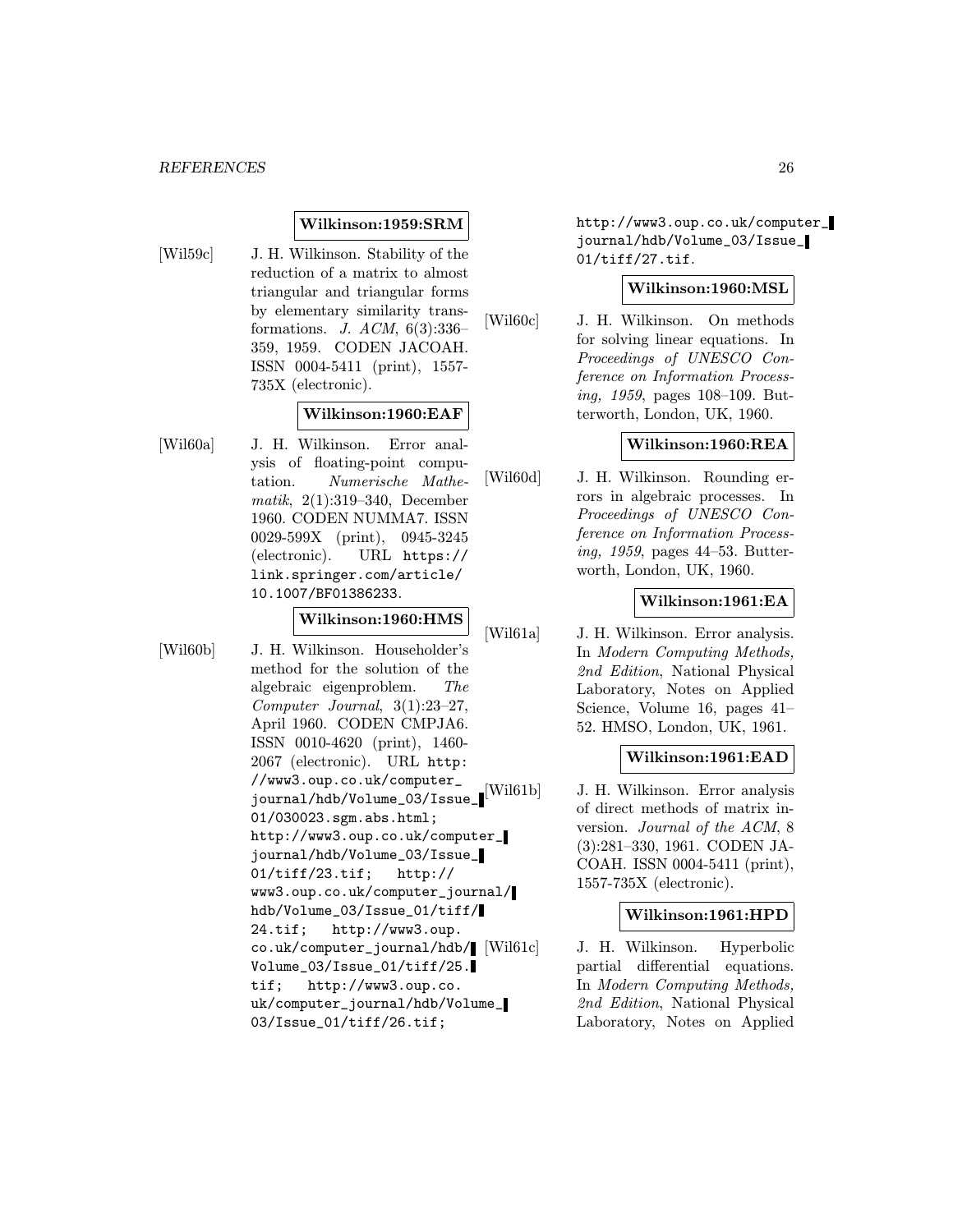**Wilkinson:1959:SRM**

[Wil59c] J. H. Wilkinson. Stability of the reduction of a matrix to almost triangular and triangular forms by elementary similarity transformations. *J. ACM*, 6(3):336–359, 1959. CODEN JACOAH. ISSN 0004-5411 (print), 1557-735X (electronic).

**Wilkinson:1960:EAF**

[Wil60a] J. H. Wilkinson. Error analysis of floating-point computation. *Numerische Mathematik*, 2(1):319–340, December 1960. CODEN NUMMA7. ISSN 0029-599X (print), 0945-3245 (electronic). URL https://link.springer.com/article/10.1007/BF01386233.

**Wilkinson:1960:HMS**

[Wil60b] J. H. Wilkinson. Householder's method for the solution of the algebraic eigenproblem. *The Computer Journal*, 3(1):23–27, April 1960. CODEN CMPJA6. ISSN 0010-4620 (print), 1460-2067 (electronic). URL http://www3.oup.co.uk/computer_journal/hdb/Volume_03/Issue_01/030023.sgm.abs.html; http://www3.oup.co.uk/computer_journal/hdb/Volume_03/Issue_01/tiff/23.tif; http://www3.oup.co.uk/computer_journal/hdb/Volume_03/Issue_01/tiff/24.tif; http://www3.oup.co.uk/computer_journal/hdb/Volume_03/Issue_01/tiff/25.tif; http://www3.oup.co.uk/computer_journal/hdb/Volume_03/Issue_01/tiff/26.tif; http://www3.oup.co.uk/computer_journal/hdb/Volume_03/Issue_01/tiff/27.tif.

**Wilkinson:1960:MSL**

[Wil60c] J. H. Wilkinson. On methods for solving linear equations. In *Proceedings of UNESCO Conference on Information Processing, 1959*, pages 108–109. Butterworth, London, UK, 1960.

**Wilkinson:1960:REA**

[Wil60d] J. H. Wilkinson. Rounding errors in algebraic processes. In *Proceedings of UNESCO Conference on Information Processing, 1959*, pages 44–53. Butterworth, London, UK, 1960.

**Wilkinson:1961:EA**

[Wil61a] J. H. Wilkinson. Error analysis. In *Modern Computing Methods, 2nd Edition*, National Physical Laboratory, Notes on Applied Science, Volume 16, pages 41–52. HMSO, London, UK, 1961.

**Wilkinson:1961:EAD**

[Wil61b] J. H. Wilkinson. Error analysis of direct methods of matrix inversion. *Journal of the ACM*, 8 (3):281–330, 1961. CODEN JACOAH. ISSN 0004-5411 (print), 1557-735X (electronic).

**Wilkinson:1961:HPD**

[Wil61c] J. H. Wilkinson. Hyperbolic partial differential equations. In *Modern Computing Methods, 2nd Edition*, National Physical Laboratory, Notes on Applied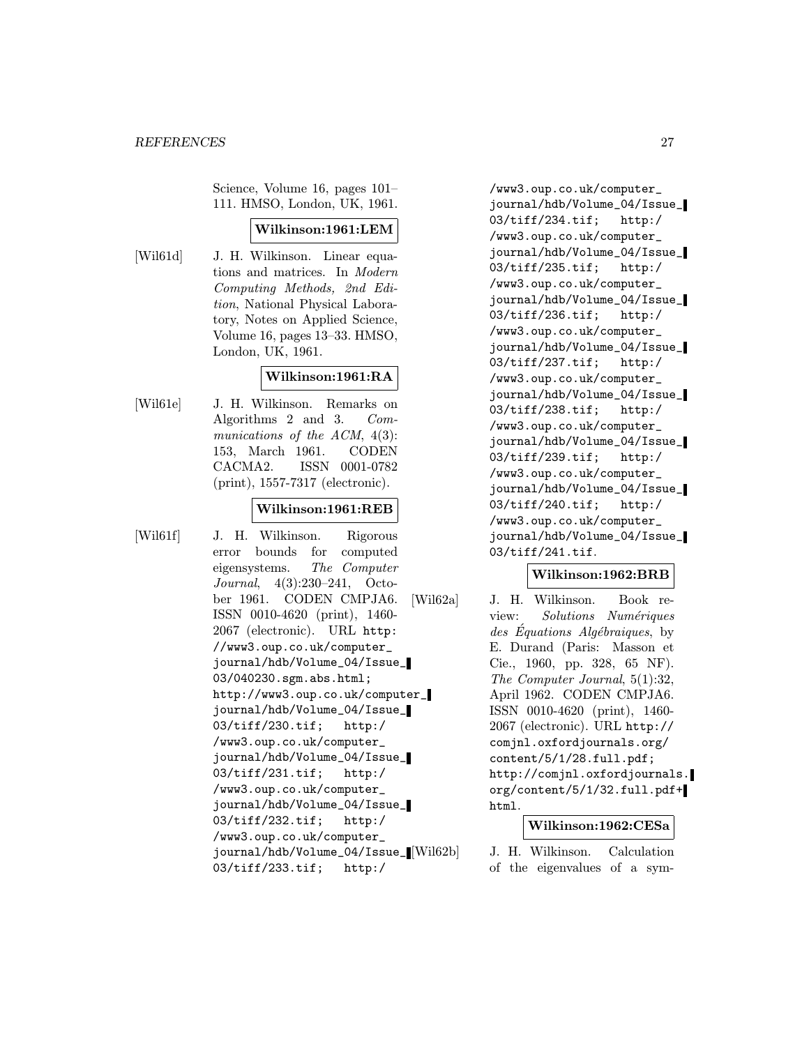Science, Volume 16, pages 101–111. HMSO, London, UK, 1961.

**Wilkinson:1961:LEM**

[Wil61d] J. H. Wilkinson. Linear equations and matrices. In *Modern Computing Methods, 2nd Edition*, National Physical Laboratory, Notes on Applied Science, Volume 16, pages 13–33. HMSO, London, UK, 1961.

**Wilkinson:1961:RA**

[Wil61e] J. H. Wilkinson. Remarks on Algorithms 2 and 3. *Communications of the ACM*, 4(3): 153, March 1961. CODEN CACMA2. ISSN 0001-0782 (print), 1557-7317 (electronic).

**Wilkinson:1961:REB**

[Wil61f] J. H. Wilkinson. Rigorous error bounds for computed eigensystems. *The Computer Journal*, 4(3):230–241, October 1961. CODEN CMPJA6. ISSN 0010-4620 (print), 1460-2067 (electronic). URL http://www3.oup.co.uk/computer_journal/hdb/Volume_04/Issue_03/040230.sgm.abs.html; http://www3.oup.co.uk/computer_journal/hdb/Volume_04/Issue_03/tiff/230.tif; http://www3.oup.co.uk/computer_journal/hdb/Volume_04/Issue_03/tiff/231.tif; http://www3.oup.co.uk/computer_journal/hdb/Volume_04/Issue_03/tiff/232.tif; http://www3.oup.co.uk/computer_journal/hdb/Volume_04/Issue_03/tiff/233.tif; http://www3.oup.co.uk/computer_journal/hdb/Volume_04/Issue_03/tiff/234.tif; http://www3.oup.co.uk/computer_journal/hdb/Volume_04/Issue_03/tiff/235.tif; http://www3.oup.co.uk/computer_journal/hdb/Volume_04/Issue_03/tiff/236.tif; http://www3.oup.co.uk/computer_journal/hdb/Volume_04/Issue_03/tiff/237.tif; http://www3.oup.co.uk/computer_journal/hdb/Volume_04/Issue_03/tiff/238.tif; http://www3.oup.co.uk/computer_journal/hdb/Volume_04/Issue_03/tiff/239.tif; http://www3.oup.co.uk/computer_journal/hdb/Volume_04/Issue_03/tiff/240.tif; http://www3.oup.co.uk/computer_journal/hdb/Volume_04/Issue_03/tiff/241.tif.

**Wilkinson:1962:BRB**

[Wil62a] J. H. Wilkinson. Book review: *Solutions Numériques des Équations Algébraiques*, by E. Durand (Paris: Masson et Cie., 1960, pp. 328, 65 NF). *The Computer Journal*, 5(1):32, April 1962. CODEN CMPJA6. ISSN 0010-4620 (print), 1460-2067 (electronic). URL http://comjnl.oxfordjournals.org/content/5/1/28.full.pdf; http://comjnl.oxfordjournals.org/content/5/1/32.full.pdf+html.

**Wilkinson:1962:CESa**

[Wil62b] J. H. Wilkinson. Calculation of the eigenvalues of a sym-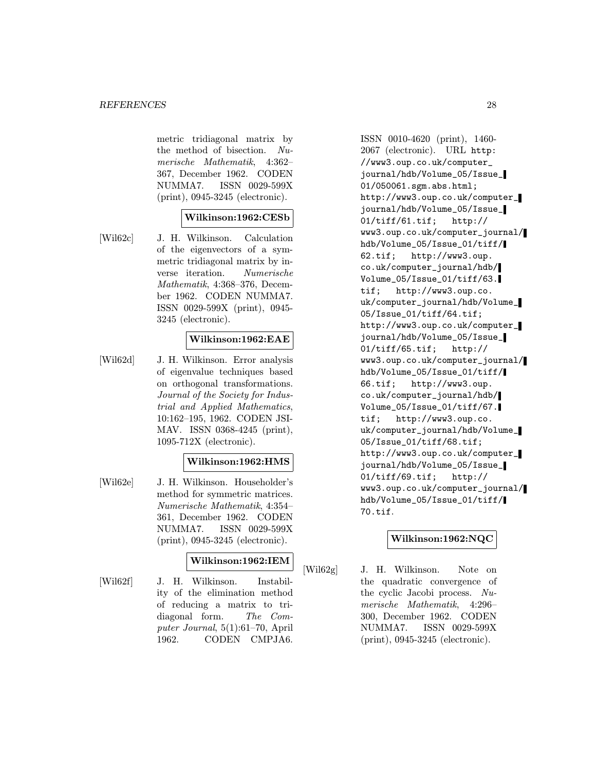metric tridiagonal matrix by the method of bisection. *Numerische Mathematik*, 4:362–367, December 1962. CODEN NUMMA7. ISSN 0029-599X (print), 0945-3245 (electronic).

**Wilkinson:1962:CESb**

[Wil62c] J. H. Wilkinson. Calculation of the eigenvectors of a symmetric tridiagonal matrix by inverse iteration. *Numerische Mathematik*, 4:368–376, December 1962. CODEN NUMMA7. ISSN 0029-599X (print), 0945-3245 (electronic).

**Wilkinson:1962:EAE**

[Wil62d] J. H. Wilkinson. Error analysis of eigenvalue techniques based on orthogonal transformations. *Journal of the Society for Industrial and Applied Mathematics*, 10:162–195, 1962. CODEN JSIMAV. ISSN 0368-4245 (print), 1095-712X (electronic).

**Wilkinson:1962:HMS**

[Wil62e] J. H. Wilkinson. Householder's method for symmetric matrices. *Numerische Mathematik*, 4:354–361, December 1962. CODEN NUMMA7. ISSN 0029-599X (print), 0945-3245 (electronic).

**Wilkinson:1962:IEM**

[Wil62f] J. H. Wilkinson. Instability of the elimination method of reducing a matrix to tridiagonal form. *The Computer Journal*, 5(1):61–70, April 1962. CODEN CMPJA6. ISSN 0010-4620 (print), 1460-2067 (electronic). URL http://www3.oup.co.uk/computer_journal/hdb/Volume_05/Issue_01/050061.sgm.abs.html; http://www3.oup.co.uk/computer_journal/hdb/Volume_05/Issue_01/tiff/61.tif; http://www3.oup.co.uk/computer_journal/hdb/Volume_05/Issue_01/tiff/62.tif; http://www3.oup.co.uk/computer_journal/hdb/Volume_05/Issue_01/tiff/63.tif; http://www3.oup.co.uk/computer_journal/hdb/Volume_05/Issue_01/tiff/64.tif; http://www3.oup.co.uk/computer_journal/hdb/Volume_05/Issue_01/tiff/65.tif; http://www3.oup.co.uk/computer_journal/hdb/Volume_05/Issue_01/tiff/66.tif; http://www3.oup.co.uk/computer_journal/hdb/Volume_05/Issue_01/tiff/67.tif; http://www3.oup.co.uk/computer_journal/hdb/Volume_05/Issue_01/tiff/68.tif; http://www3.oup.co.uk/computer_journal/hdb/Volume_05/Issue_01/tiff/69.tif; http://www3.oup.co.uk/computer_journal/hdb/Volume_05/Issue_01/tiff/70.tif.

**Wilkinson:1962:NQC**

[Wil62g] J. H. Wilkinson. Note on the quadratic convergence of the cyclic Jacobi process. *Numerische Mathematik*, 4:296–300, December 1962. CODEN NUMMA7. ISSN 0029-599X (print), 0945-3245 (electronic).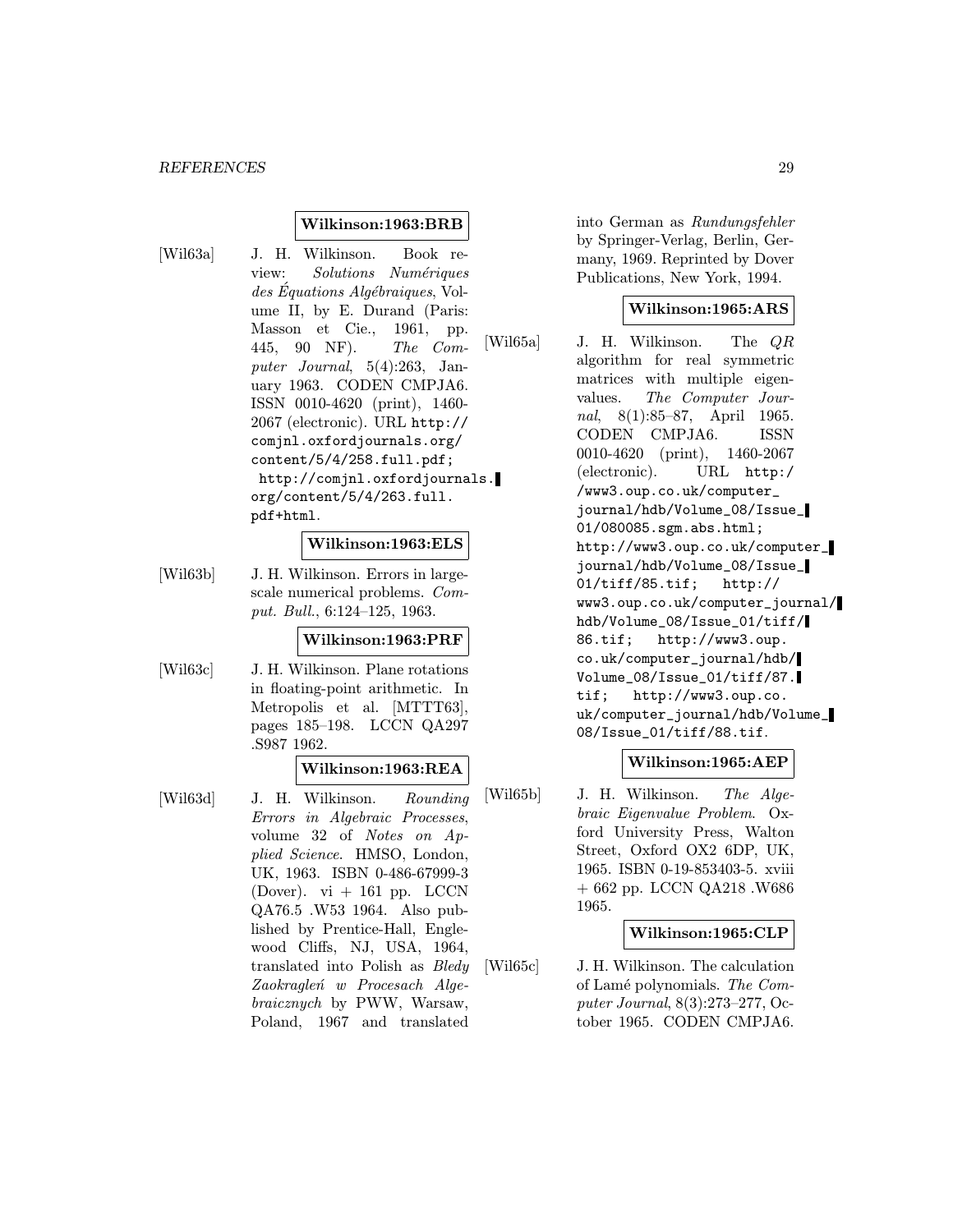**Wilkinson:1963:BRB**

[Wil63a] J. H. Wilkinson. Book review: *Solutions Numériques des Équations Algébraiques*, Volume II, by E. Durand (Paris: Masson et Cie., 1961, pp. 445, 90 NF). *The Computer Journal*, 5(4):263, January 1963. CODEN CMPJA6. ISSN 0010-4620 (print), 1460-2067 (electronic). URL http://comjnl.oxfordjournals.org/content/5/4/258.full.pdf; http://comjnl.oxfordjournals.org/content/5/4/263.full.pdf+html.

**Wilkinson:1963:ELS**

[Wil63b] J. H. Wilkinson. Errors in large-scale numerical problems. *Comput. Bull.*, 6:124–125, 1963.

**Wilkinson:1963:PRF**

[Wil63c] J. H. Wilkinson. Plane rotations in floating-point arithmetic. In Metropolis et al. [MTTT63], pages 185–198. LCCN QA297 .S987 1962.

**Wilkinson:1963:REA**

[Wil63d] J. H. Wilkinson. *Rounding Errors in Algebraic Processes*, volume 32 of *Notes on Applied Science*. HMSO, London, UK, 1963. ISBN 0-486-67999-3 (Dover). vi + 161 pp. LCCN QA76.5 .W53 1964. Also published by Prentice-Hall, Englewood Cliffs, NJ, USA, 1964, translated into Polish as *Bledy Zaokragleń w Procesach Algebraicznych* by PWW, Warsaw, Poland, 1967 and translated into German as *Rundungsfehler* by Springer-Verlag, Berlin, Germany, 1969. Reprinted by Dover Publications, New York, 1994.

**Wilkinson:1965:ARS**

[Wil65a] J. H. Wilkinson. The $QR$ algorithm for real symmetric matrices with multiple eigenvalues. *The Computer Journal*, 8(1):85–87, April 1965. CODEN CMPJA6. ISSN 0010-4620 (print), 1460-2067 (electronic). URL http://www3.oup.co.uk/computer_journal/hdb/Volume_08/Issue_01/080085.sgm.abs.html; http://www3.oup.co.uk/computer_journal/hdb/Volume_08/Issue_01/tiff/85.tif; http://www3.oup.co.uk/computer_journal/hdb/Volume_08/Issue_01/tiff/86.tif; http://www3.oup.co.uk/computer_journal/hdb/Volume_08/Issue_01/tiff/87.tif; http://www3.oup.co.uk/computer_journal/hdb/Volume_08/Issue_01/tiff/88.tif.

**Wilkinson:1965:AEP**

[Wil65b] J. H. Wilkinson. *The Algebraic Eigenvalue Problem*. Oxford University Press, Walton Street, Oxford OX2 6DP, UK, 1965. ISBN 0-19-853403-5. xviii + 662 pp. LCCN QA218 .W686 1965.

**Wilkinson:1965:CLP**

[Wil65c] J. H. Wilkinson. The calculation of Lamé polynomials. *The Computer Journal*, 8(3):273–277, October 1965. CODEN CMPJA6.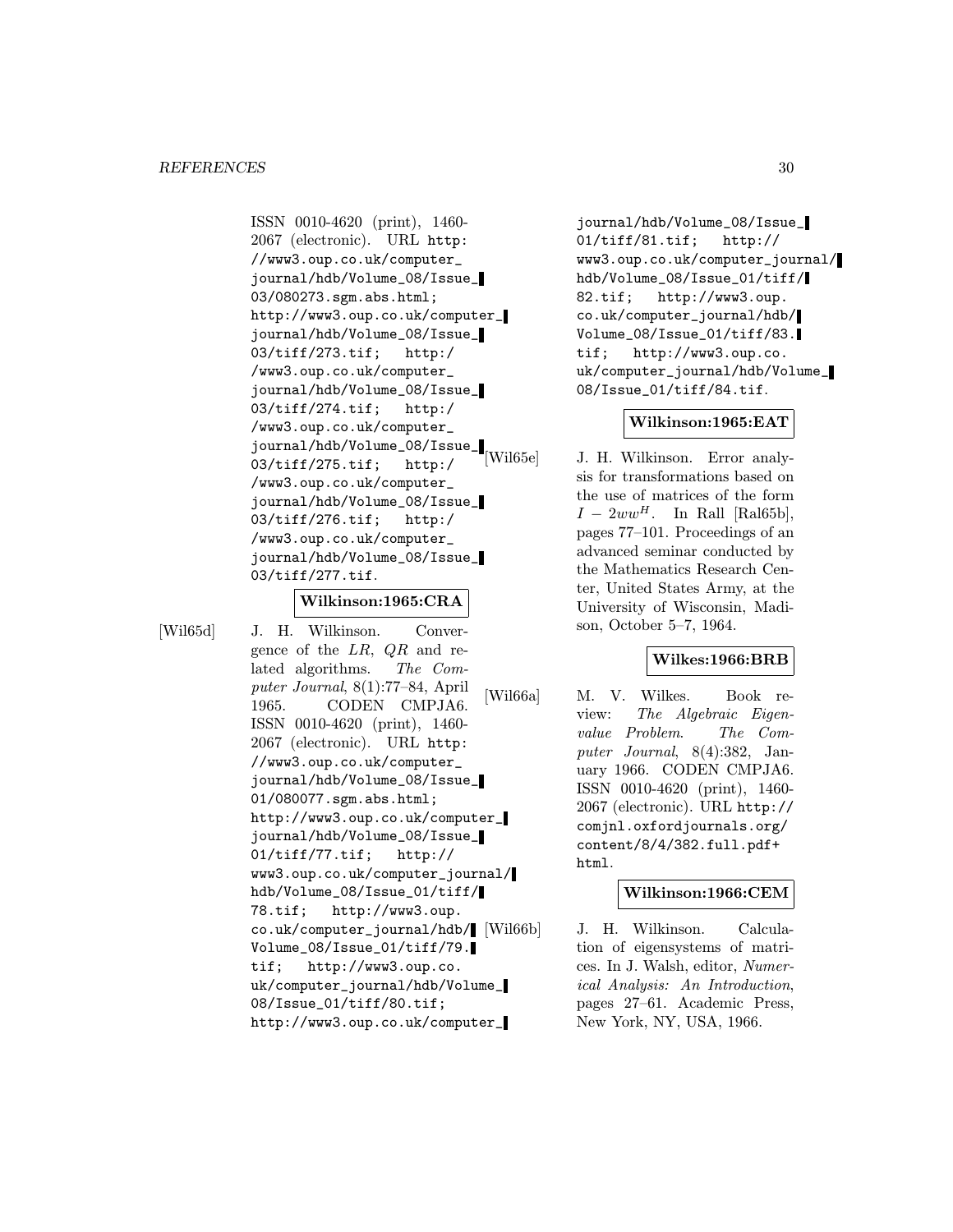ISSN 0010-4620 (print), 1460-2067 (electronic). URL http://www3.oup.co.uk/computer_journal/hdb/Volume_08/Issue_03/080273.sgm.abs.html; http://www3.oup.co.uk/computer_journal/hdb/Volume_08/Issue_03/tiff/273.tif; http://www3.oup.co.uk/computer_journal/hdb/Volume_08/Issue_03/tiff/274.tif; http://www3.oup.co.uk/computer_journal/hdb/Volume_08/Issue_03/tiff/275.tif; http://www3.oup.co.uk/computer_journal/hdb/Volume_08/Issue_03/tiff/276.tif; http://www3.oup.co.uk/computer_journal/hdb/Volume_08/Issue_03/tiff/277.tif.

**Wilkinson:1965:CRA**

[Wil65d] J. H. Wilkinson. Convergence of the *LR*, *QR* and related algorithms. *The Computer Journal*, 8(1):77–84, April 1965. CODEN CMPJA6. ISSN 0010-4620 (print), 1460-2067 (electronic). URL http://www3.oup.co.uk/computer_journal/hdb/Volume_08/Issue_01/080077.sgm.abs.html; http://www3.oup.co.uk/computer_journal/hdb/Volume_08/Issue_01/tiff/77.tif; http://www3.oup.co.uk/computer_journal/hdb/Volume_08/Issue_01/tiff/78.tif; http://www3.oup.co.uk/computer_journal/hdb/Volume_08/Issue_01/tiff/79.tif; http://www3.oup.co.uk/computer_journal/hdb/Volume_08/Issue_01/tiff/80.tif; http://www3.oup.co.uk/computer_journal/hdb/Volume_08/Issue_01/tiff/81.tif; http://www3.oup.co.uk/computer_journal/hdb/Volume_08/Issue_01/tiff/82.tif; http://www3.oup.co.uk/computer_journal/hdb/Volume_08/Issue_01/tiff/83.tif; http://www3.oup.co.uk/computer_journal/hdb/Volume_08/Issue_01/tiff/84.tif.

**Wilkinson:1965:EAT**

[Wil65e] J. H. Wilkinson. Error analysis for transformations based on the use of matrices of the form $I - 2ww^H$. In Rall [Ral65b], pages 77–101. Proceedings of an advanced seminar conducted by the Mathematics Research Center, United States Army, at the University of Wisconsin, Madison, October 5–7, 1964.

**Wilkes:1966:BRB**

[Wil66a] M. V. Wilkes. Book review: *The Algebraic Eigenvalue Problem*. *The Computer Journal*, 8(4):382, January 1966. CODEN CMPJA6. ISSN 0010-4620 (print), 1460-2067 (electronic). URL http://comjnl.oxfordjournals.org/content/8/4/382.full.pdf+html.

**Wilkinson:1966:CEM**

[Wil66b] J. H. Wilkinson. Calculation of eigensystems of matrices. In J. Walsh, editor, *Numerical Analysis: An Introduction*, pages 27–61. Academic Press, New York, NY, USA, 1966.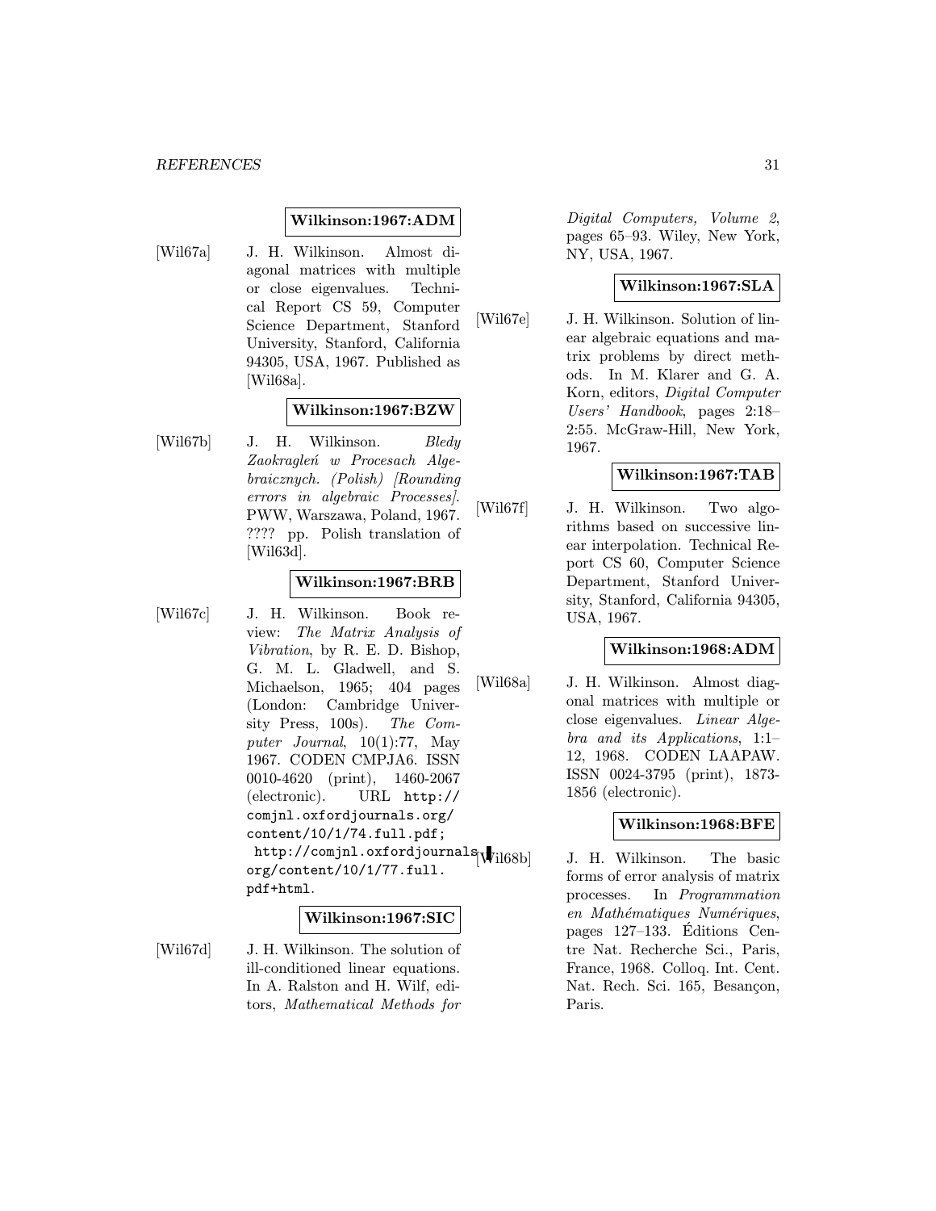**Wilkinson:1967:ADM**

[Wil67a] J. H. Wilkinson. Almost diagonal matrices with multiple or close eigenvalues. Technical Report CS 59, Computer Science Department, Stanford University, Stanford, California 94305, USA, 1967. Published as [Wil68a].

**Wilkinson:1967:BZW**

[Wil67b] J. H. Wilkinson. *Bledy Zaokragleń w Procesach Algebraicznych. (Polish) [Rounding errors in algebraic Processes]*. PWW, Warszawa, Poland, 1967. ???? pp. Polish translation of [Wil63d].

**Wilkinson:1967:BRB**

[Wil67c] J. H. Wilkinson. Book review: *The Matrix Analysis of Vibration*, by R. E. D. Bishop, G. M. L. Gladwell, and S. Michaelson, 1965; 404 pages (London: Cambridge University Press, 100s). *The Computer Journal*, 10(1):77, May 1967. CODEN CMPJA6. ISSN 0010-4620 (print), 1460-2067 (electronic). URL `http://comjnl.oxfordjournals.org/content/10/1/74.full.pdf; http://comjnl.oxfordjournals.org/content/10/1/77.full.pdf+html`.

**Wilkinson:1967:SIC**

[Wil67d] J. H. Wilkinson. The solution of ill-conditioned linear equations. In A. Ralston and H. Wilf, editors, *Mathematical Methods for Digital Computers, Volume 2*, pages 65–93. Wiley, New York, NY, USA, 1967.

**Wilkinson:1967:SLA**

[Wil67e] J. H. Wilkinson. Solution of linear algebraic equations and matrix problems by direct methods. In M. Klarer and G. A. Korn, editors, *Digital Computer Users' Handbook*, pages 2:18–2:55. McGraw-Hill, New York, 1967.

**Wilkinson:1967:TAB**

[Wil67f] J. H. Wilkinson. Two algorithms based on successive linear interpolation. Technical Report CS 60, Computer Science Department, Stanford University, Stanford, California 94305, USA, 1967.

**Wilkinson:1968:ADM**

[Wil68a] J. H. Wilkinson. Almost diagonal matrices with multiple or close eigenvalues. *Linear Algebra and its Applications*, 1:1–12, 1968. CODEN LAAPAW. ISSN 0024-3795 (print), 1873-1856 (electronic).

**Wilkinson:1968:BFE**

[Wil68b] J. H. Wilkinson. The basic forms of error analysis of matrix processes. In *Programmation en Mathématiques Numériques*, pages 127–133. Éditions Centre Nat. Recherche Sci., Paris, France, 1968. Colloq. Int. Cent. Nat. Rech. Sci. 165, Besançon, Paris.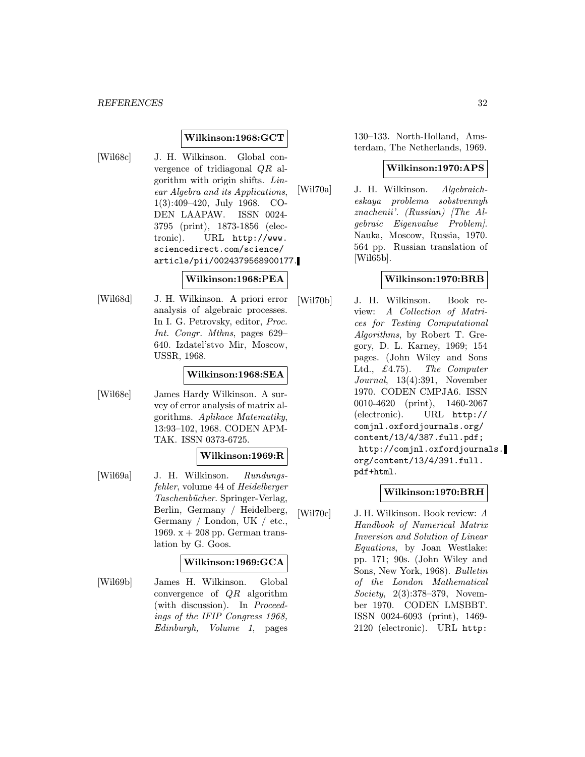**Wilkinson:1968:GCT**

[Wil68c] J. H. Wilkinson. Global convergence of tridiagonal $QR$ algorithm with origin shifts. *Linear Algebra and its Applications*, 1(3):409–420, July 1968. CODEN LAAPAW. ISSN 0024-3795 (print), 1873-1856 (electronic). URL http://www.sciencedirect.com/science/article/pii/0024379568900177.

**Wilkinson:1968:PEA**

[Wil68d] J. H. Wilkinson. A priori error analysis of algebraic processes. In I. G. Petrovsky, editor, *Proc. Int. Congr. Mthns*, pages 629–640. Izdatel'stvo Mir, Moscow, USSR, 1968.

**Wilkinson:1968:SEA**

[Wil68e] James Hardy Wilkinson. A survey of error analysis of matrix algorithms. *Aplikace Matematiky*, 13:93–102, 1968. CODEN APMTAK. ISSN 0373-6725.

**Wilkinson:1969:R**

[Wil69a] J. H. Wilkinson. *Rundungsfehler*, volume 44 of *Heidelberger Taschenbücher*. Springer-Verlag, Berlin, Germany / Heidelberg, Germany / London, UK / etc., 1969. x + 208 pp. German translation by G. Goos.

**Wilkinson:1969:GCA**

[Wil69b] James H. Wilkinson. Global convergence of $QR$ algorithm (with discussion). In *Proceedings of the IFIP Congress 1968, Edinburgh, Volume 1*, pages 130–133. North-Holland, Amsterdam, The Netherlands, 1969.

**Wilkinson:1970:APS**

[Wil70a] J. H. Wilkinson. *Algebraicheskaya problema sobstvennyh znachenii'. (Russian) [The Algebraic Eigenvalue Problem]*. Nauka, Moscow, Russia, 1970. 564 pp. Russian translation of [Wil65b].

**Wilkinson:1970:BRB**

[Wil70b] J. H. Wilkinson. Book review: *A Collection of Matrices for Testing Computational Algorithms*, by Robert T. Gregory, D. L. Karney, 1969; 154 pages. (John Wiley and Sons Ltd., £4.75). *The Computer Journal*, 13(4):391, November 1970. CODEN CMPJA6. ISSN 0010-4620 (print), 1460-2067 (electronic). URL http://comjnl.oxfordjournals.org/content/13/4/387.full.pdf; http://comjnl.oxfordjournals.org/content/13/4/391.full.pdf+html.

**Wilkinson:1970:BRH**

[Wil70c] J. H. Wilkinson. Book review: *A Handbook of Numerical Matrix Inversion and Solution of Linear Equations*, by Joan Westlake: pp. 171; 90s. (John Wiley and Sons, New York, 1968). *Bulletin of the London Mathematical Society*, 2(3):378–379, November 1970. CODEN LMSBBT. ISSN 0024-6093 (print), 1469-2120 (electronic). URL http: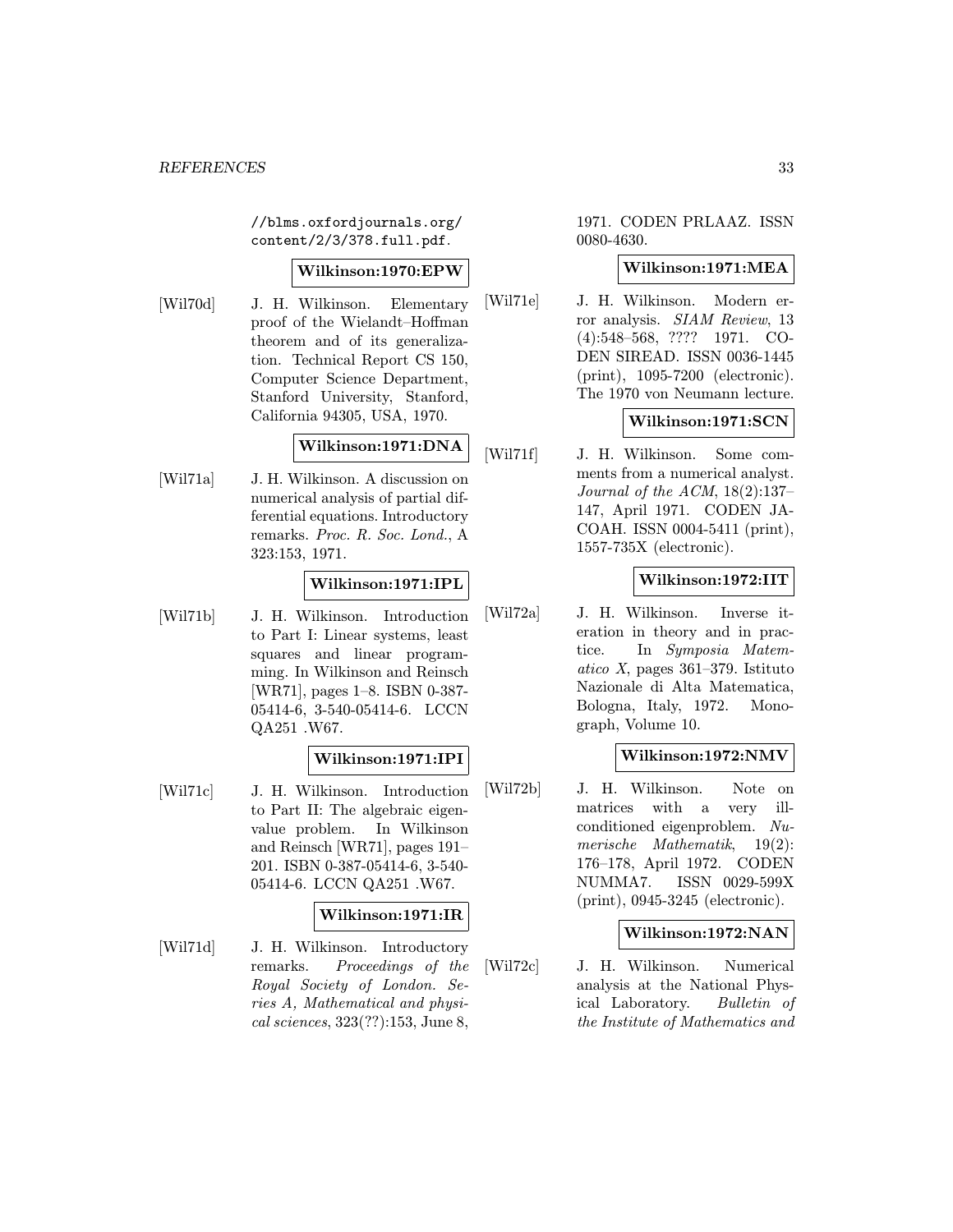//blms.oxfordjournals.org/content/2/3/378.full.pdf.

**Wilkinson:1970:EPW**

[Wil70d] J. H. Wilkinson. Elementary proof of the Wielandt–Hoffman theorem and of its generalization. Technical Report CS 150, Computer Science Department, Stanford University, Stanford, California 94305, USA, 1970.

**Wilkinson:1971:DNA**

[Wil71a] J. H. Wilkinson. A discussion on numerical analysis of partial differential equations. Introductory remarks. *Proc. R. Soc. Lond.*, A 323:153, 1971.

**Wilkinson:1971:IPL**

[Wil71b] J. H. Wilkinson. Introduction to Part I: Linear systems, least squares and linear programming. In Wilkinson and Reinsch [WR71], pages 1–8. ISBN 0-387-05414-6, 3-540-05414-6. LCCN QA251 .W67.

**Wilkinson:1971:IPI**

[Wil71c] J. H. Wilkinson. Introduction to Part II: The algebraic eigenvalue problem. In Wilkinson and Reinsch [WR71], pages 191–201. ISBN 0-387-05414-6, 3-540-05414-6. LCCN QA251 .W67.

**Wilkinson:1971:IR**

[Wil71d] J. H. Wilkinson. Introductory remarks. *Proceedings of the Royal Society of London. Series A, Mathematical and physical sciences*, 323(??):153, June 8, 1971. CODEN PRLAAZ. ISSN 0080-4630.

**Wilkinson:1971:MEA**

[Wil71e] J. H. Wilkinson. Modern error analysis. *SIAM Review*, 13 (4):548–568, ???? 1971. CODEN SIREAD. ISSN 0036-1445 (print), 1095-7200 (electronic). The 1970 von Neumann lecture.

**Wilkinson:1971:SCN**

[Wil71f] J. H. Wilkinson. Some comments from a numerical analyst. *Journal of the ACM*, 18(2):137–147, April 1971. CODEN JACOAH. ISSN 0004-5411 (print), 1557-735X (electronic).

**Wilkinson:1972:IIT**

[Wil72a] J. H. Wilkinson. Inverse iteration in theory and in practice. In *Symposia Matematico X*, pages 361–379. Istituto Nazionale di Alta Matematica, Bologna, Italy, 1972. Monograph, Volume 10.

**Wilkinson:1972:NMV**

[Wil72b] J. H. Wilkinson. Note on matrices with a very ill-conditioned eigenproblem. *Numerische Mathematik*, 19(2): 176–178, April 1972. CODEN NUMMA7. ISSN 0029-599X (print), 0945-3245 (electronic).

**Wilkinson:1972:NAN**

[Wil72c] J. H. Wilkinson. Numerical analysis at the National Physical Laboratory. *Bulletin of the Institute of Mathematics and*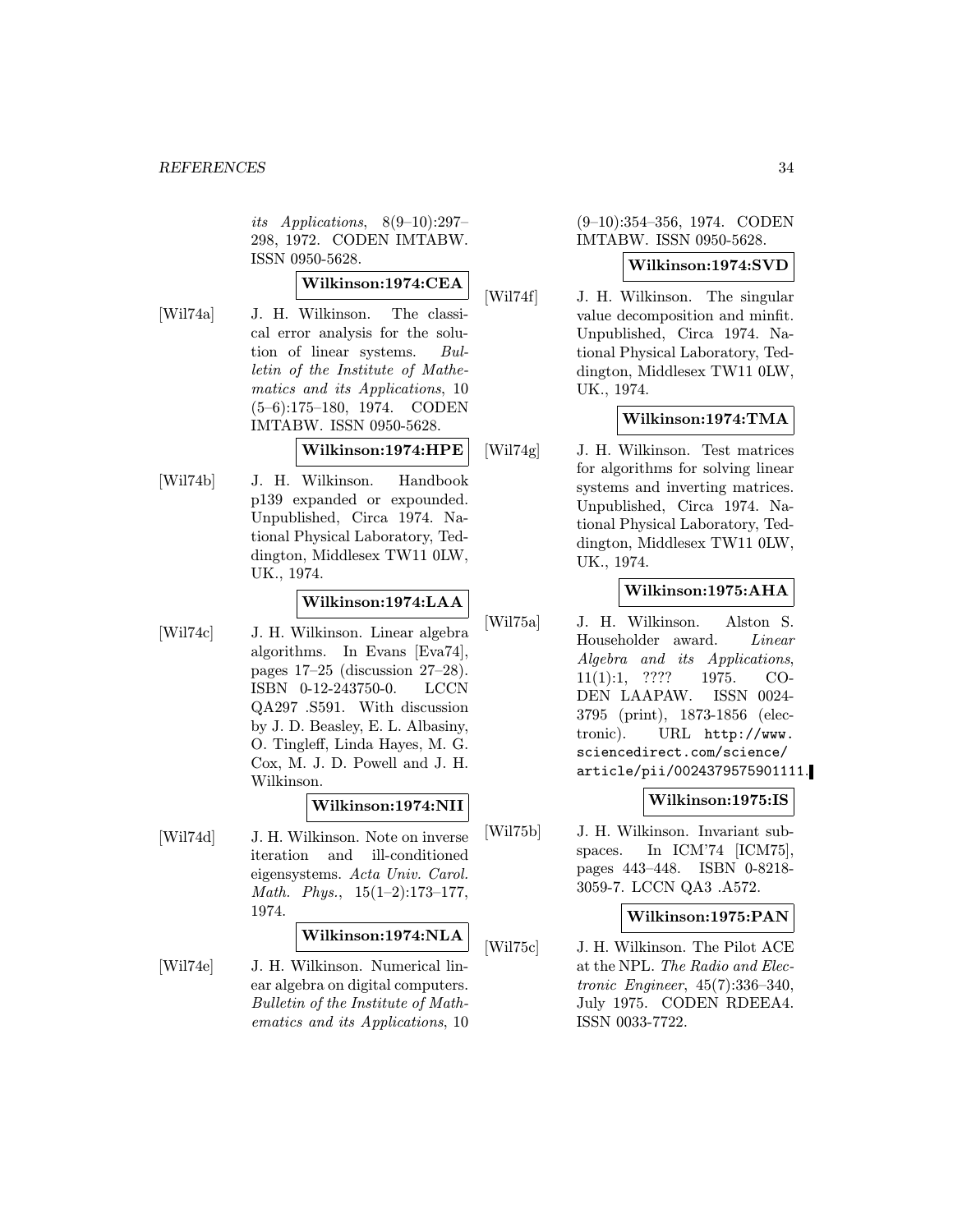*its Applications*, 8(9–10):297–298, 1972. CODEN IMTABW. ISSN 0950-5628.

**Wilkinson:1974:CEA**

[Wil74a] J. H. Wilkinson. The classical error analysis for the solution of linear systems. *Bulletin of the Institute of Mathematics and its Applications*, 10 (5–6):175–180, 1974. CODEN IMTABW. ISSN 0950-5628.

**Wilkinson:1974:HPE**

[Wil74b] J. H. Wilkinson. Handbook p139 expanded or expounded. Unpublished, Circa 1974. National Physical Laboratory, Teddington, Middlesex TW11 0LW, UK., 1974.

**Wilkinson:1974:LAA**

[Wil74c] J. H. Wilkinson. Linear algebra algorithms. In Evans [Eva74], pages 17–25 (discussion 27–28). ISBN 0-12-243750-0. LCCN QA297 .S591. With discussion by J. D. Beasley, E. L. Albasiny, O. Tingleff, Linda Hayes, M. G. Cox, M. J. D. Powell and J. H. Wilkinson.

**Wilkinson:1974:NII**

[Wil74d] J. H. Wilkinson. Note on inverse iteration and ill-conditioned eigensystems. *Acta Univ. Carol. Math. Phys.*, 15(1–2):173–177, 1974.

**Wilkinson:1974:NLA**

[Wil74e] J. H. Wilkinson. Numerical linear algebra on digital computers. *Bulletin of the Institute of Mathematics and its Applications*, 10 (9–10):354–356, 1974. CODEN IMTABW. ISSN 0950-5628.

**Wilkinson:1974:SVD**

[Wil74f] J. H. Wilkinson. The singular value decomposition and minfit. Unpublished, Circa 1974. National Physical Laboratory, Teddington, Middlesex TW11 0LW, UK., 1974.

**Wilkinson:1974:TMA**

[Wil74g] J. H. Wilkinson. Test matrices for algorithms for solving linear systems and inverting matrices. Unpublished, Circa 1974. National Physical Laboratory, Teddington, Middlesex TW11 0LW, UK., 1974.

**Wilkinson:1975:AHA**

[Wil75a] J. H. Wilkinson. Alston S. Householder award. *Linear Algebra and its Applications*, 11(1):1, ???? 1975. CODEN LAAPAW. ISSN 0024-3795 (print), 1873-1856 (electronic). URL http://www.sciencedirect.com/science/article/pii/0024379575901111.

**Wilkinson:1975:IS**

[Wil75b] J. H. Wilkinson. Invariant subspaces. In ICM'74 [ICM75], pages 443–448. ISBN 0-8218-3059-7. LCCN QA3 .A572.

**Wilkinson:1975:PAN**

[Wil75c] J. H. Wilkinson. The Pilot ACE at the NPL. *The Radio and Electronic Engineer*, 45(7):336–340, July 1975. CODEN RDEEA4. ISSN 0033-7722.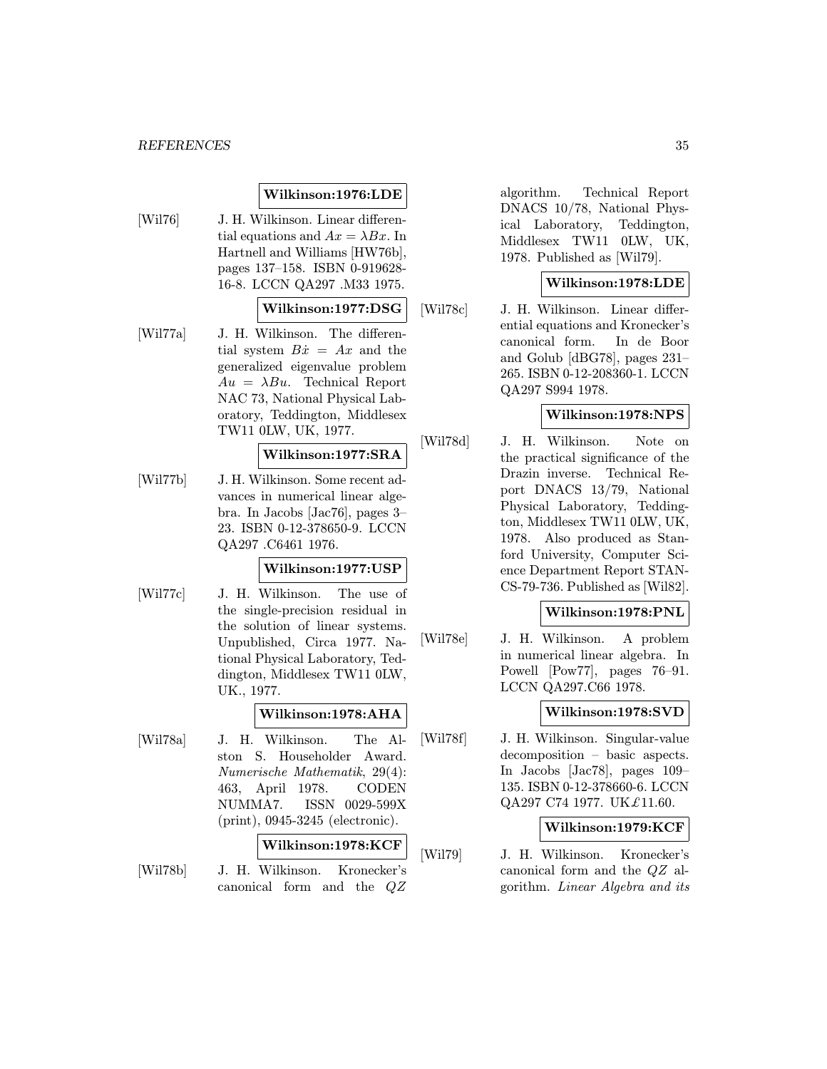**Wilkinson:1976:LDE**

[Wil76] J. H. Wilkinson. Linear differential equations and $Ax = \lambda Bx$. In Hartnell and Williams [HW76b], pages 137–158. ISBN 0-919628-16-8. LCCN QA297 .M33 1975.

**Wilkinson:1977:DSG**

[Wil77a] J. H. Wilkinson. The differential system $B\dot{x} = Ax$ and the generalized eigenvalue problem $Au = \lambda Bu$. Technical Report NAC 73, National Physical Laboratory, Teddington, Middlesex TW11 0LW, UK, 1977.

**Wilkinson:1977:SRA**

[Wil77b] J. H. Wilkinson. Some recent advances in numerical linear algebra. In Jacobs [Jac76], pages 3–23. ISBN 0-12-378650-9. LCCN QA297 .C6461 1976.

**Wilkinson:1977:USP**

[Wil77c] J. H. Wilkinson. The use of the single-precision residual in the solution of linear systems. Unpublished, Circa 1977. National Physical Laboratory, Teddington, Middlesex TW11 0LW, UK., 1977.

**Wilkinson:1978:AHA**

[Wil78a] J. H. Wilkinson. The Alston S. Householder Award. *Numerische Mathematik*, 29(4): 463, April 1978. CODEN NUMMA7. ISSN 0029-599X (print), 0945-3245 (electronic).

**Wilkinson:1978:KCF**

[Wil78b] J. H. Wilkinson. Kronecker's canonical form and the $QZ$ algorithm. Technical Report DNACS 10/78, National Physical Laboratory, Teddington, Middlesex TW11 0LW, UK, 1978. Published as [Wil79].

**Wilkinson:1978:LDE**

[Wil78c] J. H. Wilkinson. Linear differential equations and Kronecker's canonical form. In de Boor and Golub [dBG78], pages 231–265. ISBN 0-12-208360-1. LCCN QA297 S994 1978.

**Wilkinson:1978:NPS**

[Wil78d] J. H. Wilkinson. Note on the practical significance of the Drazin inverse. Technical Report DNACS 13/79, National Physical Laboratory, Teddington, Middlesex TW11 0LW, UK, 1978. Also produced as Stanford University, Computer Science Department Report STAN-CS-79-736. Published as [Wil82].

**Wilkinson:1978:PNL**

[Wil78e] J. H. Wilkinson. A problem in numerical linear algebra. In Powell [Pow77], pages 76–91. LCCN QA297.C66 1978.

**Wilkinson:1978:SVD**

[Wil78f] J. H. Wilkinson. Singular-value decomposition – basic aspects. In Jacobs [Jac78], pages 109–135. ISBN 0-12-378660-6. LCCN QA297 C74 1977. UK£11.60.

**Wilkinson:1979:KCF**

[Wil79] J. H. Wilkinson. Kronecker's canonical form and the $QZ$ algorithm. *Linear Algebra and its*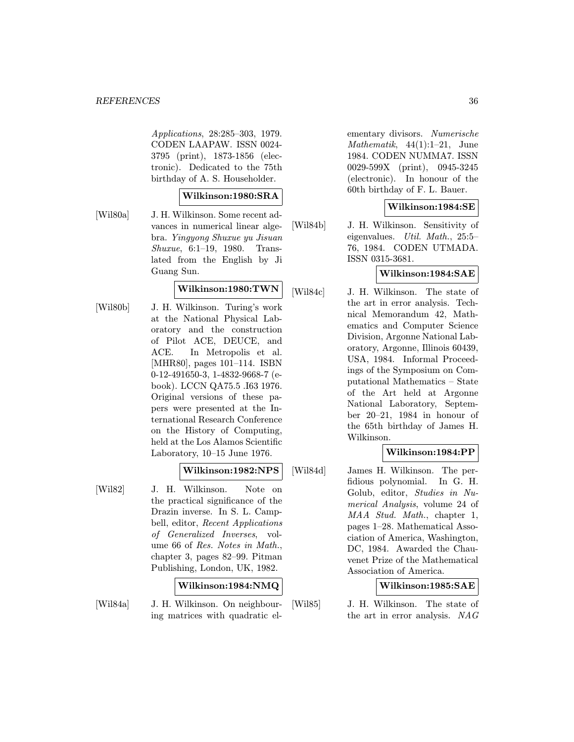*Applications*, 28:285–303, 1979. CODEN LAAPAW. ISSN 0024-3795 (print), 1873-1856 (electronic). Dedicated to the 75th birthday of A. S. Householder.

**Wilkinson:1980:SRA**

[Wil80a] J. H. Wilkinson. Some recent advances in numerical linear algebra. *Yingyong Shuxue yu Jisuan Shuxue*, 6:1–19, 1980. Translated from the English by Ji Guang Sun.

**Wilkinson:1980:TWN**

[Wil80b] J. H. Wilkinson. Turing's work at the National Physical Laboratory and the construction of Pilot ACE, DEUCE, and ACE. In Metropolis et al. [MHR80], pages 101–114. ISBN 0-12-491650-3, 1-4832-9668-7 (e-book). LCCN QA75.5 .I63 1976. Original versions of these papers were presented at the International Research Conference on the History of Computing, held at the Los Alamos Scientific Laboratory, 10–15 June 1976.

**Wilkinson:1982:NPS**

[Wil82] J. H. Wilkinson. Note on the practical significance of the Drazin inverse. In S. L. Campbell, editor, *Recent Applications of Generalized Inverses*, volume 66 of *Res. Notes in Math.*, chapter 3, pages 82–99. Pitman Publishing, London, UK, 1982.

**Wilkinson:1984:NMQ**

[Wil84a] J. H. Wilkinson. On neighbouring matrices with quadratic elementary divisors. *Numerische Mathematik*, 44(1):1–21, June 1984. CODEN NUMMA7. ISSN 0029-599X (print), 0945-3245 (electronic). In honour of the 60th birthday of F. L. Bauer.

**Wilkinson:1984:SE**

[Wil84b] J. H. Wilkinson. Sensitivity of eigenvalues. *Util. Math.*, 25:5–76, 1984. CODEN UTMADA. ISSN 0315-3681.

**Wilkinson:1984:SAE**

[Wil84c] J. H. Wilkinson. The state of the art in error analysis. Technical Memorandum 42, Mathematics and Computer Science Division, Argonne National Laboratory, Argonne, Illinois 60439, USA, 1984. Informal Proceedings of the Symposium on Computational Mathematics – State of the Art held at Argonne National Laboratory, September 20–21, 1984 in honour of the 65th birthday of James H. Wilkinson.

**Wilkinson:1984:PP**

[Wil84d] James H. Wilkinson. The perfidious polynomial. In G. H. Golub, editor, *Studies in Numerical Analysis*, volume 24 of *MAA Stud. Math.*, chapter 1, pages 1–28. Mathematical Association of America, Washington, DC, 1984. Awarded the Chauvenet Prize of the Mathematical Association of America.

**Wilkinson:1985:SAE**

[Wil85] J. H. Wilkinson. The state of the art in error analysis. *NAG*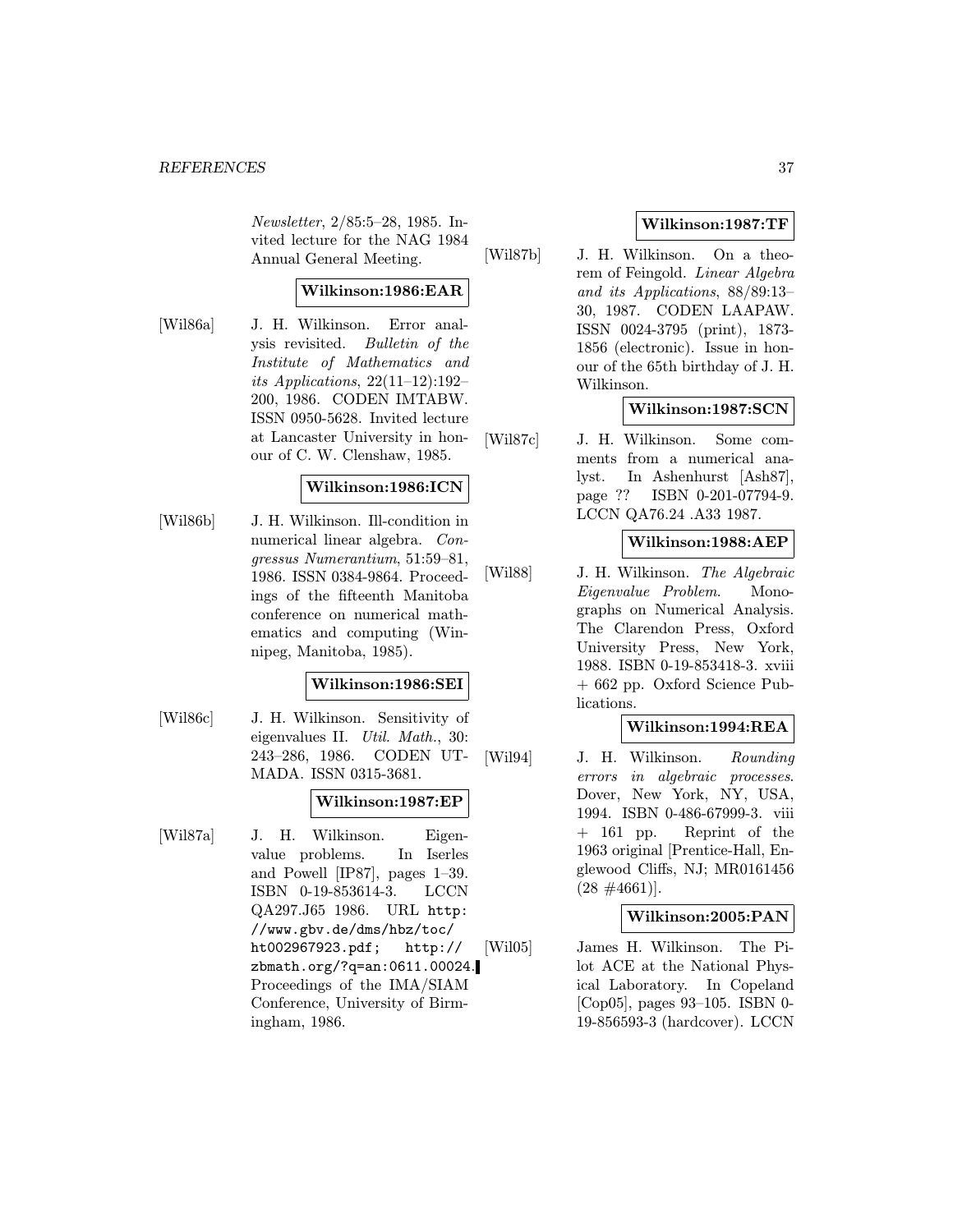*Newsletter*, 2/85:5–28, 1985. Invited lecture for the NAG 1984 Annual General Meeting.

**Wilkinson:1986:EAR**

[Wil86a] J. H. Wilkinson. Error analysis revisited. *Bulletin of the Institute of Mathematics and its Applications*, 22(11–12):192–200, 1986. CODEN IMTABW. ISSN 0950-5628. Invited lecture at Lancaster University in honour of C. W. Clenshaw, 1985.

**Wilkinson:1986:ICN**

[Wil86b] J. H. Wilkinson. Ill-condition in numerical linear algebra. *Congressus Numerantium*, 51:59–81, 1986. ISSN 0384-9864. Proceedings of the fifteenth Manitoba conference on numerical mathematics and computing (Winnipeg, Manitoba, 1985).

**Wilkinson:1986:SEI**

[Wil86c] J. H. Wilkinson. Sensitivity of eigenvalues II. *Util. Math.*, 30: 243–286, 1986. CODEN UTMADA. ISSN 0315-3681.

**Wilkinson:1987:EP**

[Wil87a] J. H. Wilkinson. Eigenvalue problems. In Iserles and Powell [IP87], pages 1–39. ISBN 0-19-853614-3. LCCN QA297.J65 1986. URL http://www.gbv.de/dms/hbz/toc/ht002967923.pdf; http://zbmath.org/?q=an:0611.00024. Proceedings of the IMA/SIAM Conference, University of Birmingham, 1986.

**Wilkinson:1987:TF**

[Wil87b] J. H. Wilkinson. On a theorem of Feingold. *Linear Algebra and its Applications*, 88/89:13–30, 1987. CODEN LAAPAW. ISSN 0024-3795 (print), 1873-1856 (electronic). Issue in honour of the 65th birthday of J. H. Wilkinson.

**Wilkinson:1987:SCN**

[Wil87c] J. H. Wilkinson. Some comments from a numerical analyst. In Ashenhurst [Ash87], page ?? ISBN 0-201-07794-9. LCCN QA76.24 .A33 1987.

**Wilkinson:1988:AEP**

[Wil88] J. H. Wilkinson. *The Algebraic Eigenvalue Problem*. Monographs on Numerical Analysis. The Clarendon Press, Oxford University Press, New York, 1988. ISBN 0-19-853418-3. xviii + 662 pp. Oxford Science Publications.

**Wilkinson:1994:REA**

[Wil94] J. H. Wilkinson. *Rounding errors in algebraic processes*. Dover, New York, NY, USA, 1994. ISBN 0-486-67999-3. viii + 161 pp. Reprint of the 1963 original [Prentice-Hall, Englewood Cliffs, NJ; MR0161456 (28 #4661)].

**Wilkinson:2005:PAN**

[Wil05] James H. Wilkinson. The Pilot ACE at the National Physical Laboratory. In Copeland [Cop05], pages 93–105. ISBN 0-19-856593-3 (hardcover). LCCN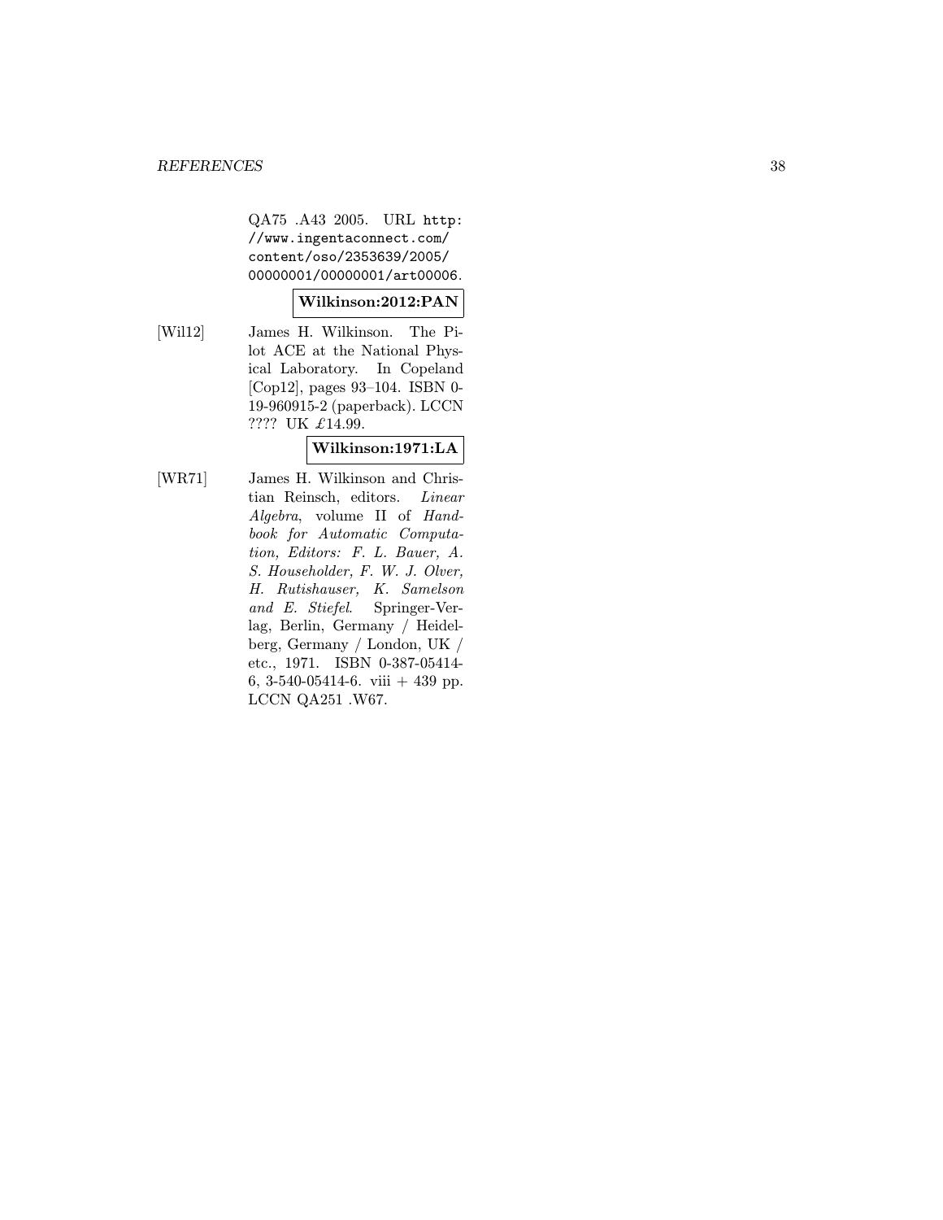QA75 .A43 2005. URL http://www.ingentaconnect.com/content/oso/2353639/2005/00000001/00000001/art00006.

**Wilkinson:2012:PAN**

[Wil12] James H. Wilkinson. The Pilot ACE at the National Physical Laboratory. In Copeland [Cop12], pages 93–104. ISBN 0-19-960915-2 (paperback). LCCN ???? UK £14.99.

**Wilkinson:1971:LA**

[WR71] James H. Wilkinson and Christian Reinsch, editors. *Linear Algebra*, volume II of *Handbook for Automatic Computation, Editors: F. L. Bauer, A. S. Householder, F. W. J. Olver, H. Rutishauser, K. Samelson and E. Stiefel*. Springer-Verlag, Berlin, Germany / Heidelberg, Germany / London, UK / etc., 1971. ISBN 0-387-05414-6, 3-540-05414-6. viii + 439 pp. LCCN QA251 .W67.